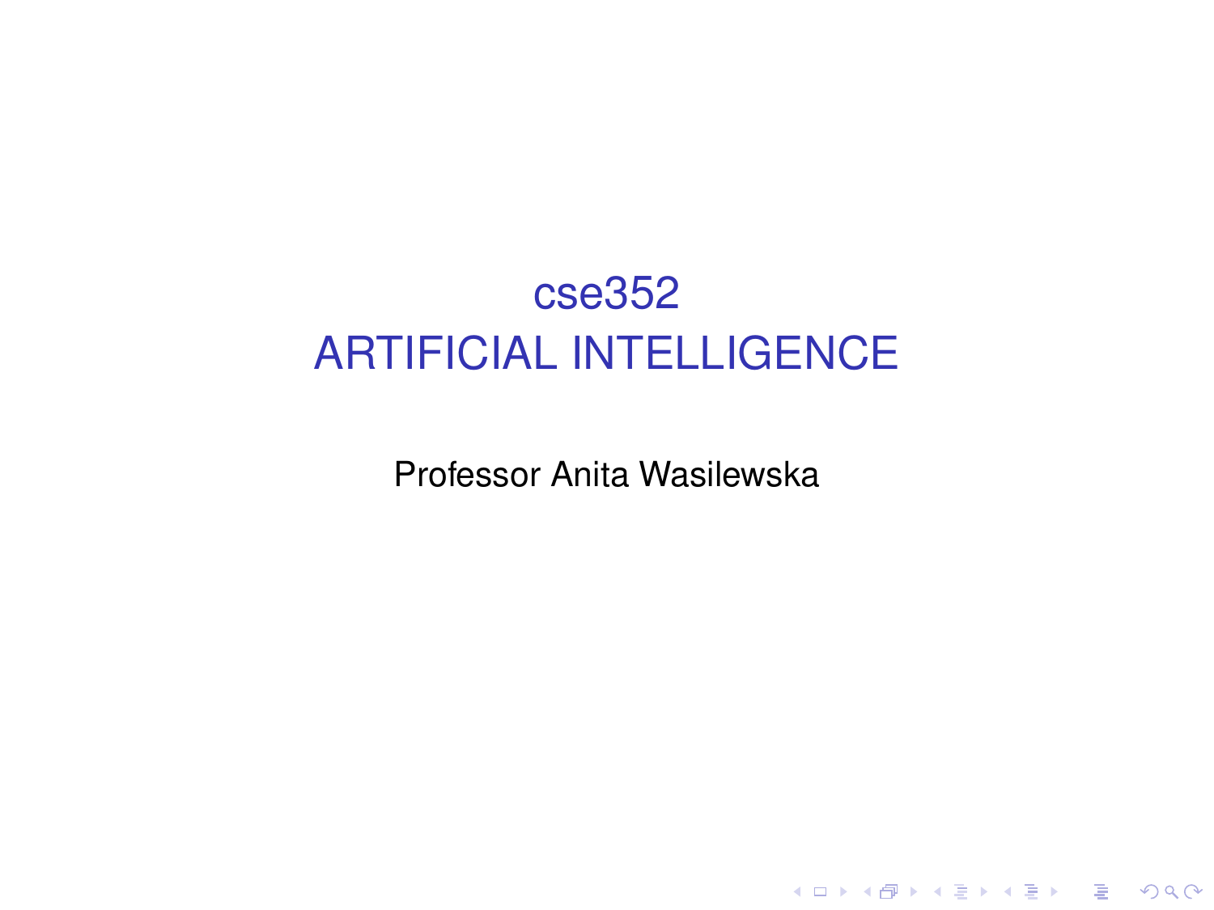# cse352
# ARTIFICIAL INTELLIGENCE

Professor Anita Wasilewska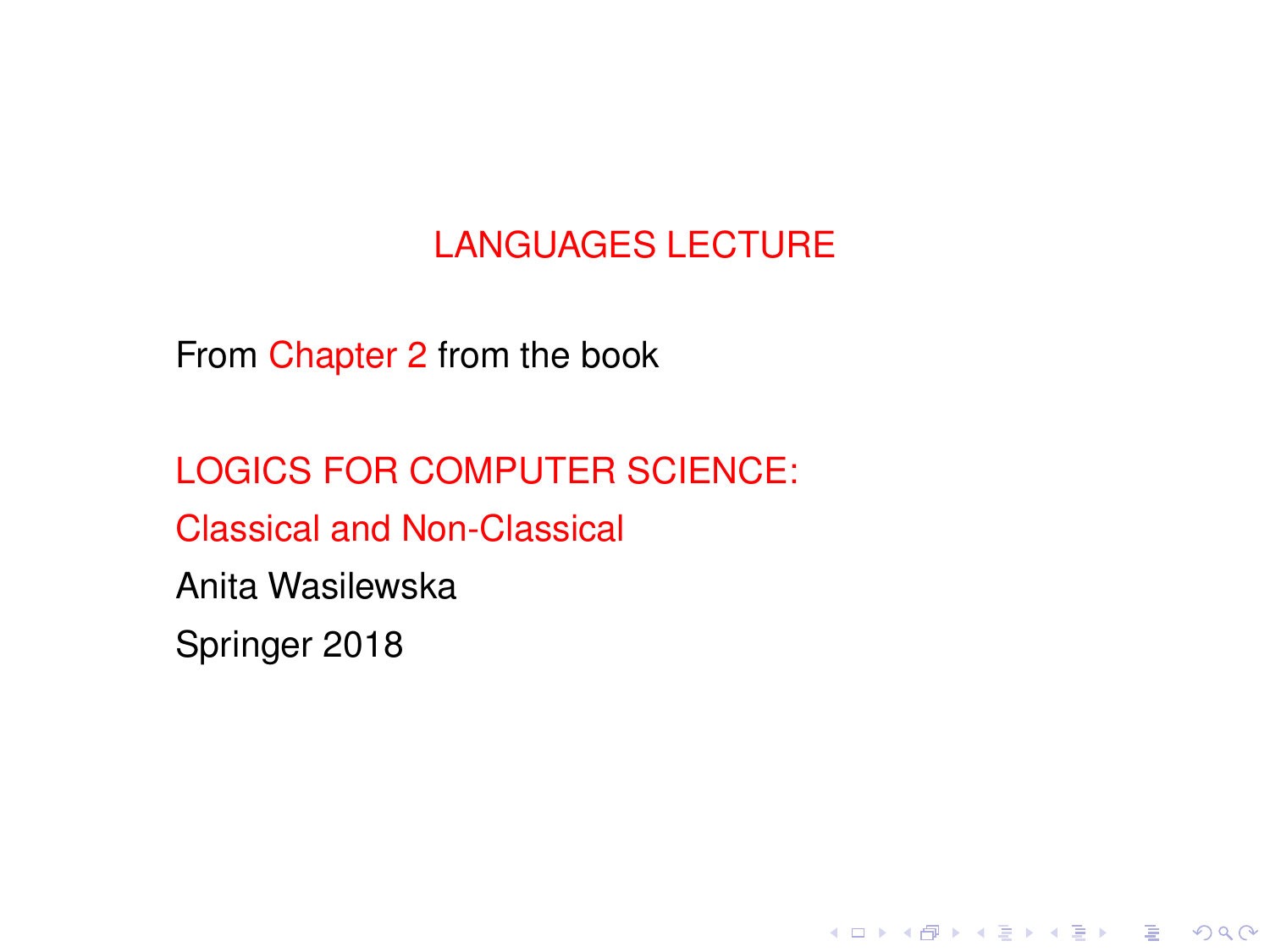# LANGUAGES LECTURE

From Chapter 2 from the book

LOGICS FOR COMPUTER SCIENCE:

Classical and Non-Classical

Anita Wasilewska

Springer 2018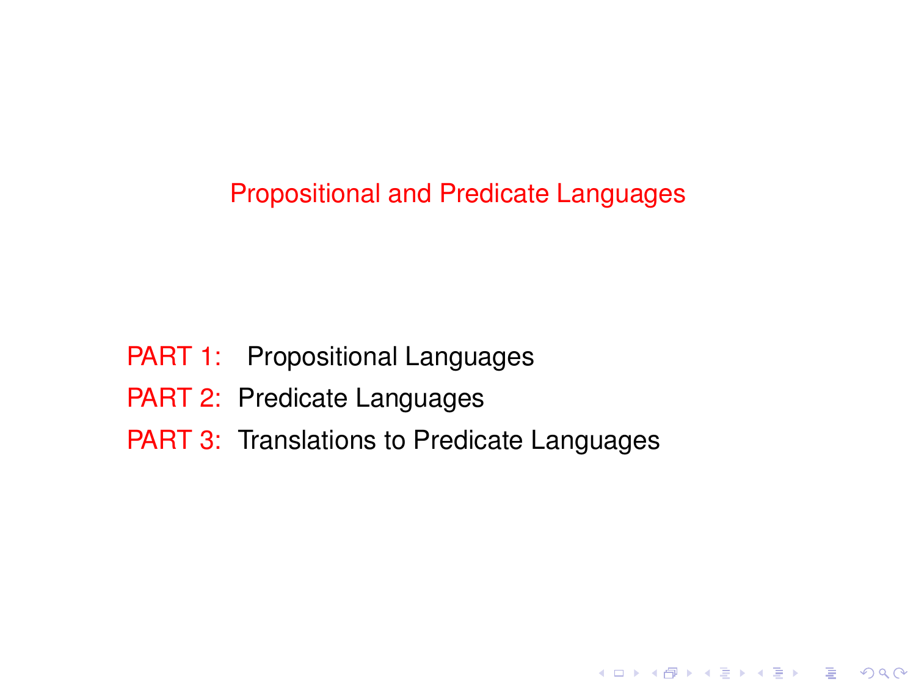# Propositional and Predicate Languages

PART 1: Propositional Languages

PART 2: Predicate Languages

PART 3: Translations to Predicate Languages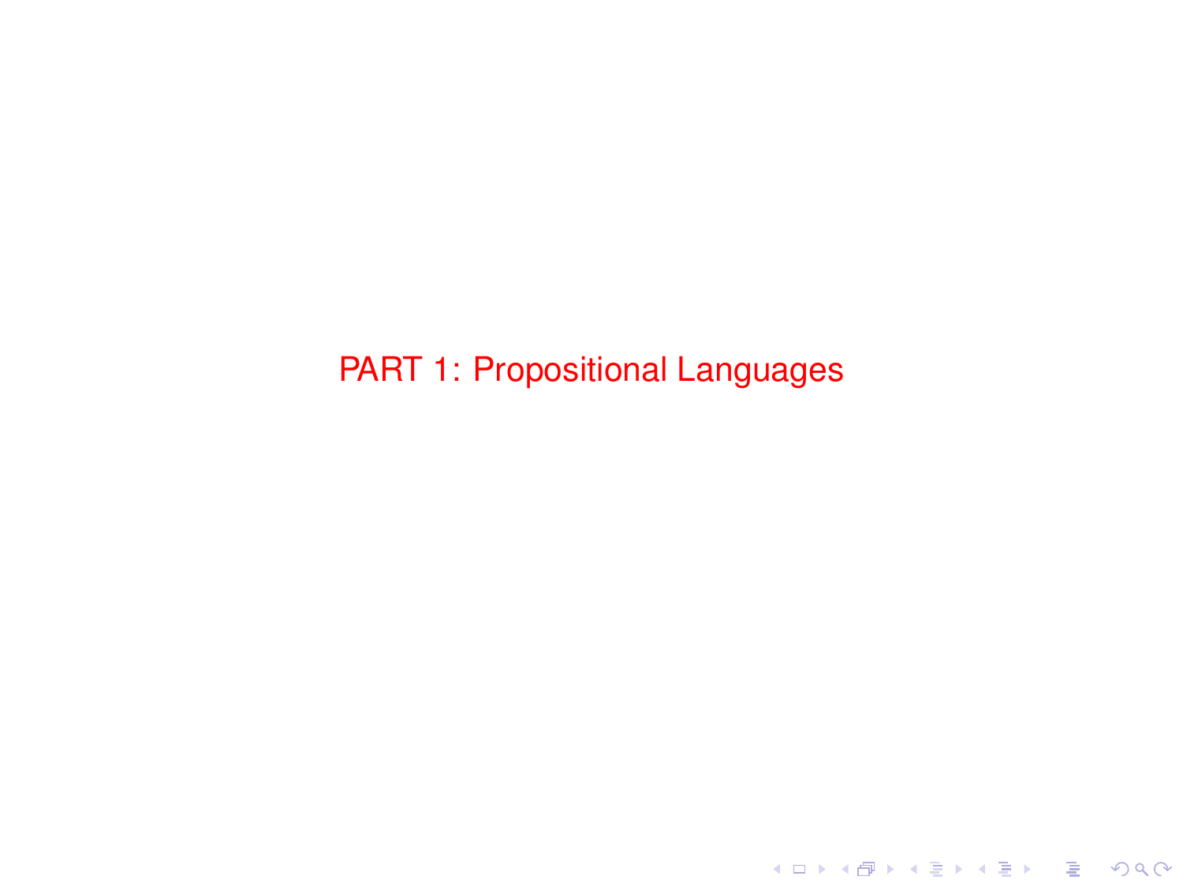# PART 1: Propositional Languages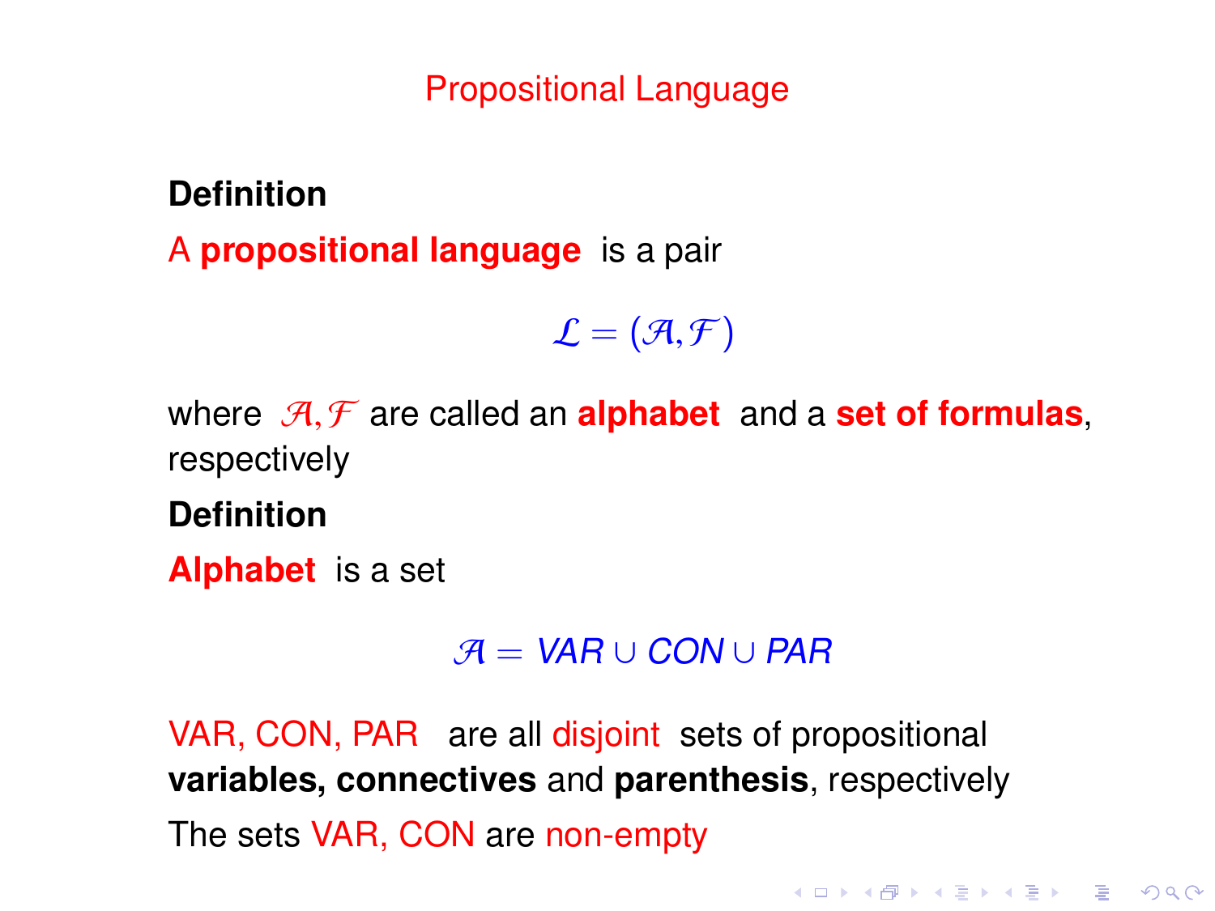## Propositional Language

**Definition**

A **propositional language** is a pair

$$\mathcal{L} = (\mathcal{A}, \mathcal{F})$$

where $\mathcal{A}, \mathcal{F}$ are called an **alphabet** and a **set of formulas**, respectively

**Definition**

**Alphabet** is a set

$$\mathcal{A} = VAR \cup CON \cup PAR$$

VAR, CON, PAR are all disjoint sets of propositional **variables, connectives** and **parenthesis**, respectively

The sets VAR, CON are non-empty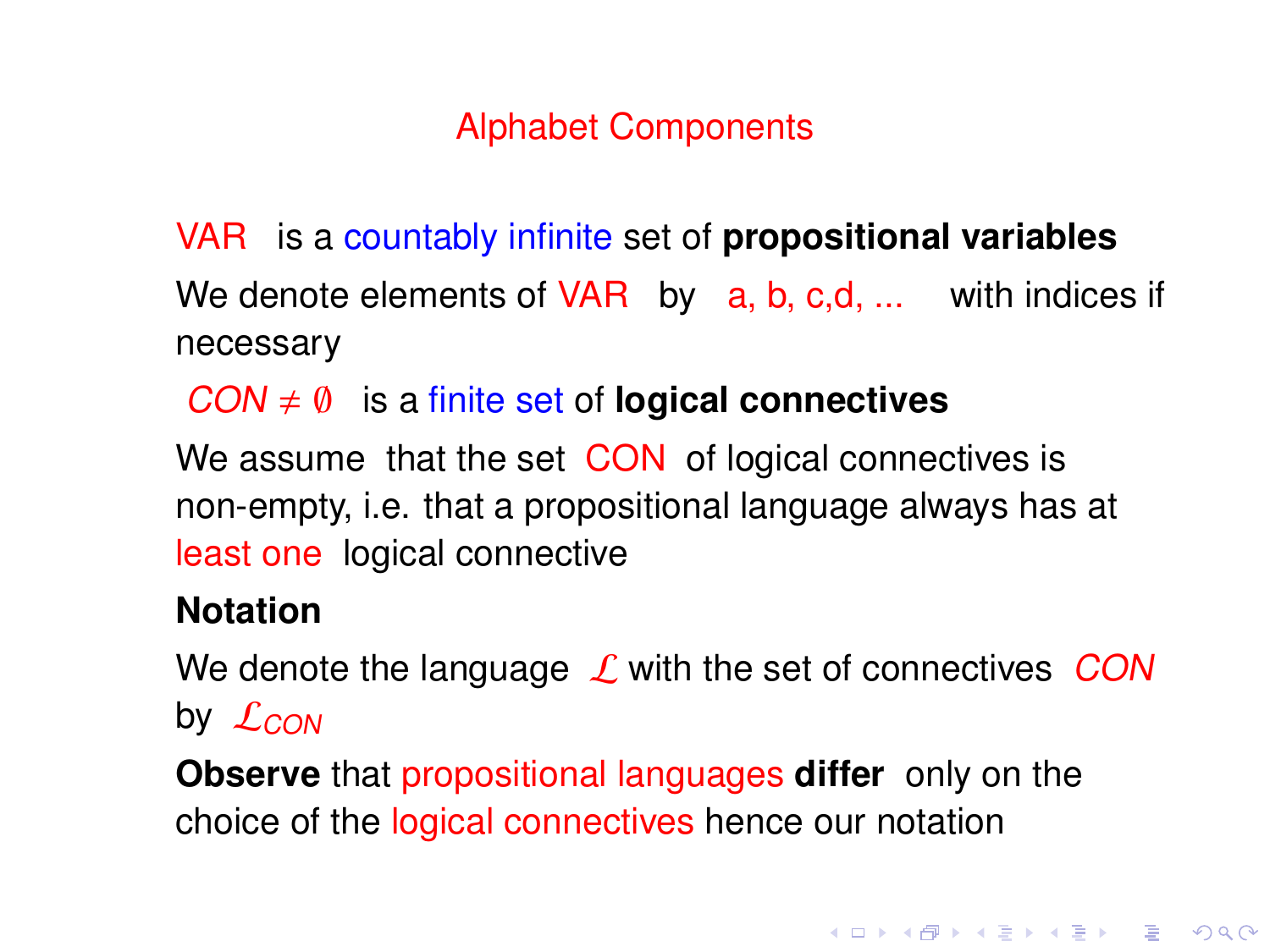## Alphabet Components

VAR is a countably infinite set of **propositional variables**

We denote elements of VAR by a, b, c,d, ... with indices if necessary

$CON \neq \emptyset$ is a finite set of **logical connectives**

We assume that the set CON of logical connectives is non-empty, i.e. that a propositional language always has at least one logical connective

**Notation**

We denote the language $\mathcal{L}$ with the set of connectives $CON$ by $\mathcal{L}_{CON}$

**Observe** that propositional languages **differ** only on the choice of the logical connectives hence our notation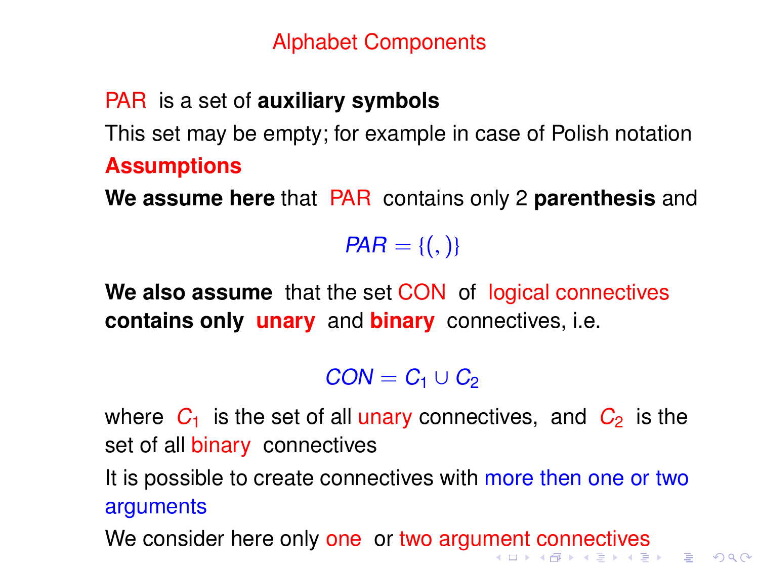## Alphabet Components

PAR is a set of **auxiliary symbols**

This set may be empty; for example in case of Polish notation

**Assumptions**

**We assume here** that PAR contains only 2 **parenthesis** and

$$PAR = \{(, )\}$$

**We also assume** that the set CON of logical connectives **contains only unary** and **binary** connectives, i.e.

$$CON = C_1 \cup C_2$$

where $C_1$ is the set of all unary connectives, and $C_2$ is the set of all binary connectives

It is possible to create connectives with more then one or two arguments

We consider here only one or two argument connectives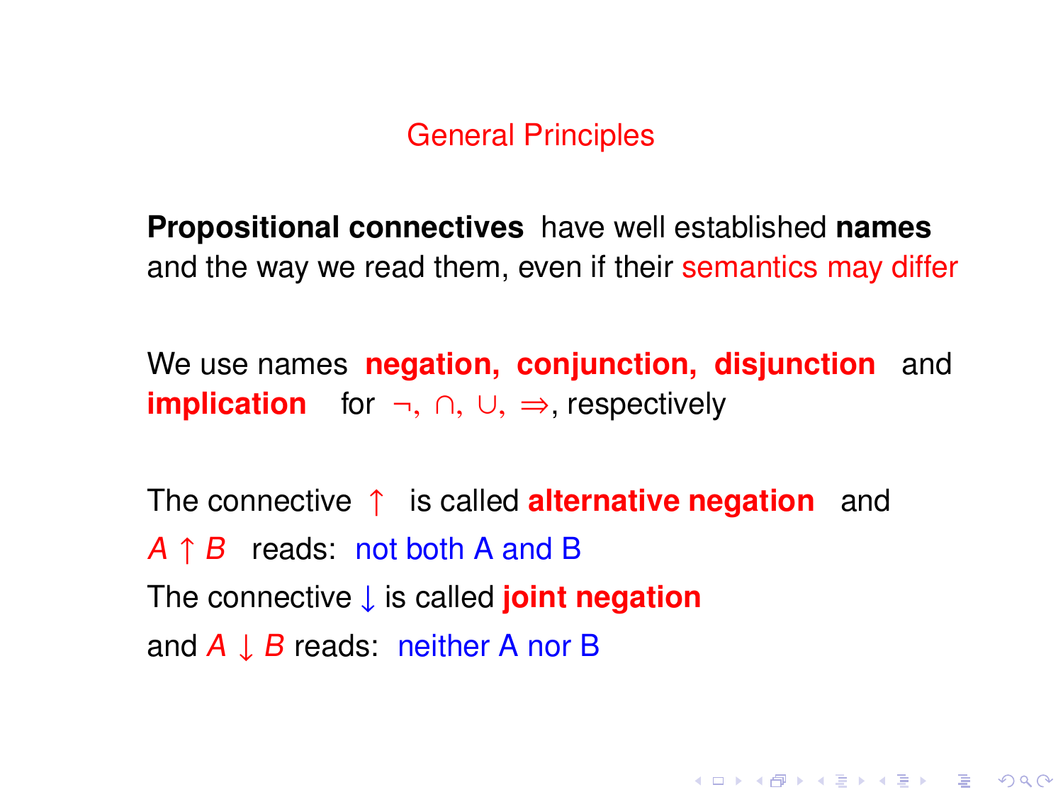## General Principles

**Propositional connectives** have well established **names** and the way we read them, even if their semantics may differ

We use names **negation, conjunction, disjunction** and **implication** for $\neg$, $\cap$, $\cup$, $\Rightarrow$, respectively

The connective $\uparrow$ is called **alternative negation** and

$A \uparrow B$ reads: not both A and B

The connective $\downarrow$ is called **joint negation**

and $A \downarrow B$ reads: neither A nor B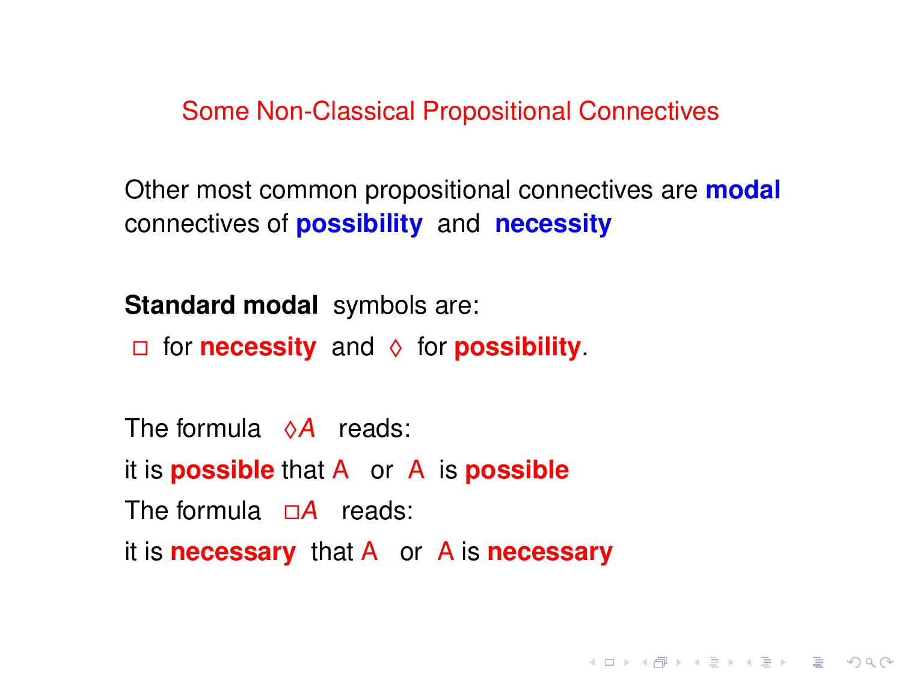# Some Non-Classical Propositional Connectives

Other most common propositional connectives are **modal** connectives of **possibility** and **necessity**

**Standard modal** symbols are:

$\Box$ for **necessity** and $\Diamond$ for **possibility**.

The formula $\Diamond A$ reads:

it is **possible** that A or A is **possible**

The formula $\Box A$ reads:

it is **necessary** that A or A is **necessary**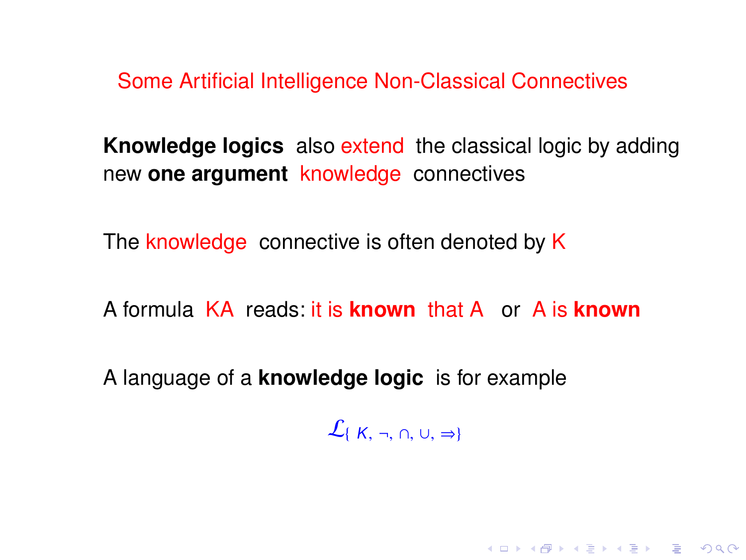# Some Artificial Intelligence Non-Classical Connectives

**Knowledge logics** also extend the classical logic by adding new **one argument** knowledge connectives

The knowledge connective is often denoted by K

A formula KA reads: it is **known** that A or A is **known**

A language of a **knowledge logic** is for example

$$\mathcal{L}_{\{K, \neg, \cap, \cup, \Rightarrow\}}$$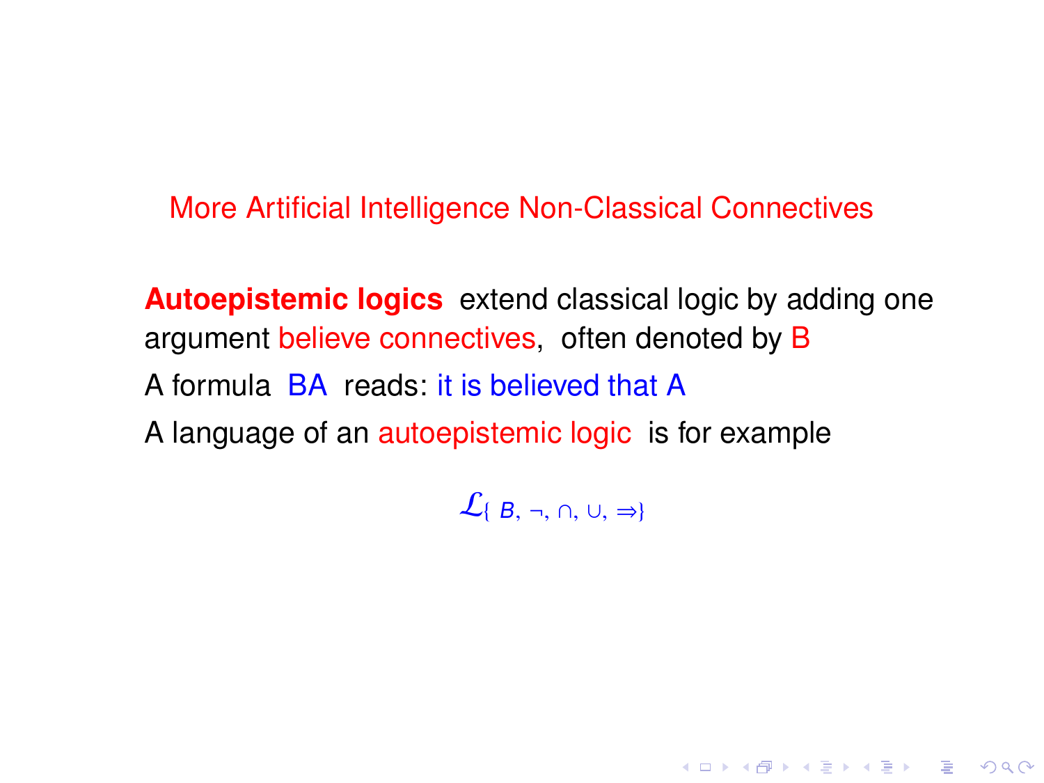## More Artificial Intelligence Non-Classical Connectives

**Autoepistemic logics** extend classical logic by adding one argument believe connectives, often denoted by B

A formula BA reads: it is believed that A

A language of an autoepistemic logic is for example

$$\mathcal{L}_{\{\, B,\ \neg,\ \cap,\ \cup,\ \Rightarrow\}}$$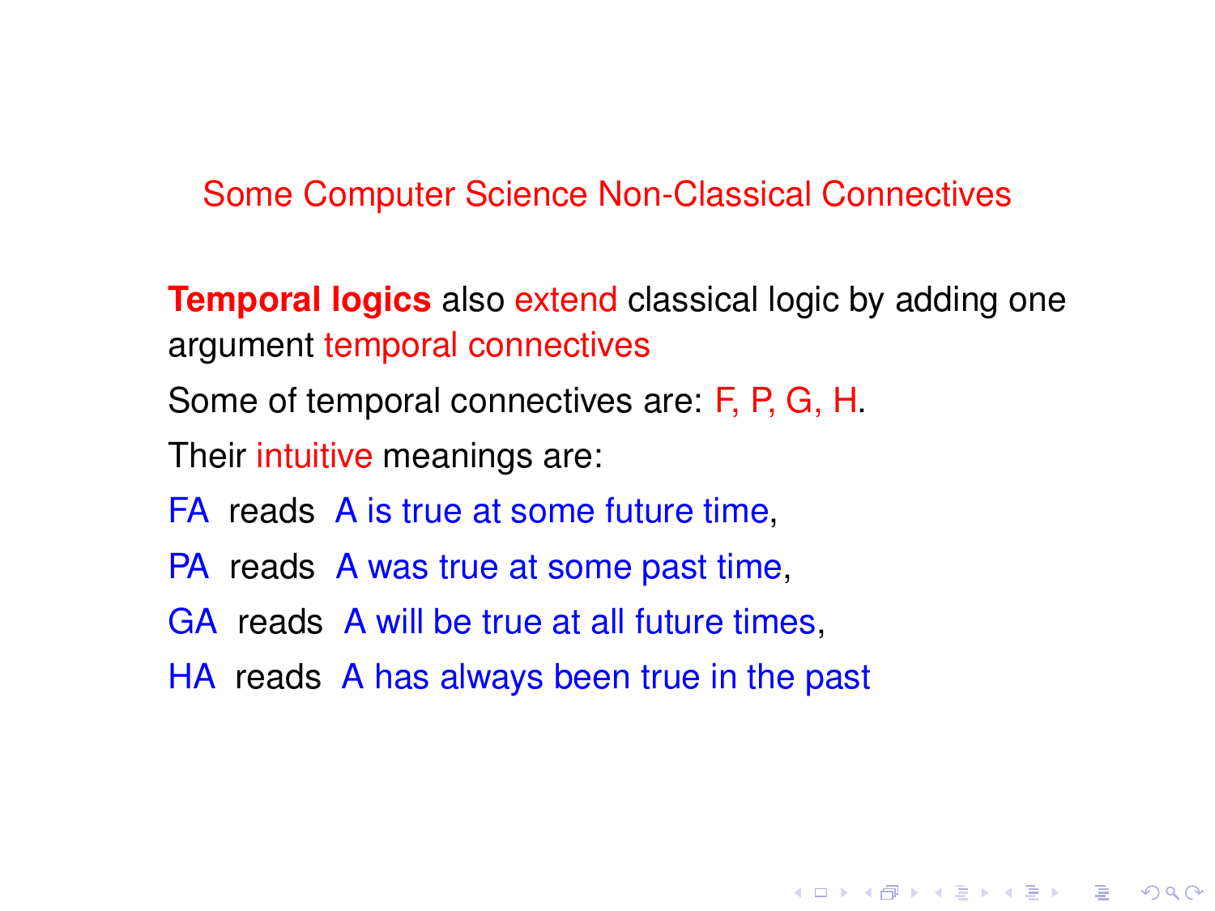## Some Computer Science Non-Classical Connectives

**Temporal logics** also extend classical logic by adding one argument temporal connectives

Some of temporal connectives are: F, P, G, H.

Their intuitive meanings are:

FA reads A is true at some future time,

PA reads A was true at some past time,

GA reads A will be true at all future times,

HA reads A has always been true in the past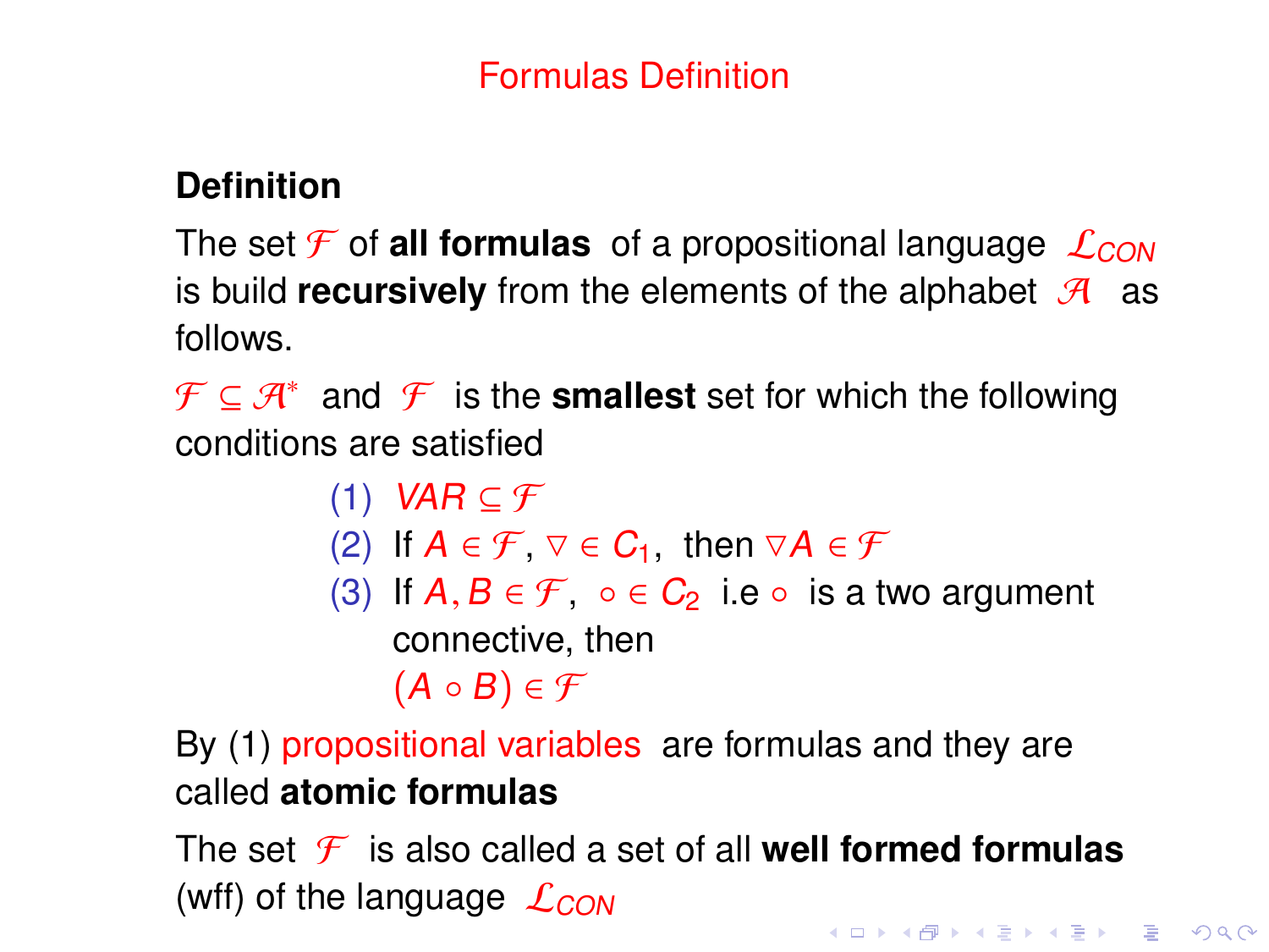# Formulas Definition

**Definition**

The set $\mathcal{F}$ of **all formulas** of a propositional language $\mathcal{L}_{CON}$ is build **recursively** from the elements of the alphabet $\mathcal{A}$ as follows.

$\mathcal{F} \subseteq \mathcal{A}^*$ and $\mathcal{F}$ is the **smallest** set for which the following conditions are satisfied

(1) $VAR \subseteq \mathcal{F}$

(2) If $A \in \mathcal{F}$, $\nabla \in C_1$, then $\nabla A \in \mathcal{F}$

(3) If $A, B \in \mathcal{F}$, $\circ \in C_2$ i.e $\circ$ is a two argument connective, then $(A \circ B) \in \mathcal{F}$

By (1) propositional variables are formulas and they are called **atomic formulas**

The set $\mathcal{F}$ is also called a set of all **well formed formulas** (wff) of the language $\mathcal{L}_{CON}$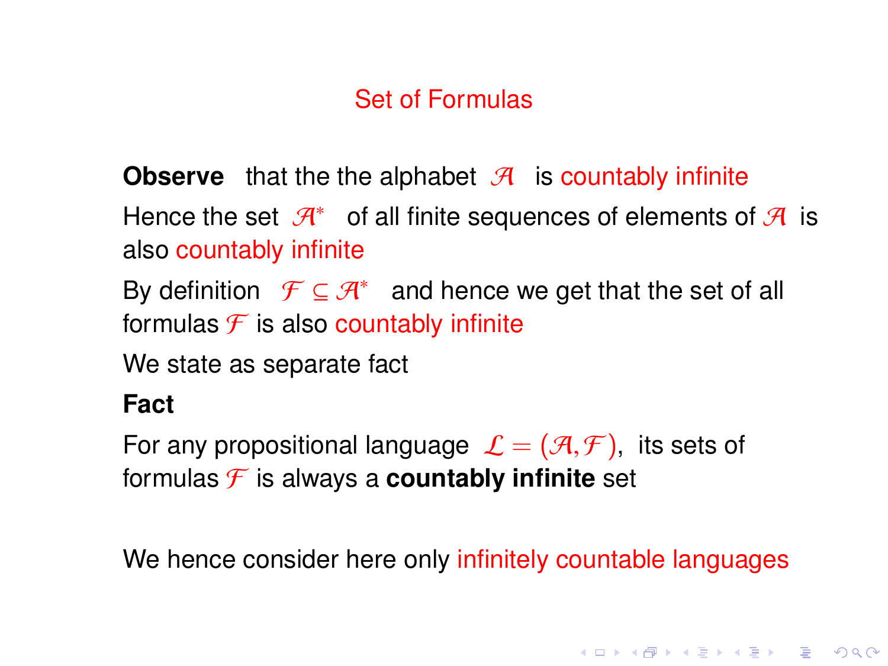## Set of Formulas

**Observe** that the the alphabet $\mathcal{A}$ is countably infinite

Hence the set $\mathcal{A}^*$ of all finite sequences of elements of $\mathcal{A}$ is also countably infinite

By definition $\mathcal{F} \subseteq \mathcal{A}^*$ and hence we get that the set of all formulas $\mathcal{F}$ is also countably infinite

We state as separate fact

**Fact**

For any propositional language $\mathcal{L} = (\mathcal{A}, \mathcal{F})$, its sets of formulas $\mathcal{F}$ is always a **countably infinite** set

We hence consider here only infinitely countable languages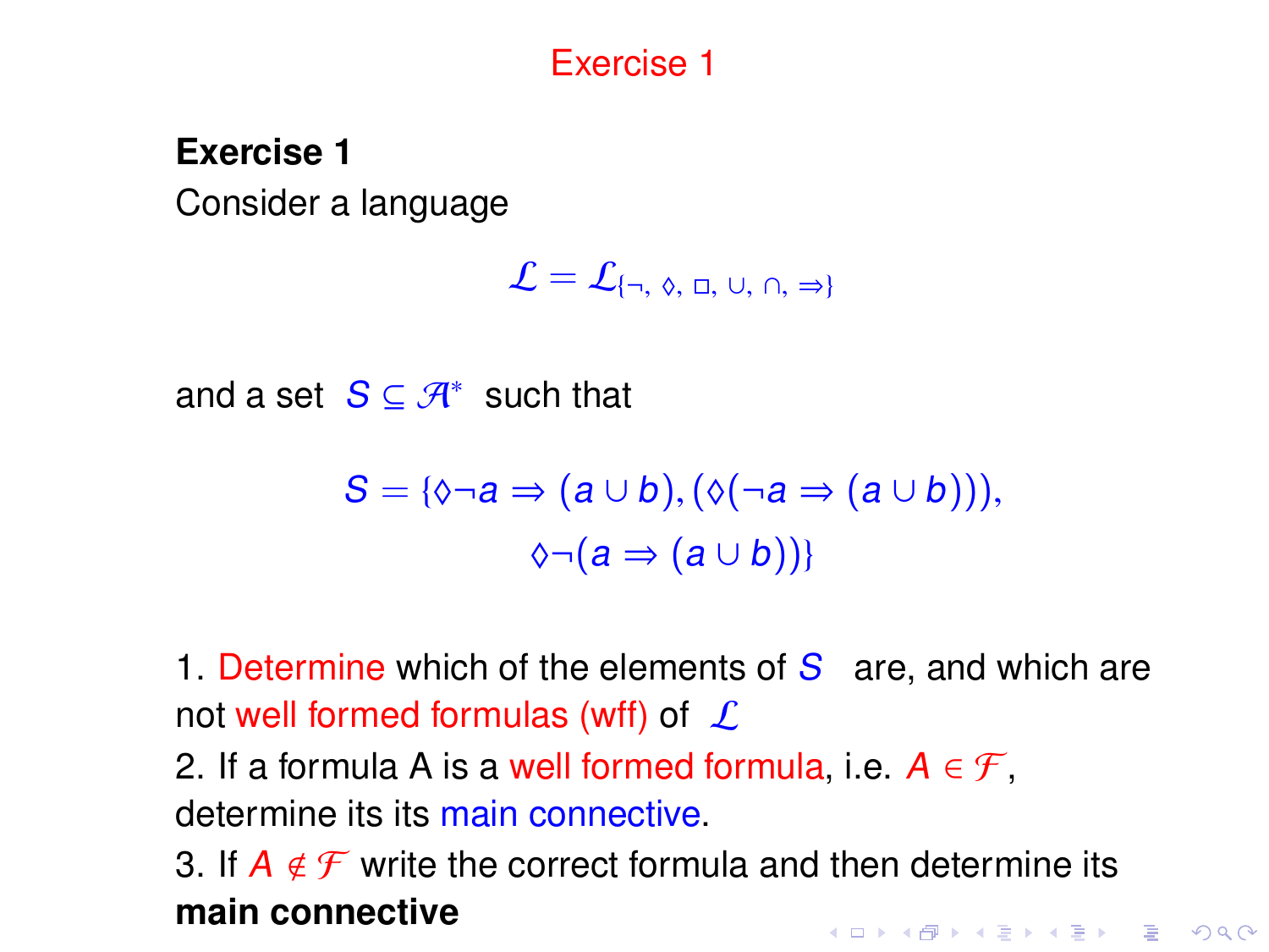# Exercise 1

**Exercise 1**

Consider a language

$$\mathcal{L} = \mathcal{L}_{\{\neg,\ \Diamond,\ \Box,\ \cup,\ \cap,\ \Rightarrow\}}$$

and a set $S \subseteq \mathcal{A}^*$ such that

$$S = \{\Diamond\neg a \Rightarrow (a \cup b), (\Diamond(\neg a \Rightarrow (a \cup b))), \\ \Diamond\neg(a \Rightarrow (a \cup b))\}$$

1. Determine which of the elements of $S$ are, and which are not well formed formulas (wff) of $\mathcal{L}$
2. If a formula A is a well formed formula, i.e. $A \in \mathcal{F}$, determine its its main connective.
3. If $A \notin \mathcal{F}$ write the correct formula and then determine its **main connective**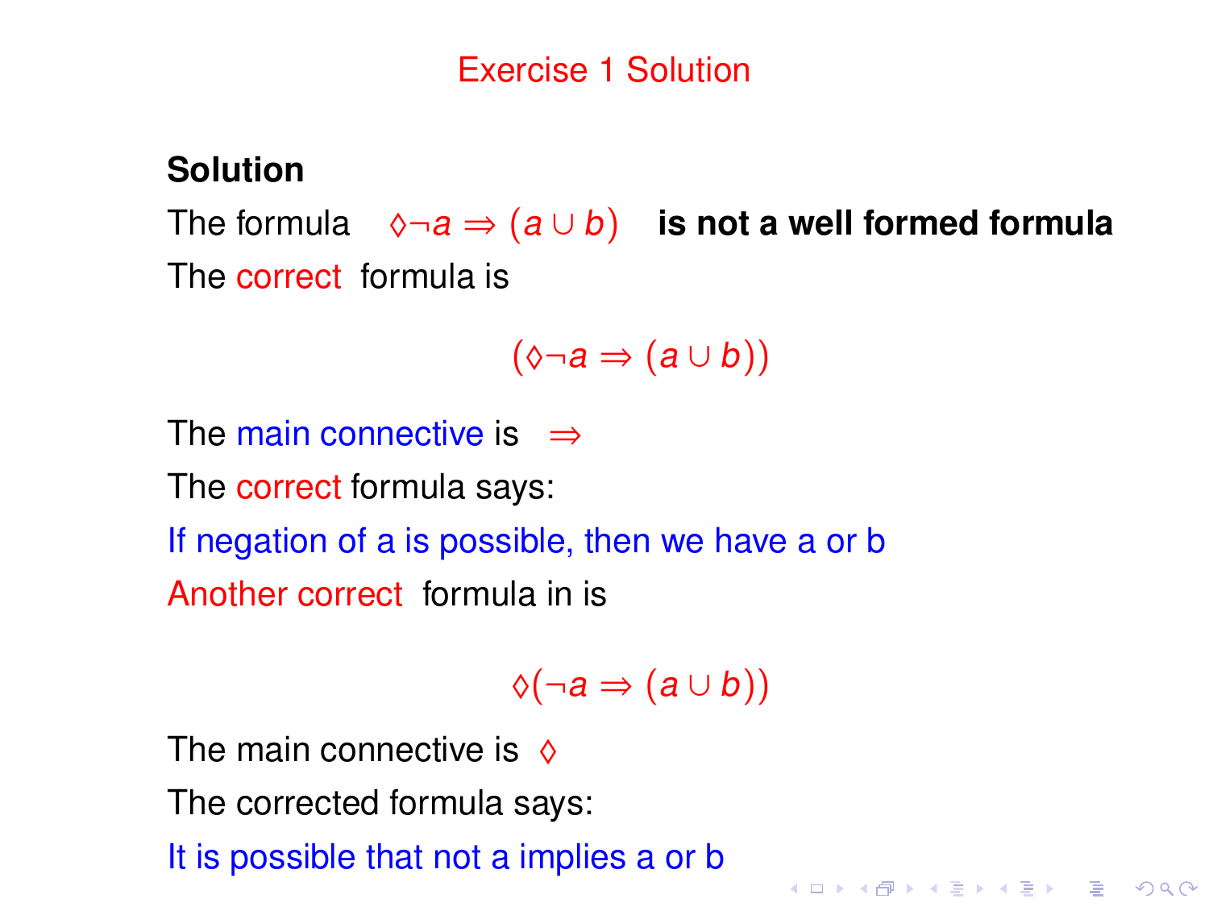# Exercise 1 Solution

**Solution**

The formula $\Diamond\neg a \Rightarrow (a \cup b)$ **is not a well formed formula**

The correct formula is

$$(\Diamond\neg a \Rightarrow (a \cup b))$$

The main connective is $\Rightarrow$

The correct formula says:

If negation of a is possible, then we have a or b

Another correct formula in is

$$\Diamond(\neg a \Rightarrow (a \cup b))$$

The main connective is $\Diamond$

The corrected formula says:

It is possible that not a implies a or b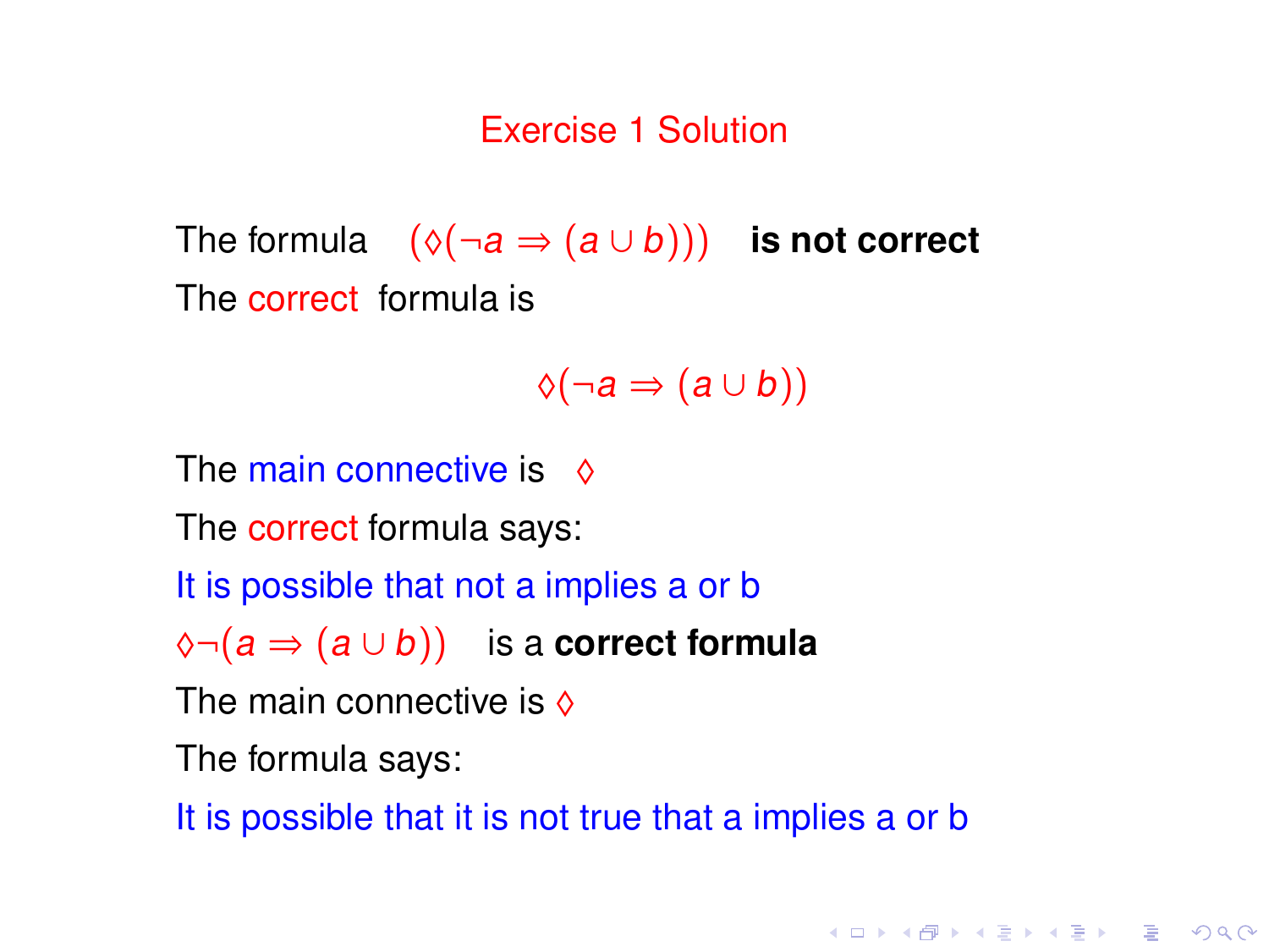# Exercise 1 Solution

The formula $(\Diamond(\neg a \Rightarrow (a \cup b)))$ **is not correct**

The correct formula is

$$\Diamond(\neg a \Rightarrow (a \cup b))$$

The main connective is $\Diamond$

The correct formula says:

It is possible that not a implies a or b

$\Diamond\neg(a \Rightarrow (a \cup b))$ is a **correct formula**

The main connective is $\Diamond$

The formula says:

It is possible that it is not true that a implies a or b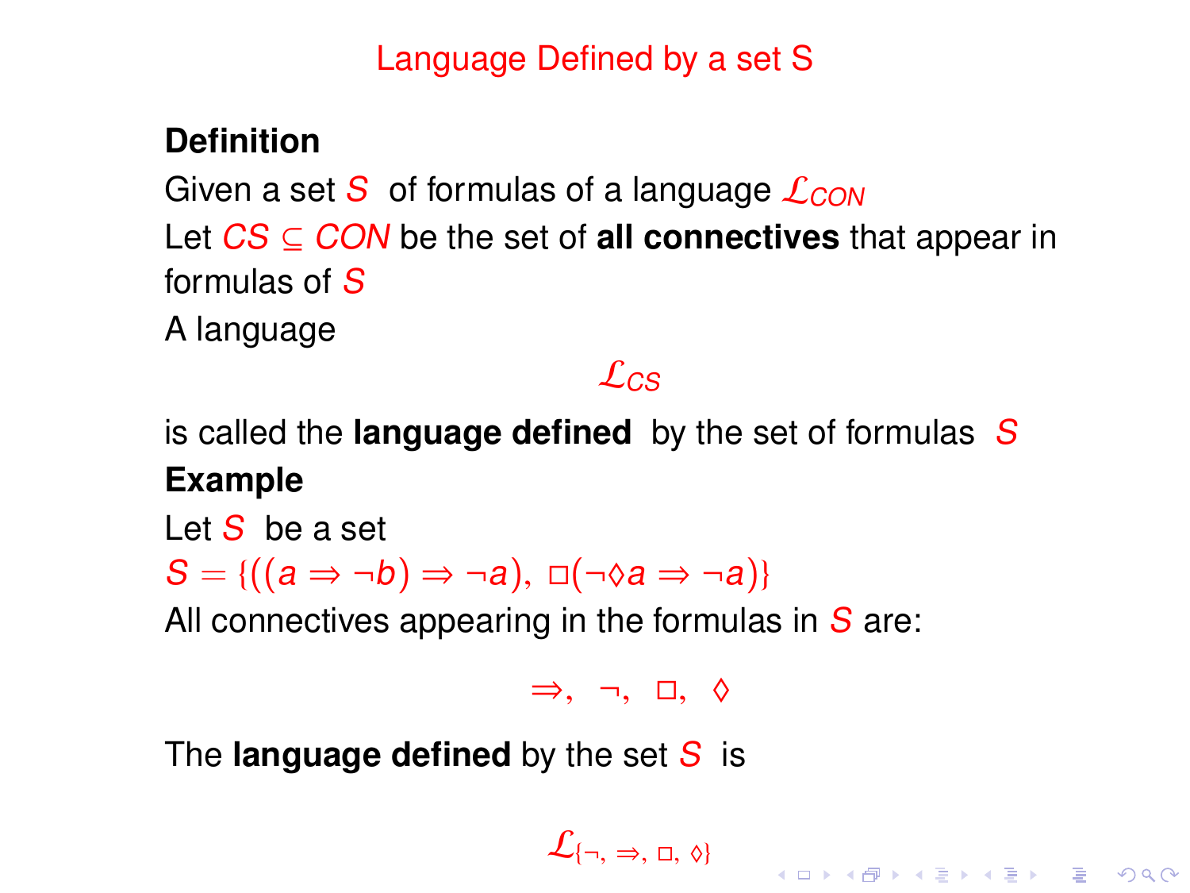# Language Defined by a set S

**Definition**

Given a set $S$ of formulas of a language $\mathcal{L}_{CON}$

Let $CS \subseteq CON$ be the set of **all connectives** that appear in formulas of $S$

A language

$$\mathcal{L}_{CS}$$

is called the **language defined** by the set of formulas $S$

**Example**

Let $S$ be a set

$S = \{((a \Rightarrow \neg b) \Rightarrow \neg a), \ \Box(\neg\Diamond a \Rightarrow \neg a)\}$

All connectives appearing in the formulas in $S$ are:

$$\Rightarrow, \quad \neg, \quad \Box, \quad \Diamond$$

The **language defined** by the set $S$ is

$$\mathcal{L}_{\{\neg, \ \Rightarrow, \ \Box, \ \Diamond\}}$$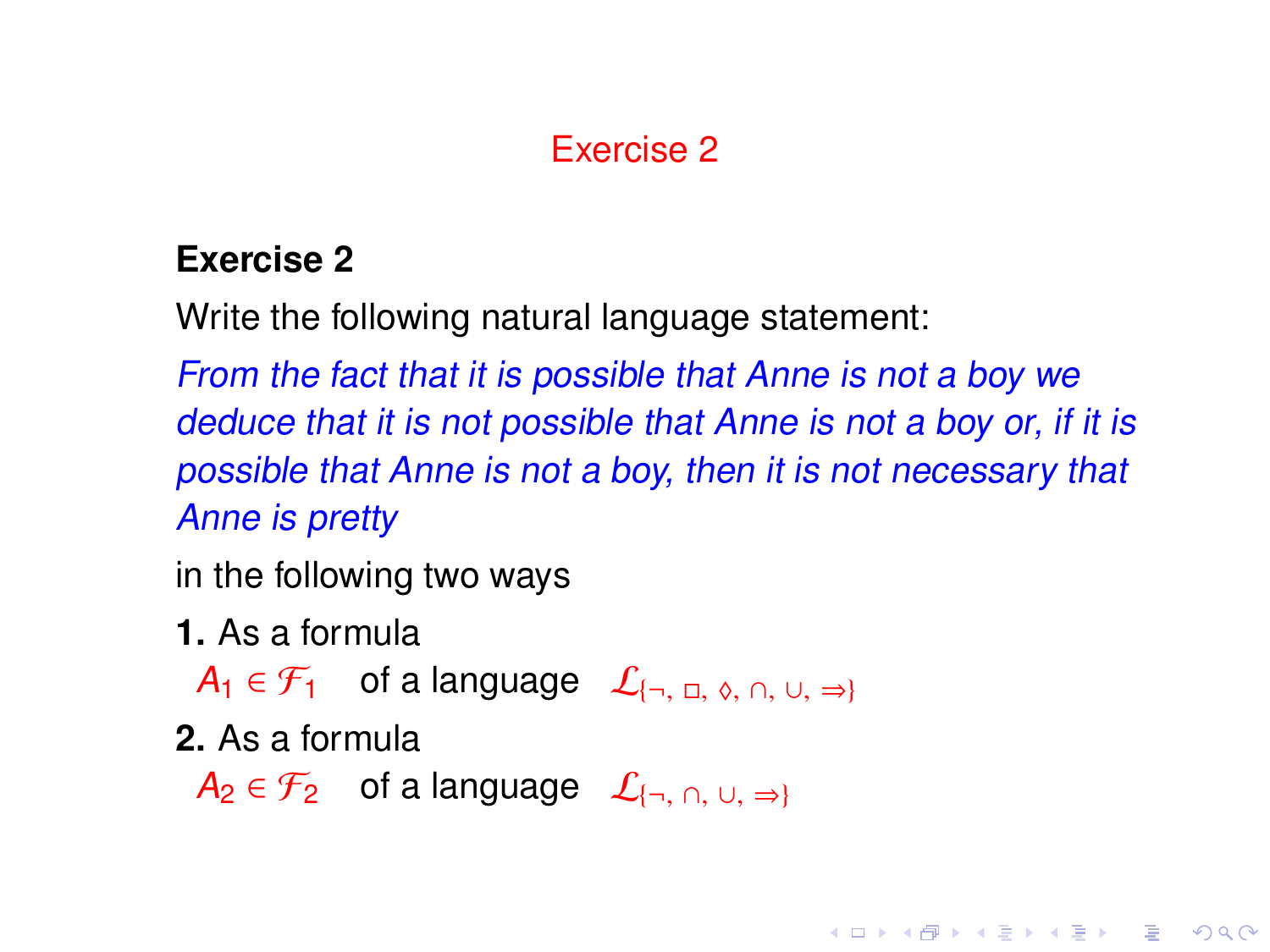# Exercise 2

**Exercise 2**

Write the following natural language statement:

*From the fact that it is possible that Anne is not a boy we deduce that it is not possible that Anne is not a boy or, if it is possible that Anne is not a boy, then it is not necessary that Anne is pretty*

in the following two ways

**1.** As a formula

$A_1 \in \mathcal{F}_1$ of a language $\mathcal{L}_{\{\neg,\ \Box,\ \Diamond,\ \cap,\ \cup,\ \Rightarrow\}}$

**2.** As a formula

$A_2 \in \mathcal{F}_2$ of a language $\mathcal{L}_{\{\neg,\ \cap,\ \cup,\ \Rightarrow\}}$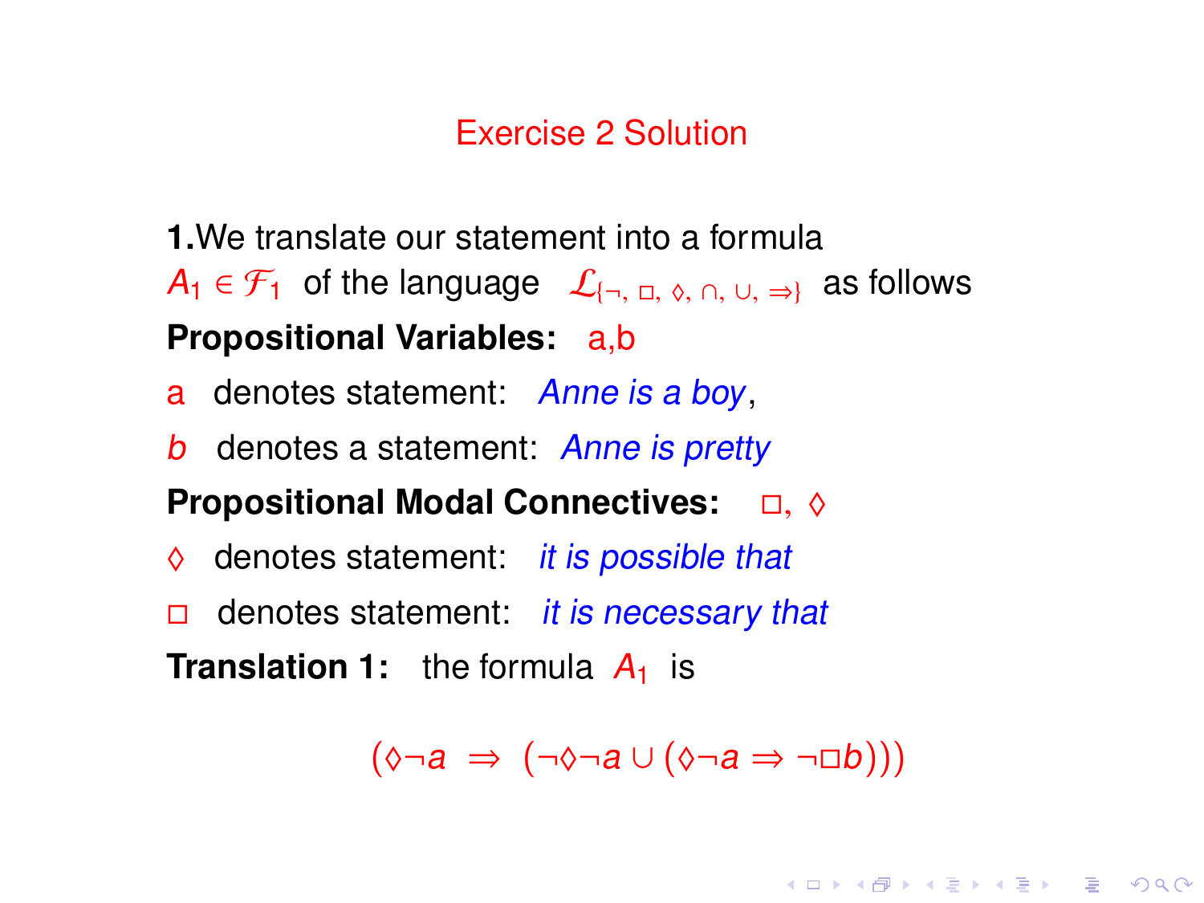## Exercise 2 Solution

**1.**We translate our statement into a formula $A_1 \in \mathcal{F}_1$ of the language $\mathcal{L}_{\{\neg,\ \Box,\ \Diamond,\ \cap,\ \cup,\ \Rightarrow\}}$ as follows

**Propositional Variables:** a,b

a denotes statement: *Anne is a boy*,

$b$ denotes a statement: *Anne is pretty*

**Propositional Modal Connectives:** $\Box, \Diamond$

$\Diamond$ denotes statement: *it is possible that*

$\Box$ denotes statement: *it is necessary that*

**Translation 1:** the formula $A_1$ is

$$(\Diamond\neg a \ \Rightarrow \ (\neg\Diamond\neg a \cup (\Diamond\neg a \Rightarrow \neg\Box b)))$$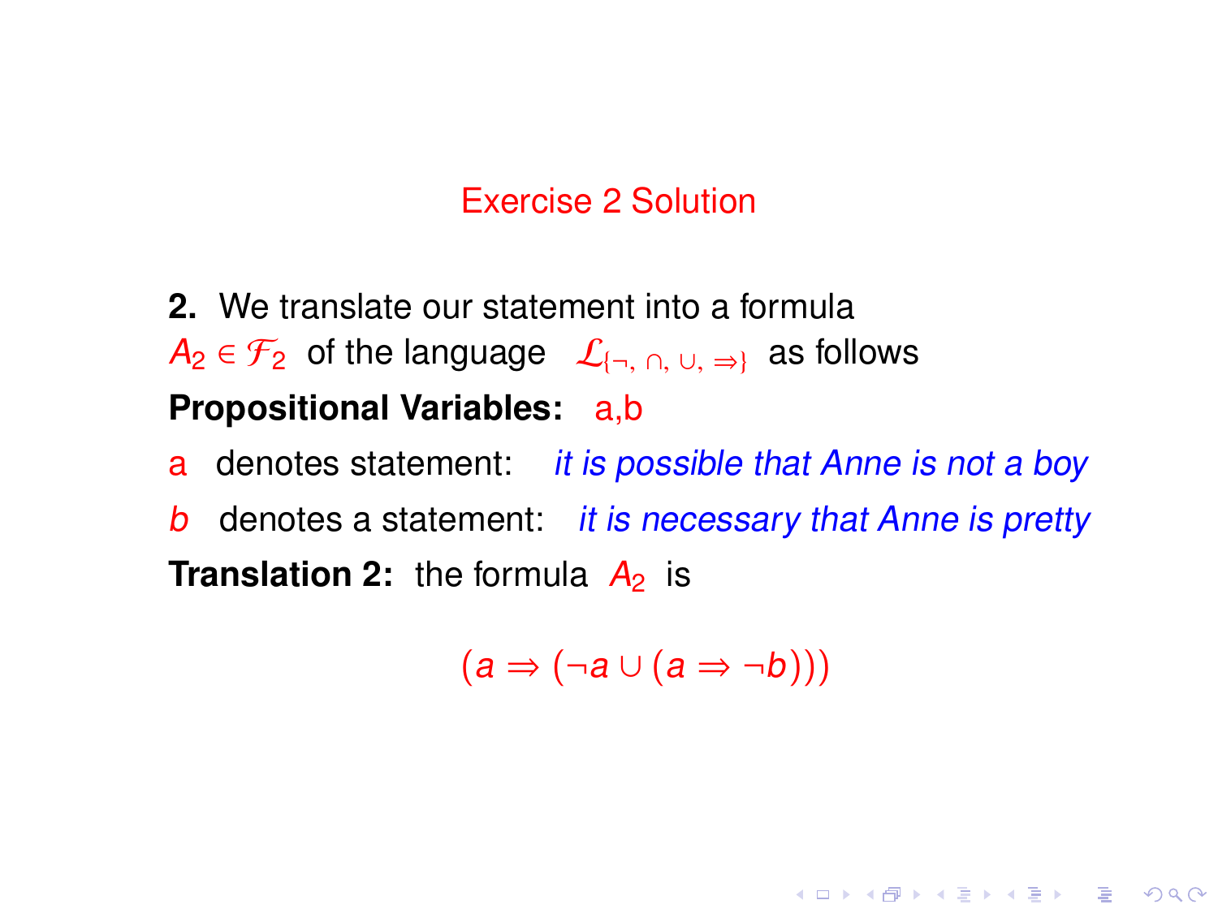## Exercise 2 Solution

**2.** We translate our statement into a formula $A_2 \in \mathcal{F}_2$ of the language $\mathcal{L}_{\{\neg,\, \cap,\, \cup,\, \Rightarrow\}}$ as follows

**Propositional Variables:** a,b

a denotes statement: *it is possible that Anne is not a boy*

$b$ denotes a statement: *it is necessary that Anne is pretty*

**Translation 2:** the formula $A_2$ is

$$(a \Rightarrow (\neg a \cup (a \Rightarrow \neg b)))$$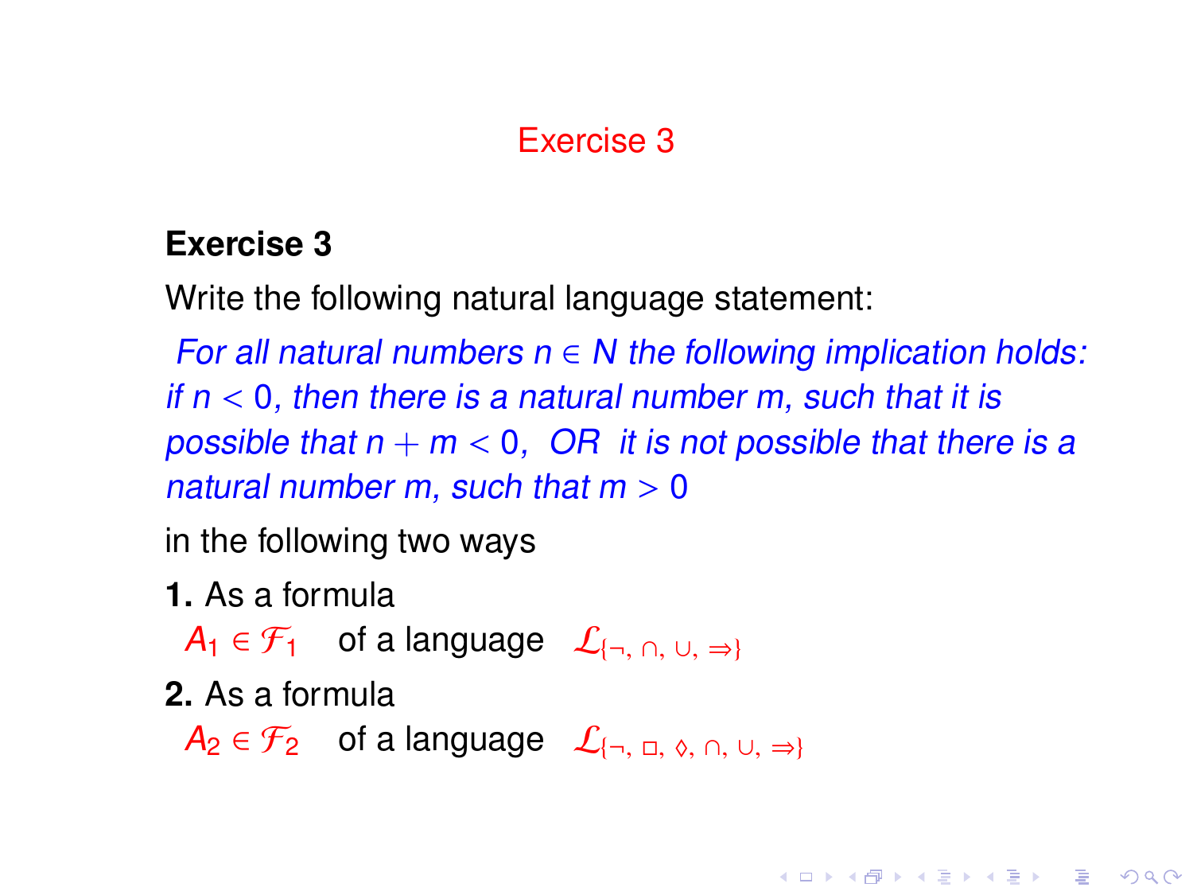# Exercise 3

**Exercise 3**

Write the following natural language statement:

*For all natural numbers $n \in N$ the following implication holds: if $n < 0$, then there is a natural number m, such that it is possible that $n + m < 0$, OR it is not possible that there is a natural number m, such that $m > 0$*

in the following two ways

**1.** As a formula

$A_1 \in \mathcal{F}_1$ of a language $\mathcal{L}_{\{\neg, \cap, \cup, \Rightarrow\}}$

**2.** As a formula

$A_2 \in \mathcal{F}_2$ of a language $\mathcal{L}_{\{\neg, \Box, \Diamond, \cap, \cup, \Rightarrow\}}$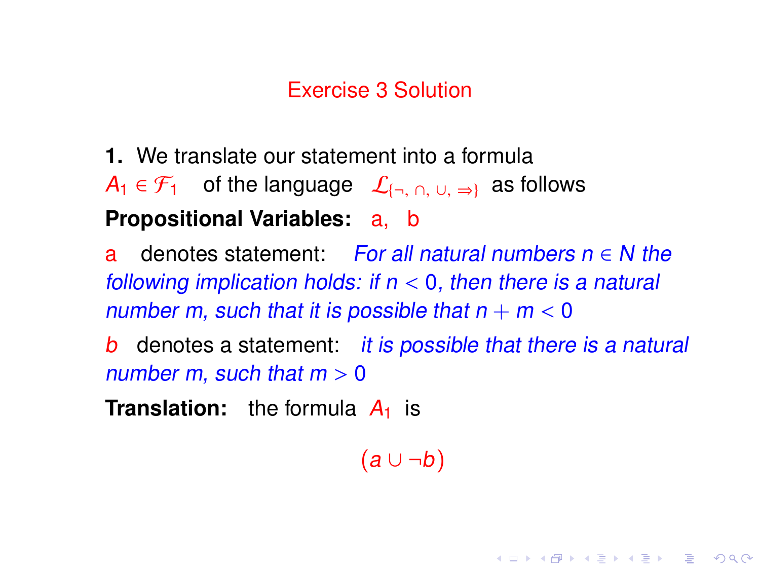## Exercise 3 Solution

**1.** We translate our statement into a formula $A_1 \in \mathcal{F}_1$ of the language $\mathcal{L}_{\{\neg, \cap, \cup, \Rightarrow\}}$ as follows

**Propositional Variables:** a, b

a denotes statement: *For all natural numbers $n \in N$ the following implication holds: if $n < 0$, then there is a natural number m, such that it is possible that $n + m < 0$*

$b$ denotes a statement: *it is possible that there is a natural number m, such that $m > 0$*

**Translation:** the formula $A_1$ is

$$(a \cup \neg b)$$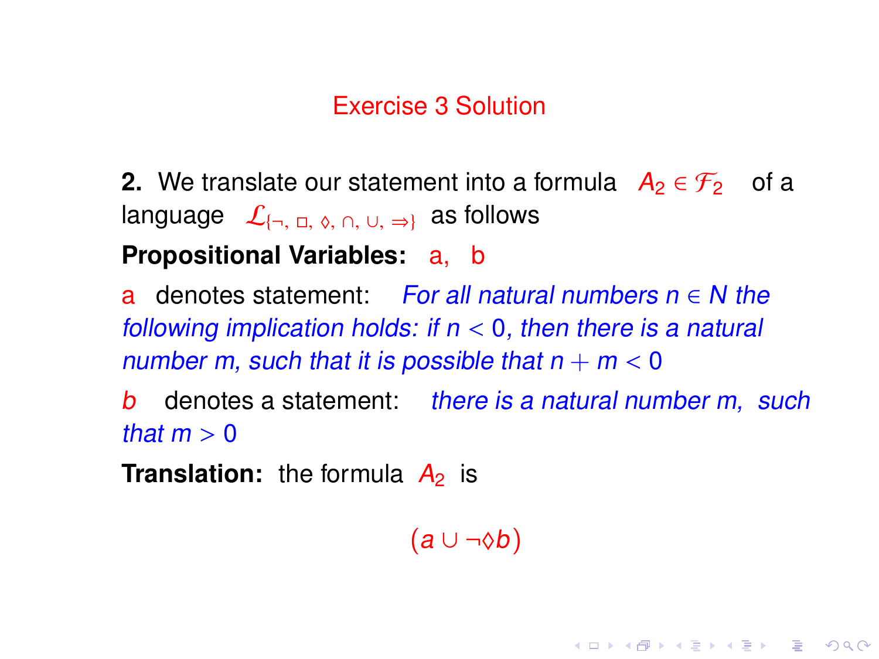# Exercise 3 Solution

**2.** We translate our statement into a formula $A_2 \in \mathcal{F}_2$ of a language $\mathcal{L}_{\{\neg,\ \Box,\ \Diamond,\ \cap,\ \cup,\ \Rightarrow\}}$ as follows

**Propositional Variables:** a, b

a denotes statement: *For all natural numbers $n \in N$ the following implication holds: if $n < 0$, then there is a natural number m, such that it is possible that $n + m < 0$*

$b$ denotes a statement: *there is a natural number m, such that $m > 0$*

**Translation:** the formula $A_2$ is

$$(a \cup \neg\Diamond b)$$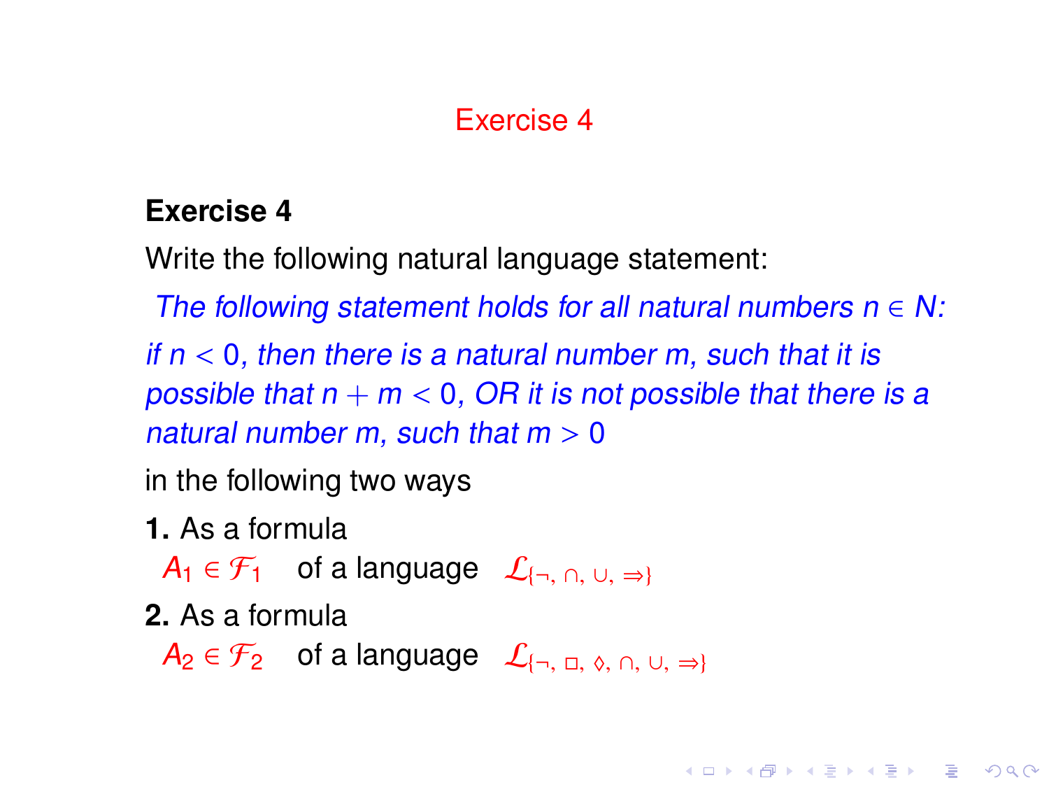# Exercise 4

**Exercise 4**

Write the following natural language statement:

*The following statement holds for all natural numbers $n \in N$:*

*if $n < 0$, then there is a natural number $m$, such that it is possible that $n + m < 0$, OR it is not possible that there is a natural number $m$, such that $m > 0$*

in the following two ways

**1.** As a formula

$A_1 \in \mathcal{F}_1$ of a language $\mathcal{L}_{\{\neg, \cap, \cup, \Rightarrow\}}$

**2.** As a formula

$A_2 \in \mathcal{F}_2$ of a language $\mathcal{L}_{\{\neg, \Box, \Diamond, \cap, \cup, \Rightarrow\}}$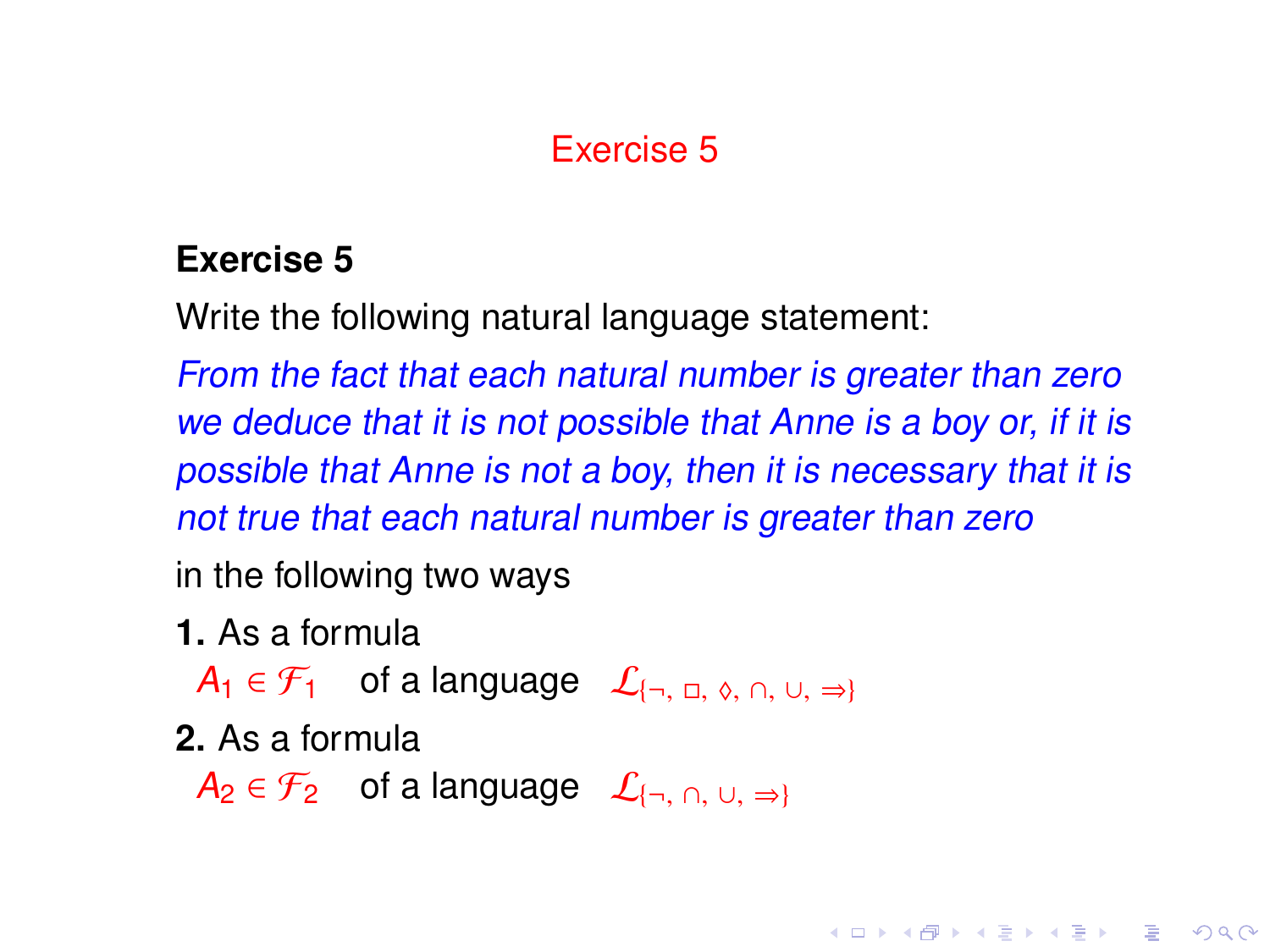# Exercise 5

**Exercise 5**

Write the following natural language statement:

*From the fact that each natural number is greater than zero we deduce that it is not possible that Anne is a boy or, if it is possible that Anne is not a boy, then it is necessary that it is not true that each natural number is greater than zero*

in the following two ways

**1.** As a formula

$A_1 \in \mathcal{F}_1$ of a language $\mathcal{L}_{\{\neg,\ \Box,\ \Diamond,\ \cap,\ \cup,\ \Rightarrow\}}$

**2.** As a formula

$A_2 \in \mathcal{F}_2$ of a language $\mathcal{L}_{\{\neg,\ \cap,\ \cup,\ \Rightarrow\}}$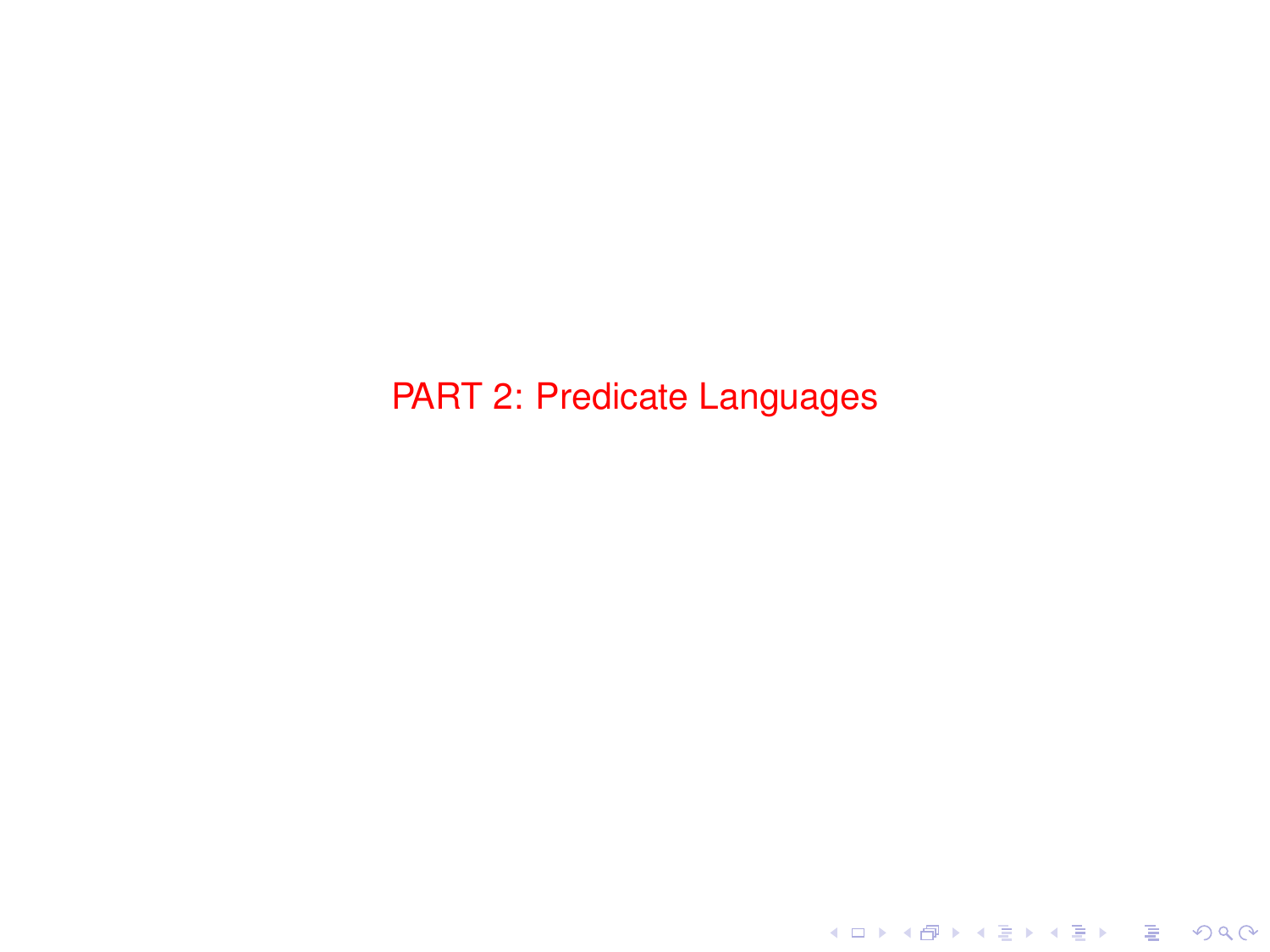# PART 2: Predicate Languages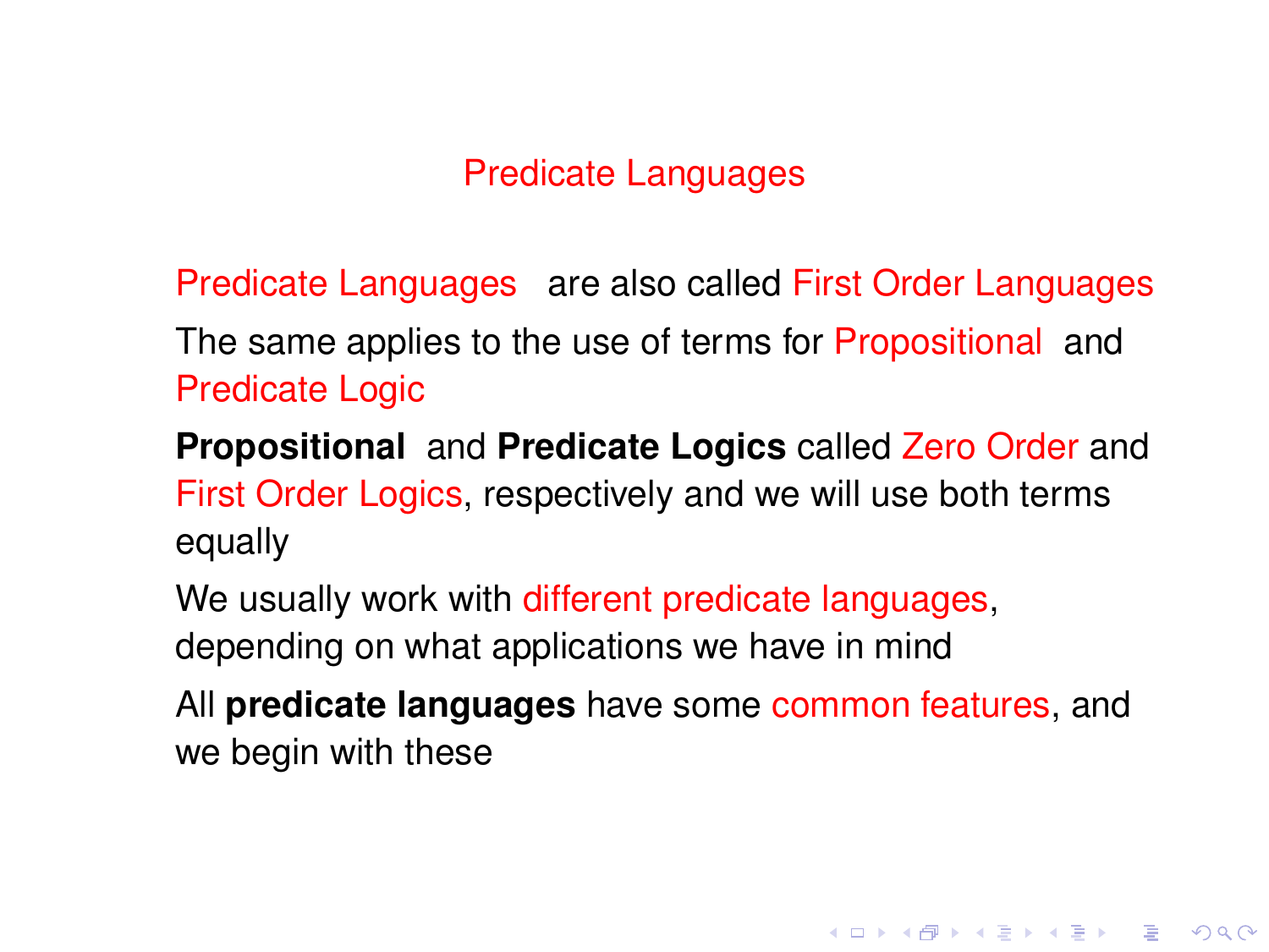## Predicate Languages

Predicate Languages are also called First Order Languages

The same applies to the use of terms for Propositional and Predicate Logic

**Propositional** and **Predicate Logics** called Zero Order and First Order Logics, respectively and we will use both terms equally

We usually work with different predicate languages, depending on what applications we have in mind

All **predicate languages** have some common features, and we begin with these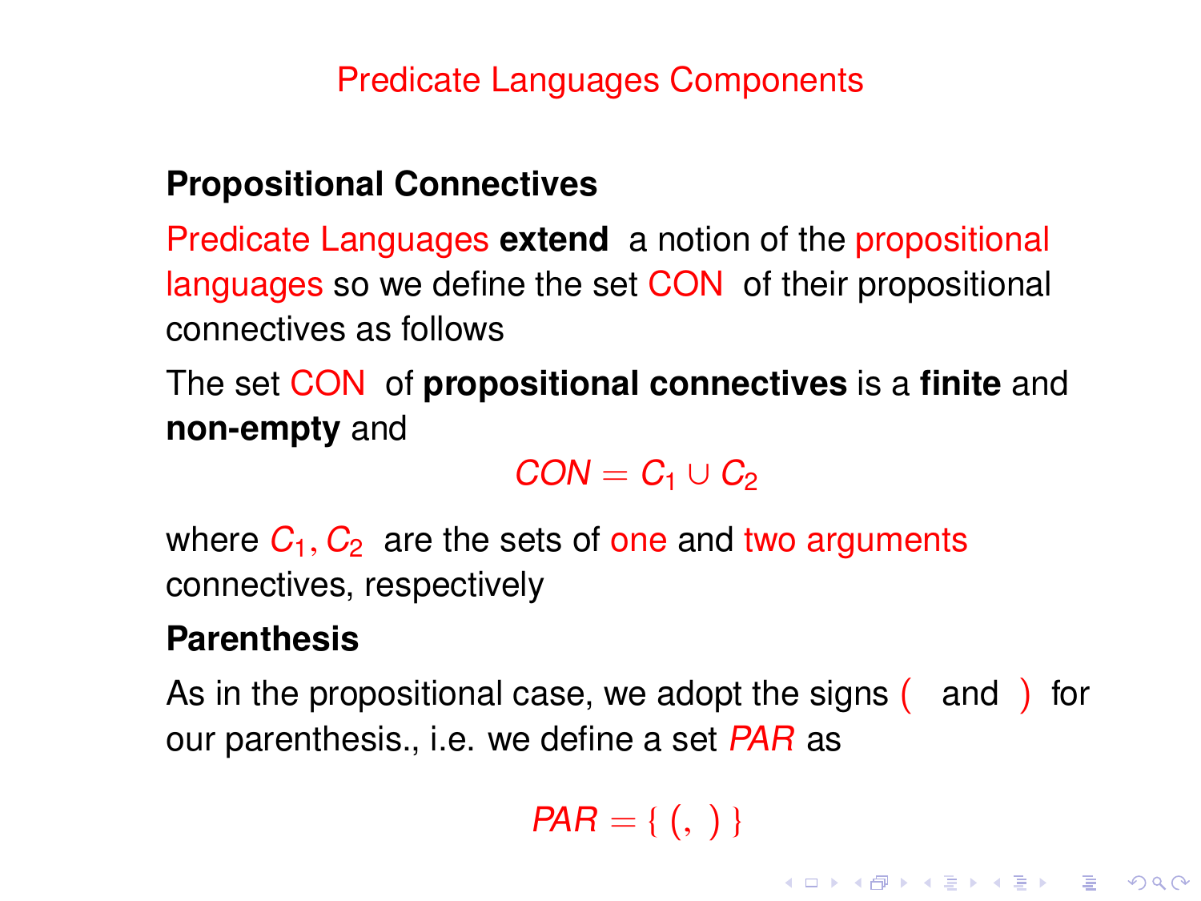# Predicate Languages Components

**Propositional Connectives**

Predicate Languages **extend** a notion of the propositional languages so we define the set CON of their propositional connectives as follows

The set CON of **propositional connectives** is a **finite** and **non-empty** and

$$CON = C_1 \cup C_2$$

where $C_1, C_2$ are the sets of one and two arguments connectives, respectively

**Parenthesis**

As in the propositional case, we adopt the signs ( and ) for our parenthesis., i.e. we define a set $PAR$ as

$$PAR = \{ \, (, \; ) \, \}$$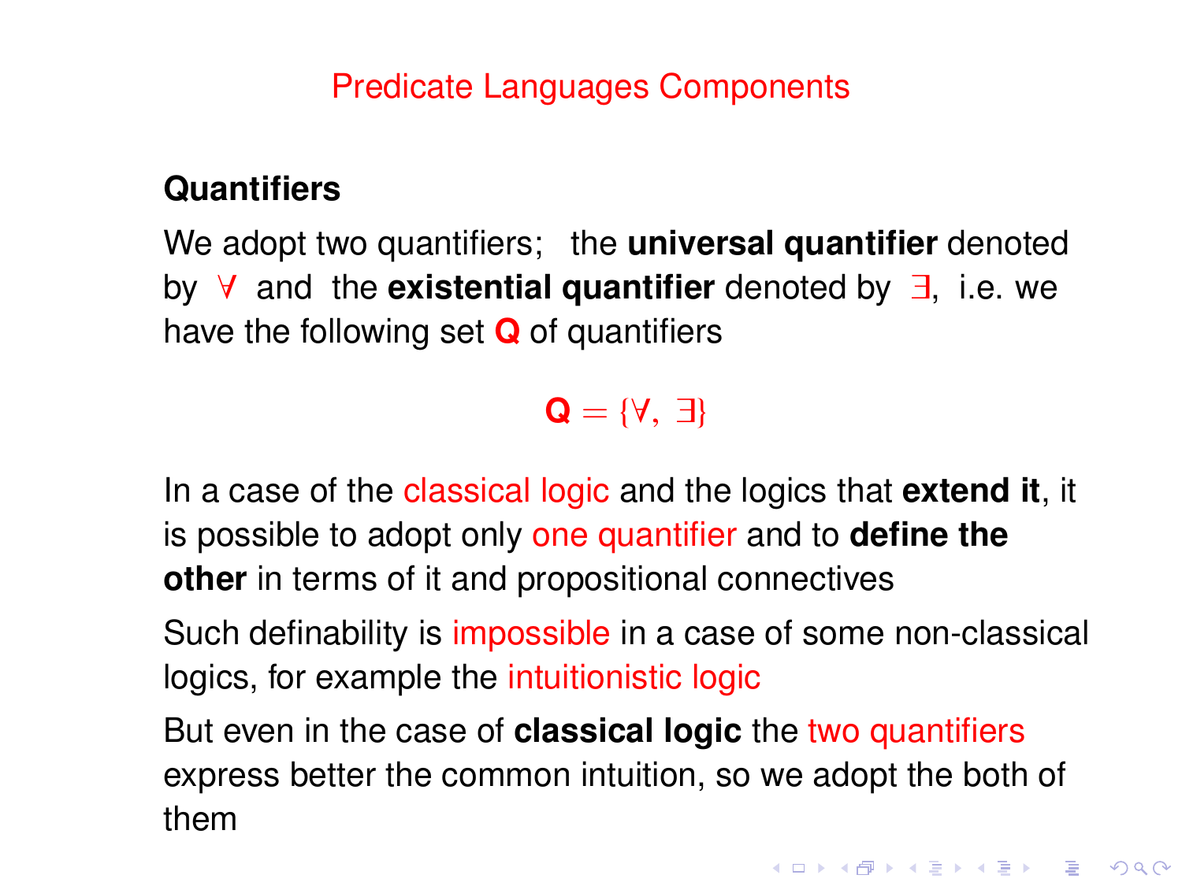# Predicate Languages Components

**Quantifiers**

We adopt two quantifiers; the **universal quantifier** denoted by $\forall$ and the **existential quantifier** denoted by $\exists$, i.e. we have the following set **Q** of quantifiers

$$\mathbf{Q} = \{\forall,\ \exists\}$$

In a case of the classical logic and the logics that **extend it**, it is possible to adopt only one quantifier and to **define the other** in terms of it and propositional connectives

Such definability is impossible in a case of some non-classical logics, for example the intuitionistic logic

But even in the case of **classical logic** the two quantifiers express better the common intuition, so we adopt the both of them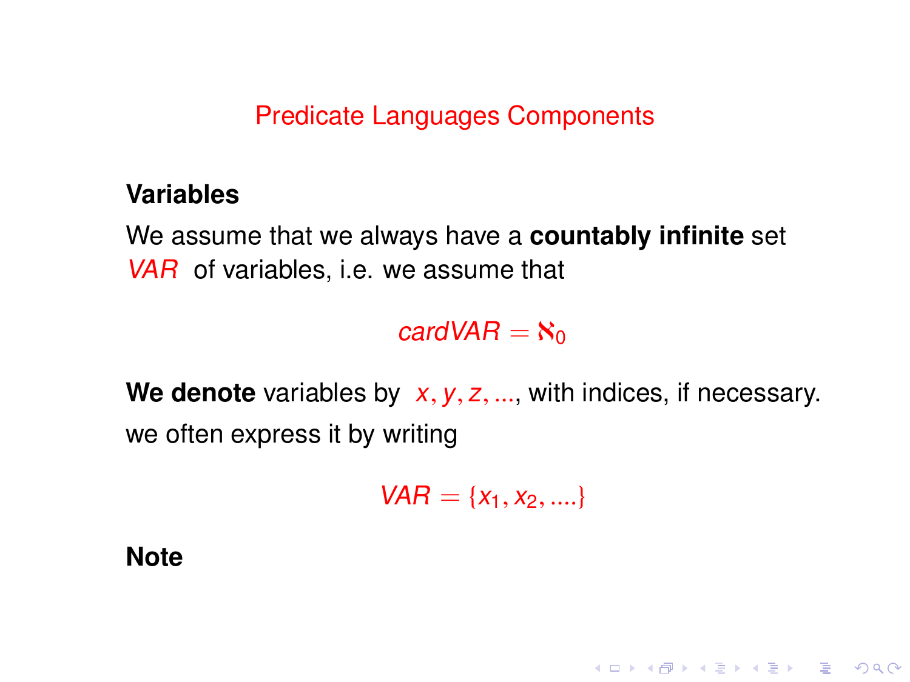# Predicate Languages Components

**Variables**

We assume that we always have a **countably infinite** set *VAR* of variables, i.e. we assume that

$$card VAR = \aleph_0$$

**We denote** variables by $x, y, z, ...$, with indices, if necessary.

we often express it by writing

$$VAR = \{x_1, x_2, ....\}$$

**Note**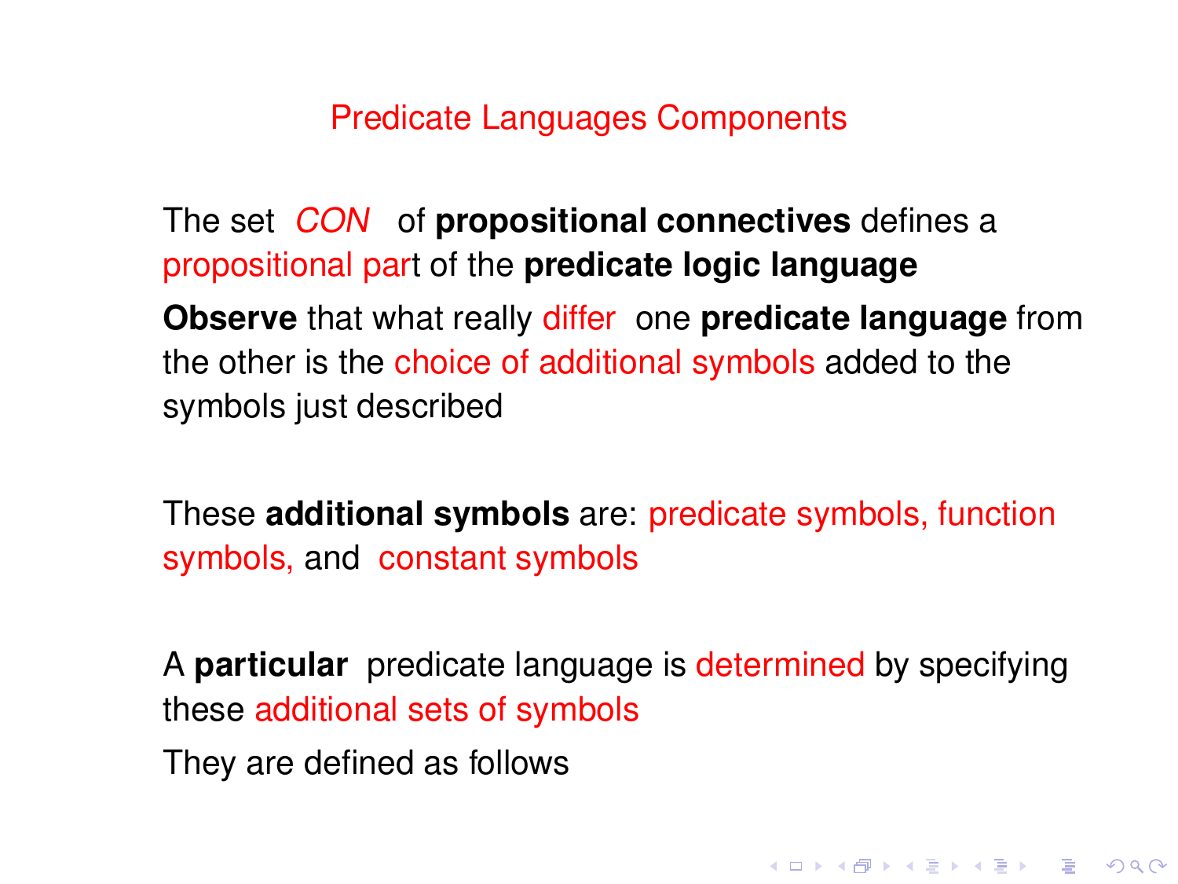## Predicate Languages Components

The set *CON* of **propositional connectives** defines a propositional part of the **predicate logic language**

**Observe** that what really differ one **predicate language** from the other is the choice of additional symbols added to the symbols just described

These **additional symbols** are: predicate symbols, function symbols, and constant symbols

A **particular** predicate language is determined by specifying these additional sets of symbols

They are defined as follows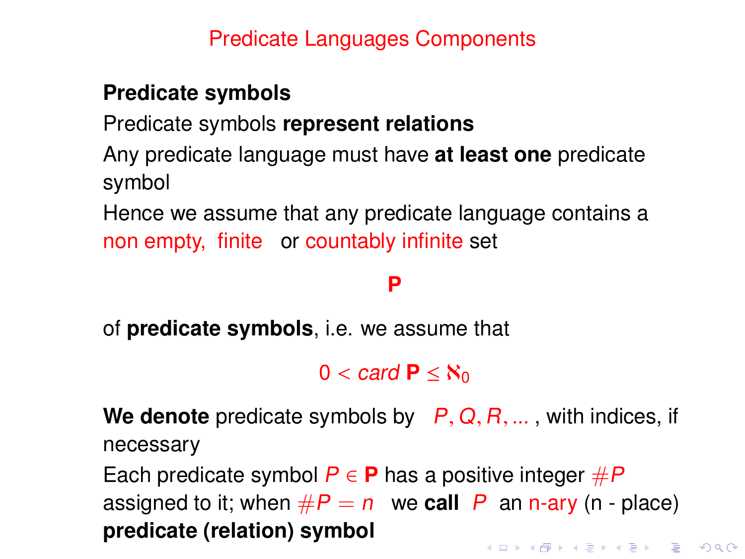# Predicate Languages Components

**Predicate symbols**

Predicate symbols **represent relations**

Any predicate language must have **at least one** predicate symbol

Hence we assume that any predicate language contains a non empty, finite or countably infinite set

$$\mathbf{P}$$

of **predicate symbols**, i.e. we assume that

$$0 < card\ \mathbf{P} \leq \aleph_0$$

**We denote** predicate symbols by $P, Q, R, \ldots$ , with indices, if necessary

Each predicate symbol $P \in \mathbf{P}$ has a positive integer $\#P$ assigned to it; when $\#P = n$ we **call** $P$ an n-ary (n - place) **predicate (relation) symbol**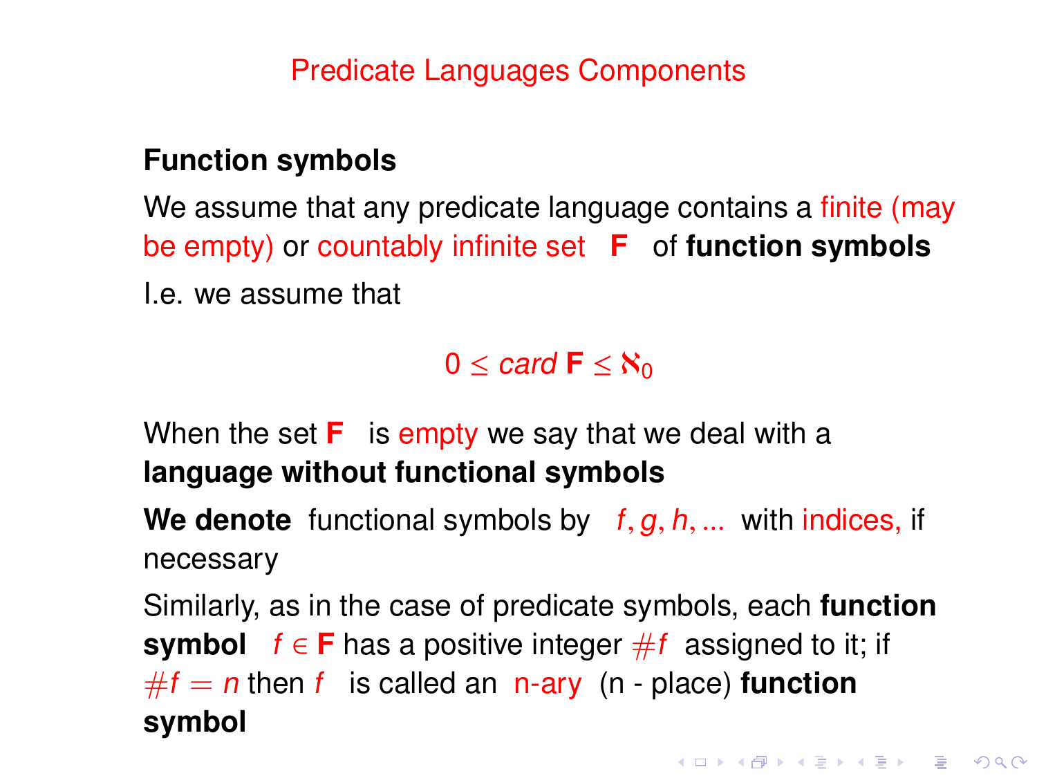# Predicate Languages Components

**Function symbols**

We assume that any predicate language contains a finite (may be empty) or countably infinite set **F** of **function symbols**

I.e. we assume that

$$0 \leq card\, \mathbf{F} \leq \aleph_0$$

When the set **F** is empty we say that we deal with a **language without functional symbols**

**We denote** functional symbols by $f, g, h, ...$ with indices, if necessary

Similarly, as in the case of predicate symbols, each **function symbol** $f \in \mathbf{F}$ has a positive integer $\#f$ assigned to it; if $\#f = n$ then $f$ is called an n-ary (n - place) **function symbol**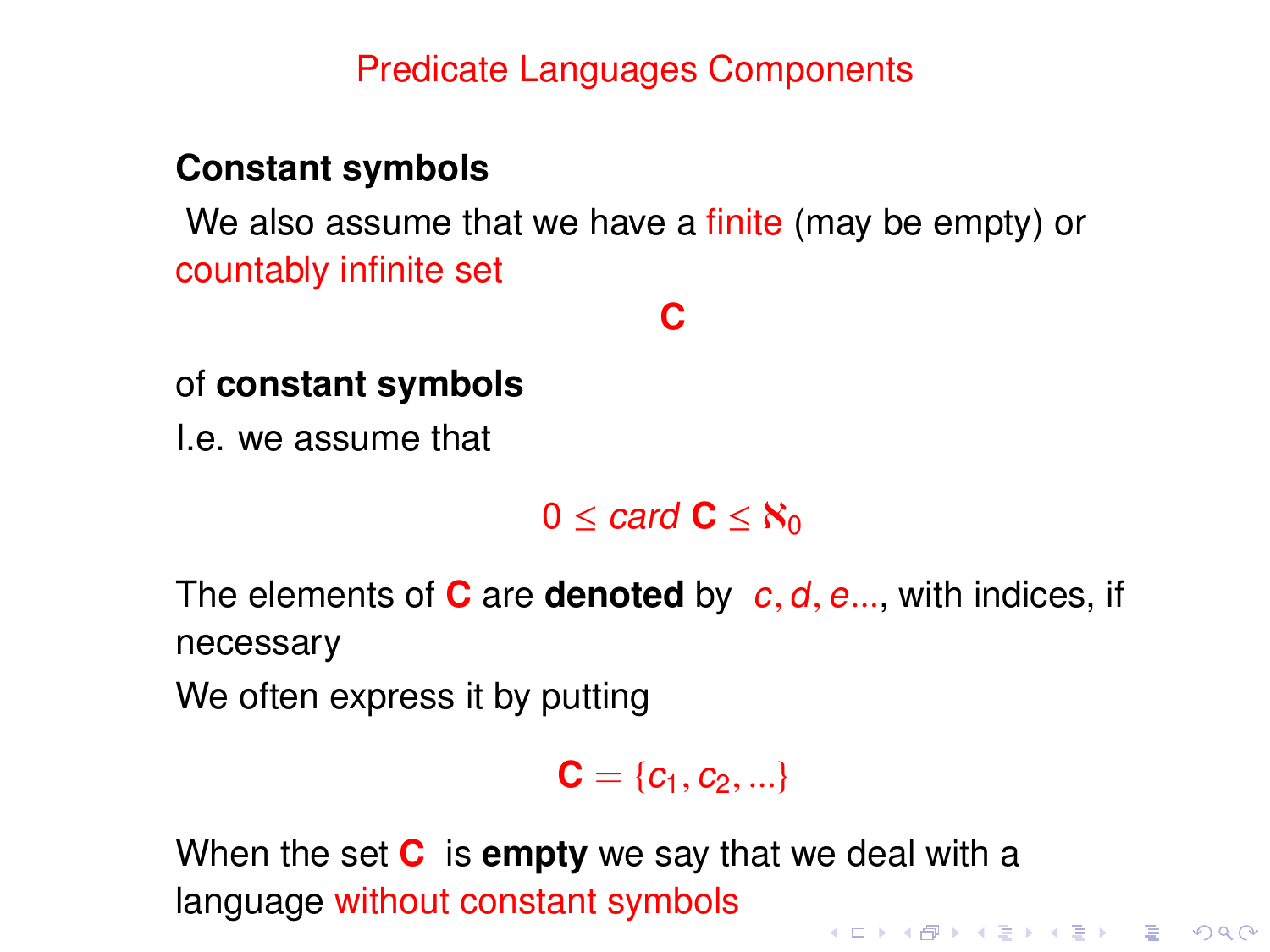# Predicate Languages Components

**Constant symbols**

We also assume that we have a finite (may be empty) or countably infinite set

$$\mathbf{C}$$

of **constant symbols**

I.e. we assume that

$$0 \leq card\ \mathbf{C} \leq \aleph_0$$

The elements of $\mathbf{C}$ are **denoted** by $c, d, e...$, with indices, if necessary

We often express it by putting

$$\mathbf{C} = \{c_1, c_2, ...\}$$

When the set $\mathbf{C}$ is **empty** we say that we deal with a language without constant symbols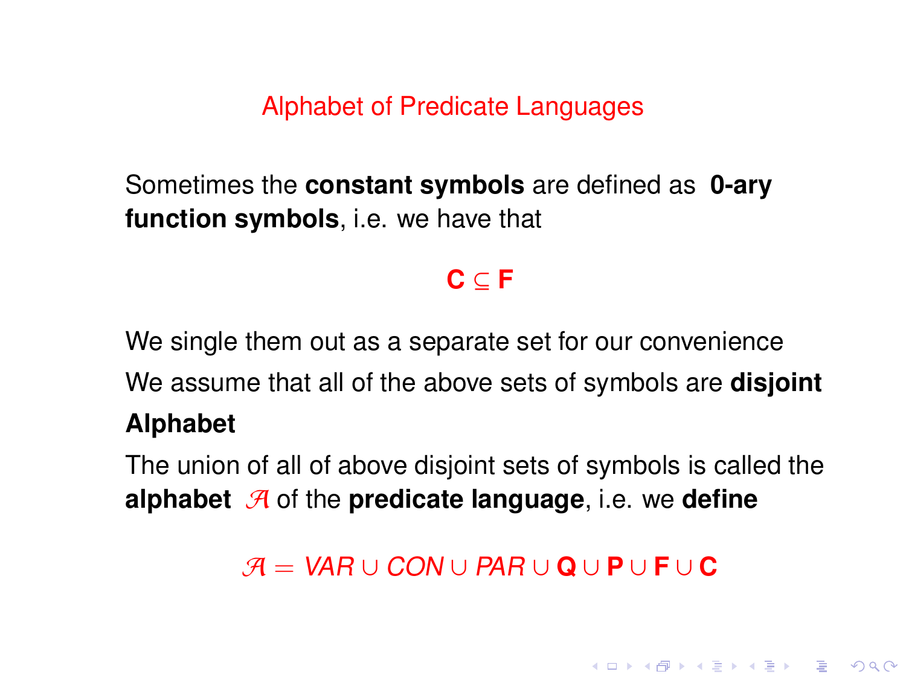## Alphabet of Predicate Languages

Sometimes the **constant symbols** are defined as **0-ary function symbols**, i.e. we have that

$$\mathbf{C} \subseteq \mathbf{F}$$

We single them out as a separate set for our convenience

We assume that all of the above sets of symbols are **disjoint**

**Alphabet**

The union of all of above disjoint sets of symbols is called the **alphabet** $\mathcal{A}$ of the **predicate language**, i.e. we **define**

$$\mathcal{A} = VAR \cup CON \cup PAR \cup \mathbf{Q} \cup \mathbf{P} \cup \mathbf{F} \cup \mathbf{C}$$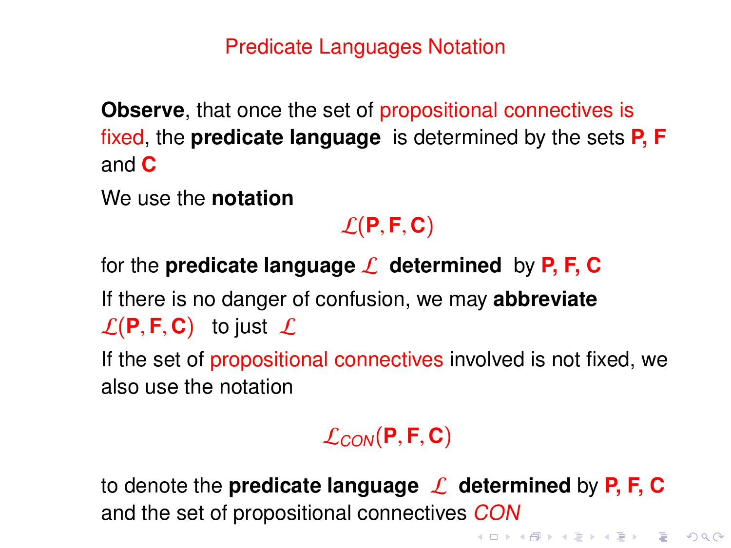# Predicate Languages Notation

**Observe**, that once the set of propositional connectives is fixed, the **predicate language** is determined by the sets **P, F** and **C**

We use the **notation**

$$\mathcal{L}(\mathbf{P}, \mathbf{F}, \mathbf{C})$$

for the **predicate language** $\mathcal{L}$ **determined** by **P, F, C**

If there is no danger of confusion, we may **abbreviate** $\mathcal{L}(\mathbf{P}, \mathbf{F}, \mathbf{C})$ to just $\mathcal{L}$

If the set of propositional connectives involved is not fixed, we also use the notation

$$\mathcal{L}_{CON}(\mathbf{P}, \mathbf{F}, \mathbf{C})$$

to denote the **predicate language** $\mathcal{L}$ **determined** by **P, F, C** and the set of propositional connectives $CON$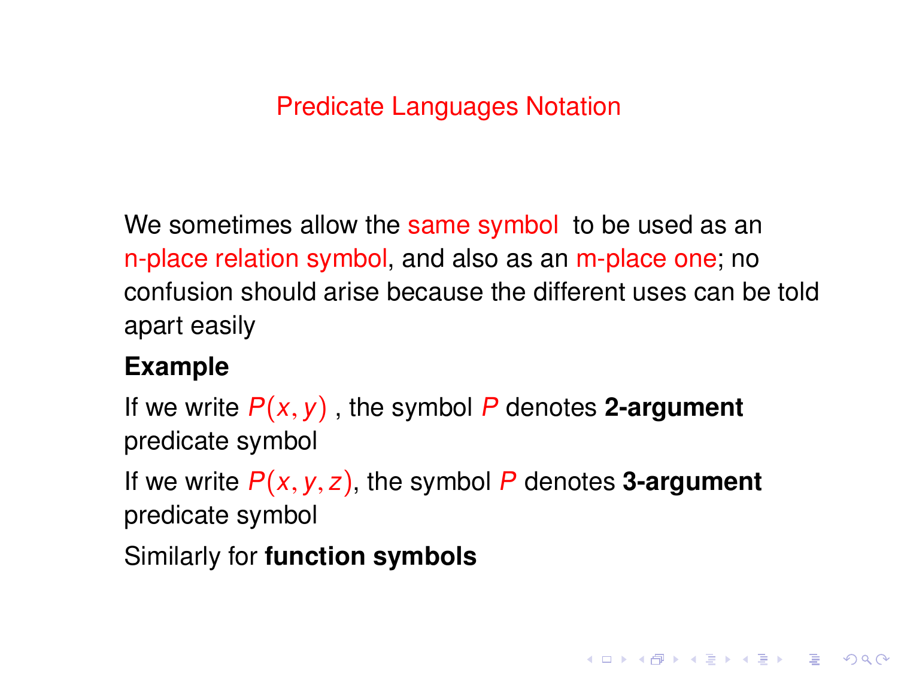# Predicate Languages Notation

We sometimes allow the same symbol to be used as an n-place relation symbol, and also as an m-place one; no confusion should arise because the different uses can be told apart easily

**Example**

If we write $P(x, y)$ , the symbol $P$ denotes **2-argument** predicate symbol

If we write $P(x, y, z)$, the symbol $P$ denotes **3-argument** predicate symbol

Similarly for **function symbols**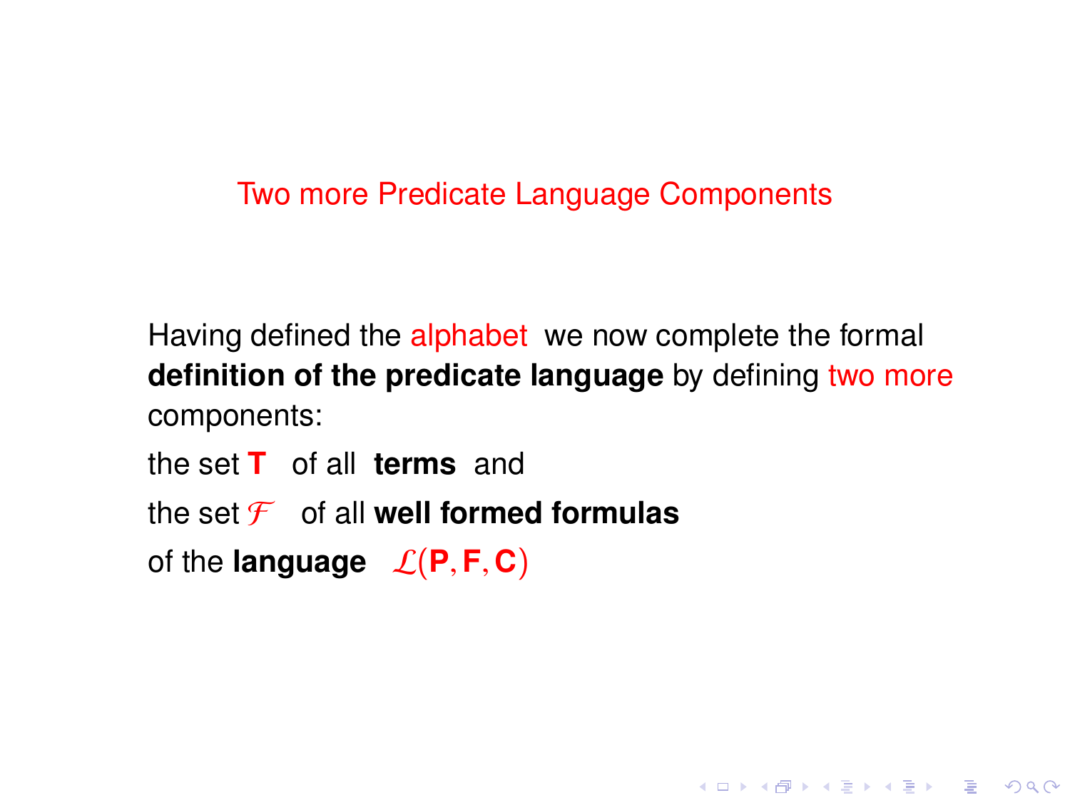## Two more Predicate Language Components

Having defined the alphabet we now complete the formal **definition of the predicate language** by defining two more components:

the set $\mathbf{T}$ of all **terms** and

the set $\mathcal{F}$ of all **well formed formulas**

of the **language** $\mathcal{L}(\mathbf{P}, \mathbf{F}, \mathbf{C})$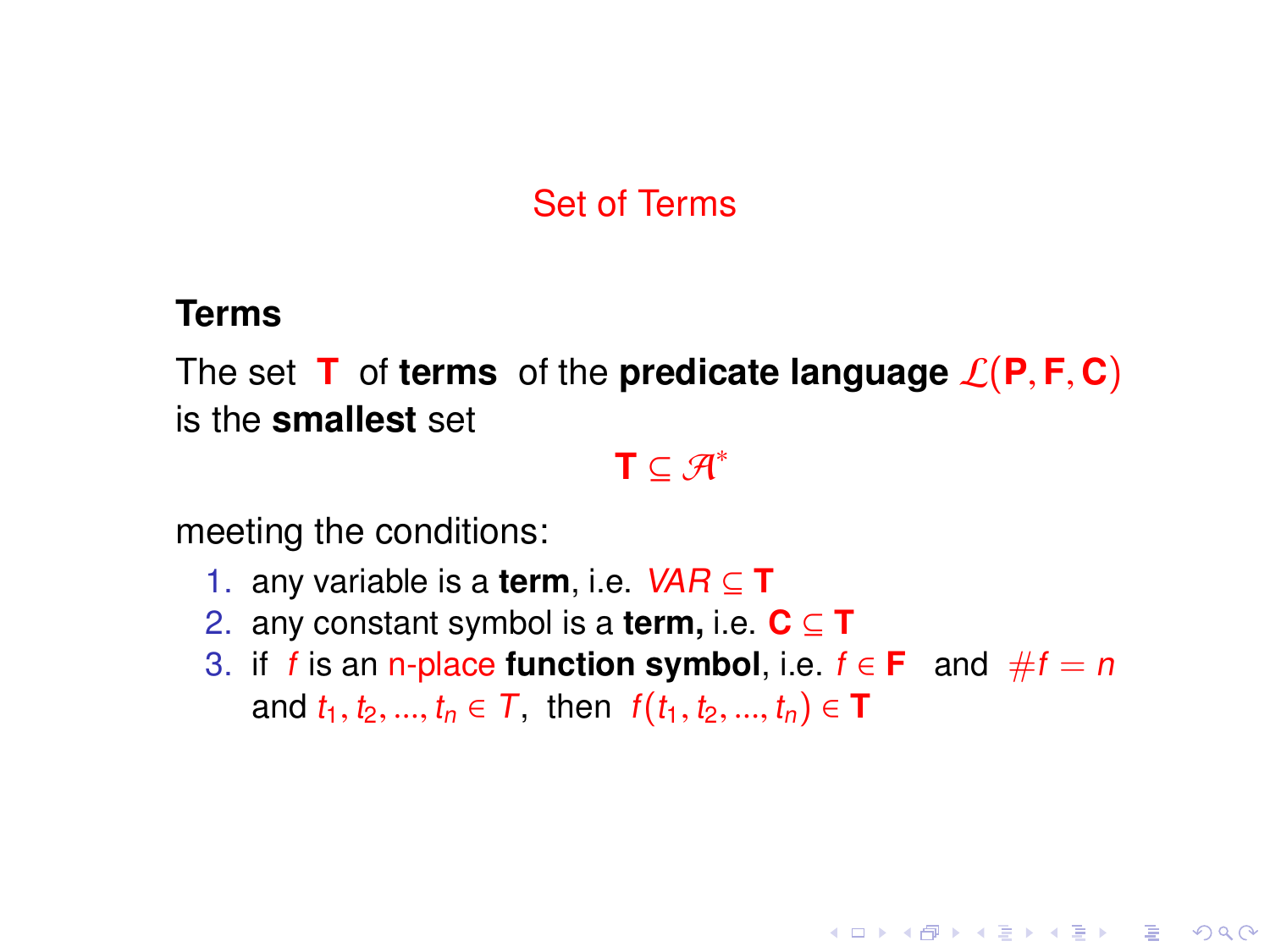## Set of Terms

### Terms

The set $\mathbf{T}$ of **terms** of the **predicate language** $\mathcal{L}(\mathbf{P}, \mathbf{F}, \mathbf{C})$ is the **smallest** set

$$\mathbf{T} \subseteq \mathcal{A}^*$$

meeting the conditions:

1. any variable is a **term**, i.e. $VAR \subseteq \mathbf{T}$
2. any constant symbol is a **term,** i.e. $\mathbf{C} \subseteq \mathbf{T}$
3. if $f$ is an n-place **function symbol**, i.e. $f \in \mathbf{F}$ and $\#f = n$ and $t_1, t_2, ..., t_n \in T$, then $f(t_1, t_2, ..., t_n) \in \mathbf{T}$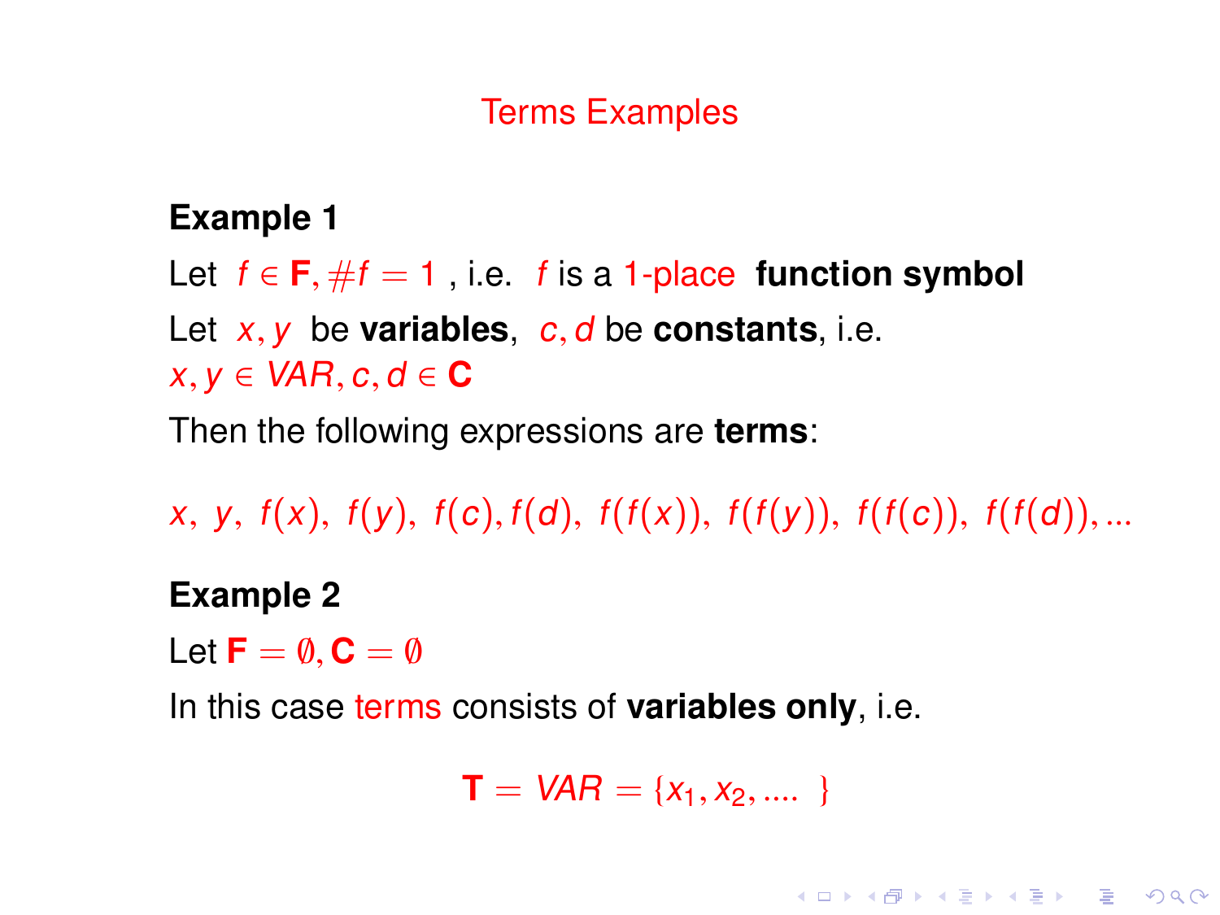# Terms Examples

**Example 1**

Let $f \in \mathbf{F}, \#f = 1$ , i.e. $f$ is a 1-place **function symbol**

Let $x, y$ be **variables**, $c, d$ be **constants**, i.e. $x, y \in VAR, c, d \in \mathbf{C}$

Then the following expressions are **terms**:

$$x,\ y,\ f(x),\ f(y),\ f(c), f(d),\ f(f(x)),\ f(f(y)),\ f(f(c)),\ f(f(d)), ...$$

**Example 2**

Let $\mathbf{F} = \emptyset, \mathbf{C} = \emptyset$

In this case terms consists of **variables only**, i.e.

$$\mathbf{T} = VAR = \{x_1, x_2, ....\ \}$$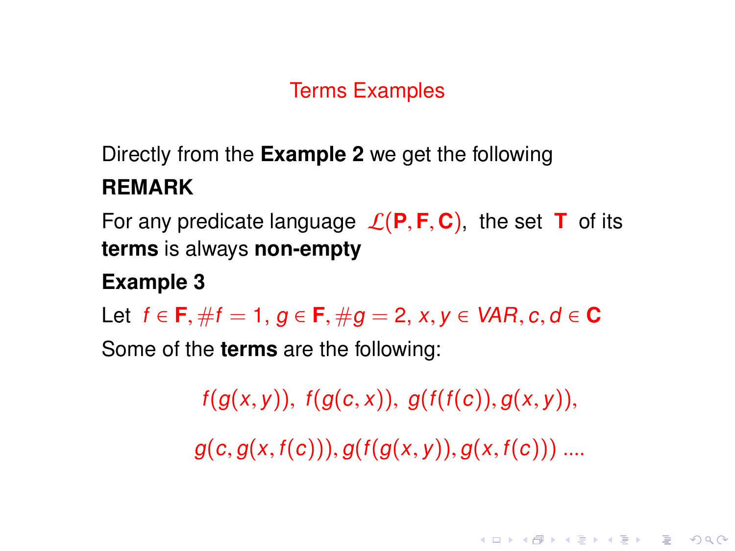# Terms Examples

Directly from the **Example 2** we get the following

**REMARK**

For any predicate language $\mathcal{L}(\mathbf{P}, \mathbf{F}, \mathbf{C})$, the set $\mathbf{T}$ of its **terms** is always **non-empty**

**Example 3**

Let $f \in \mathbf{F}, \#f = 1, g \in \mathbf{F}, \#g = 2, x, y \in VAR, c, d \in \mathbf{C}$

Some of the **terms** are the following:

$$f(g(x, y)), \ f(g(c, x)), \ g(f(f(c)), g(x, y)),$$

$$g(c, g(x, f(c))), g(f(g(x, y)), g(x, f(c))) \ ....$$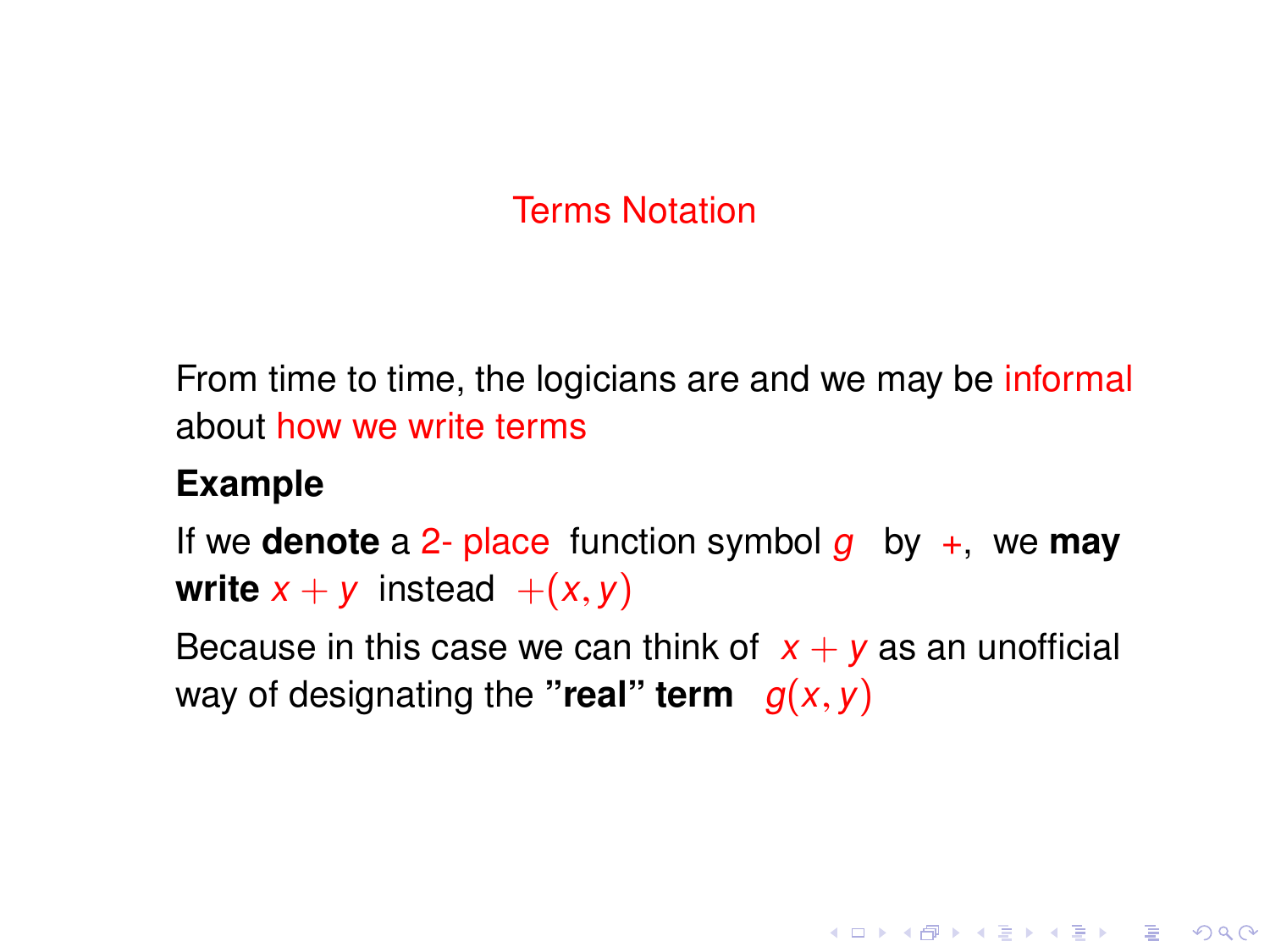# Terms Notation

From time to time, the logicians are and we may be informal about how we write terms

**Example**

If we **denote** a 2- place function symbol $g$ by $+$, we **may write** $x + y$ instead $+(x, y)$

Because in this case we can think of $x + y$ as an unofficial way of designating the **"real" term** $g(x, y)$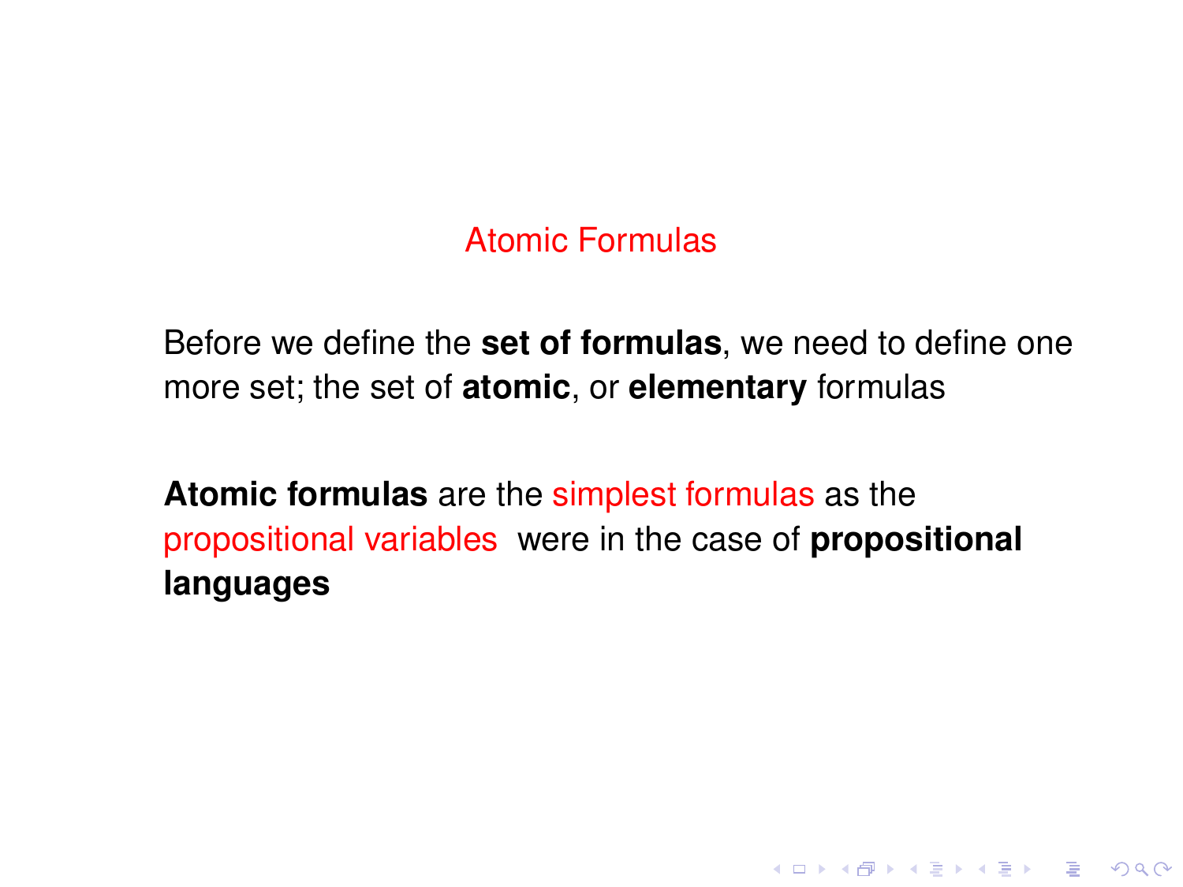# Atomic Formulas

Before we define the **set of formulas**, we need to define one more set; the set of **atomic**, or **elementary** formulas

**Atomic formulas** are the simplest formulas as the propositional variables were in the case of **propositional languages**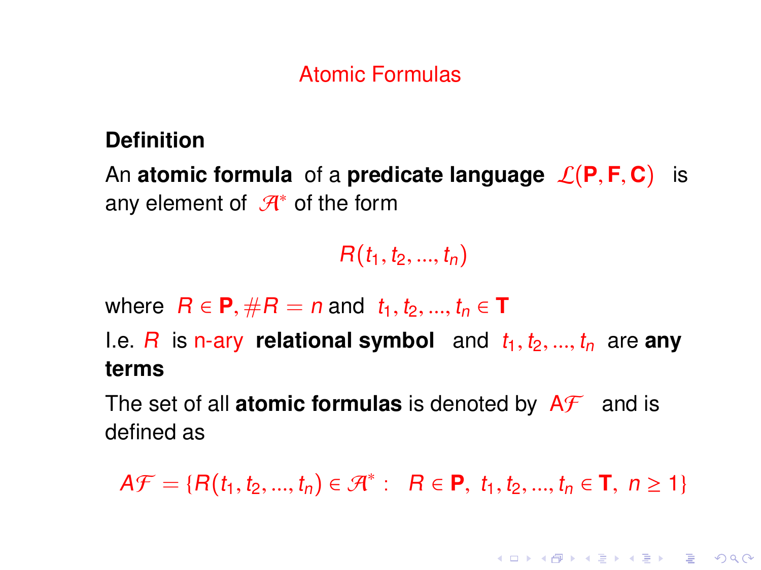# Atomic Formulas

**Definition**

An **atomic formula** of a **predicate language** $\mathcal{L}(\mathbf{P}, \mathbf{F}, \mathbf{C})$ is any element of $\mathcal{A}^*$ of the form

$$R(t_1, t_2, ..., t_n)$$

where $R \in \mathbf{P}, \#R = n$ and $t_1, t_2, ..., t_n \in \mathbf{T}$

I.e. $R$ is n-ary **relational symbol** and $t_1, t_2, ..., t_n$ are **any terms**

The set of all **atomic formulas** is denoted by $A\mathcal{F}$ and is defined as

$$A\mathcal{F} = \{R(t_1, t_2, ..., t_n) \in \mathcal{A}^* : \ R \in \mathbf{P}, \ t_1, t_2, ..., t_n \in \mathbf{T}, \ n \geq 1\}$$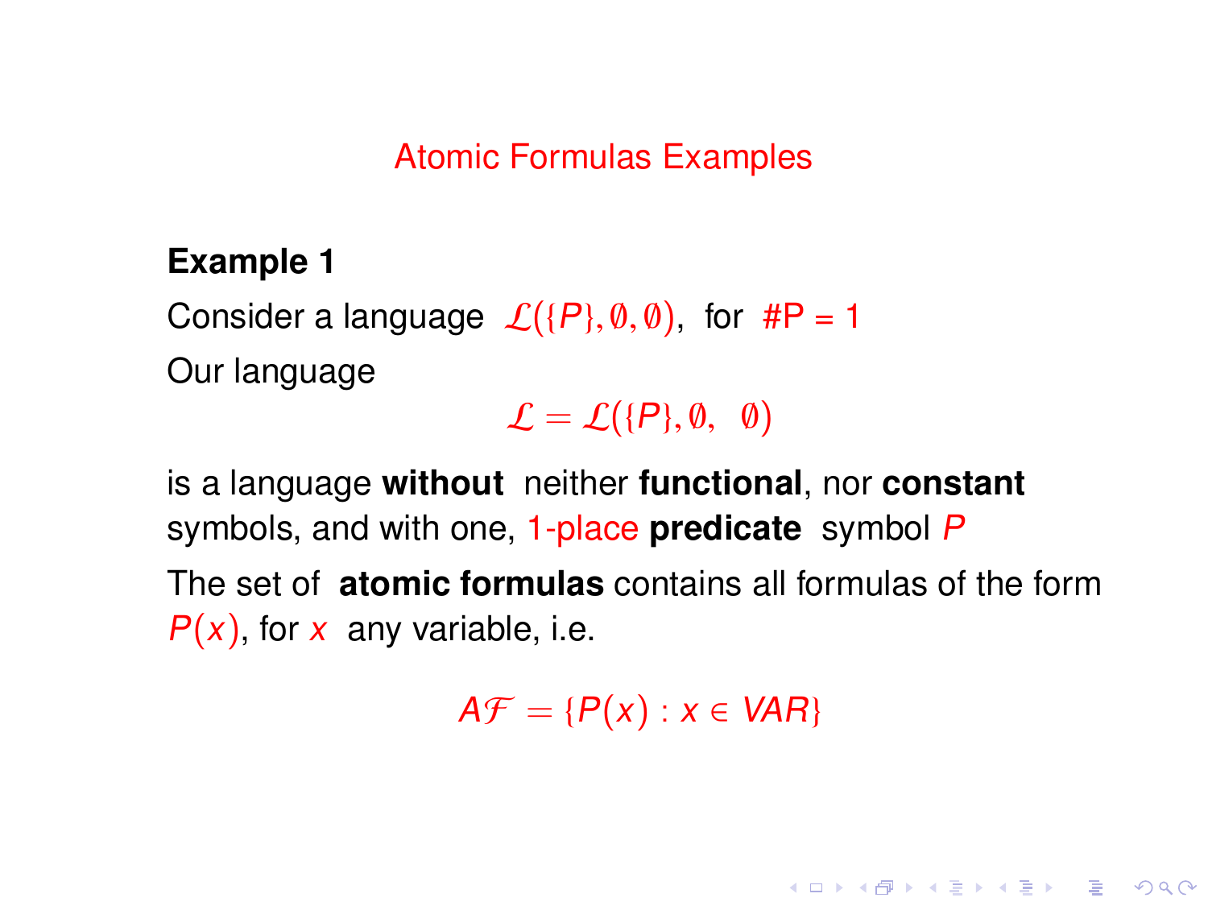## Atomic Formulas Examples

**Example 1**

Consider a language $\mathcal{L}(\{P\}, \emptyset, \emptyset)$, for #P = 1

Our language

$$\mathcal{L} = \mathcal{L}(\{P\}, \emptyset, \ \ \emptyset)$$

is a language **without** neither **functional**, nor **constant** symbols, and with one, 1-place **predicate** symbol $P$

The set of **atomic formulas** contains all formulas of the form $P(x)$, for $x$ any variable, i.e.

$$A\mathcal{F} = \{P(x) : x \in VAR\}$$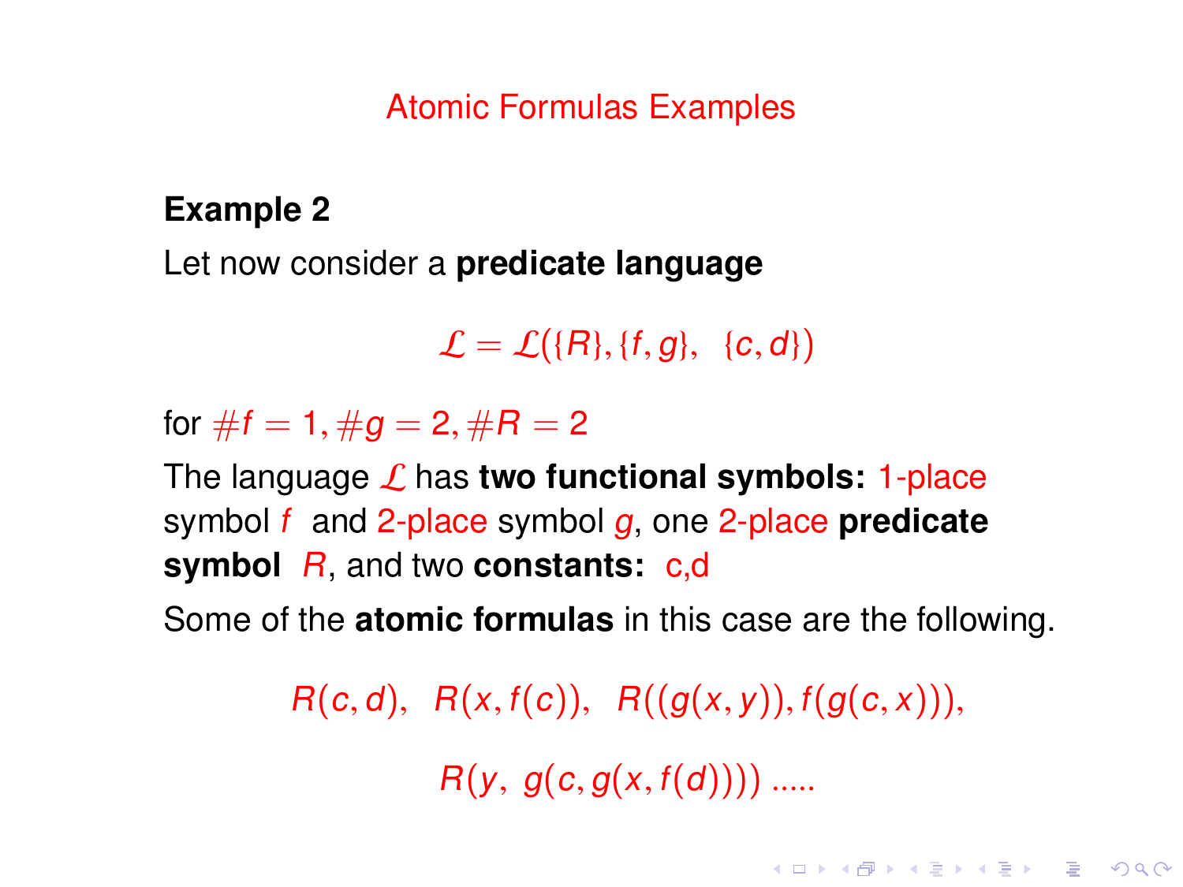## Atomic Formulas Examples

**Example 2**

Let now consider a **predicate language**

$$\mathcal{L} = \mathcal{L}(\{R\}, \{f, g\}, \ \{c, d\})$$

for $\#f = 1, \#g = 2, \#R = 2$

The language $\mathcal{L}$ has **two functional symbols:** 1-place symbol $f$ and 2-place symbol $g$, one 2-place **predicate symbol** $R$, and two **constants:** c,d

Some of the **atomic formulas** in this case are the following.

$$R(c, d), \ \ R(x, f(c)), \ \ R((g(x, y)), f(g(c, x))),$$

$$R(y, \ g(c, g(x, f(d)))) \ .....$$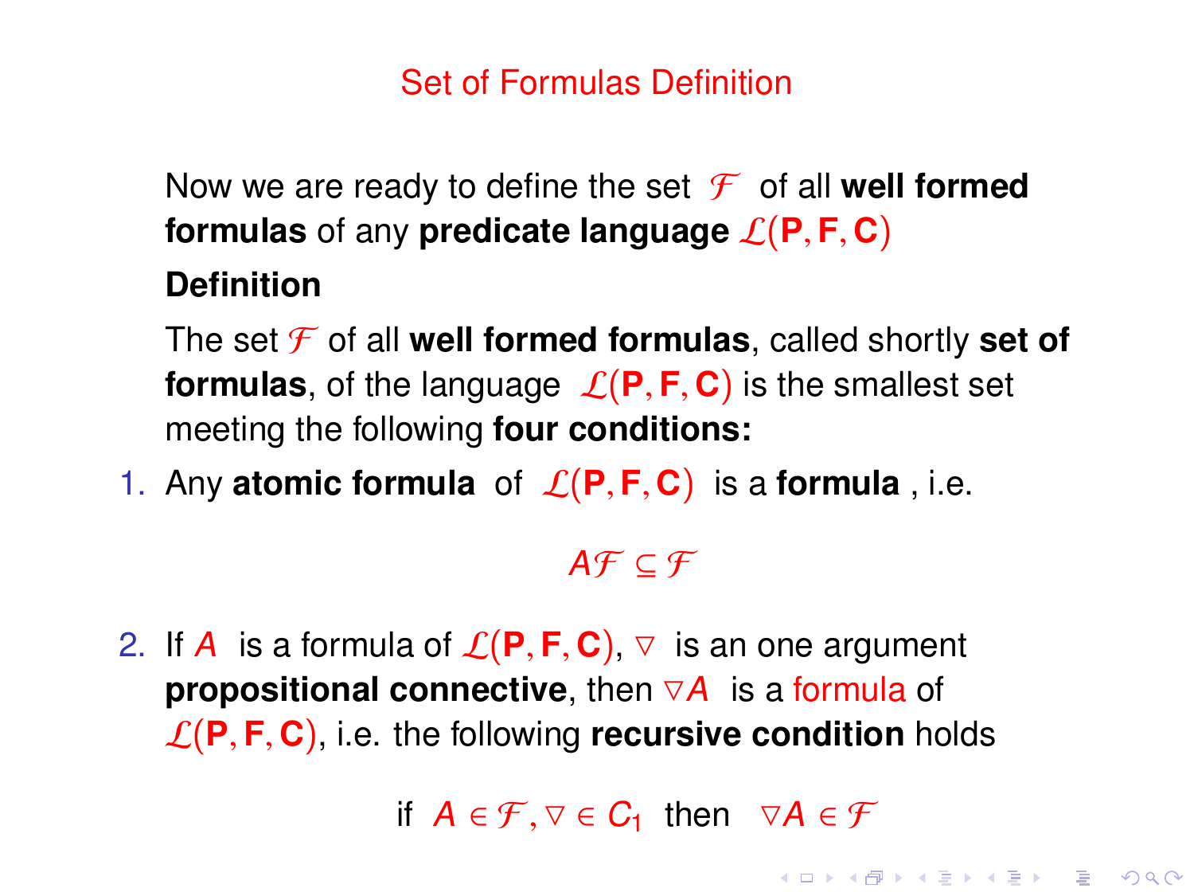## Set of Formulas Definition

Now we are ready to define the set $\mathcal{F}$ of all **well formed formulas** of any **predicate language** $\mathcal{L}(\mathbf{P}, \mathbf{F}, \mathbf{C})$

**Definition**

The set $\mathcal{F}$ of all **well formed formulas**, called shortly **set of formulas**, of the language $\mathcal{L}(\mathbf{P}, \mathbf{F}, \mathbf{C})$ is the smallest set meeting the following **four conditions:**

1. Any **atomic formula** of $\mathcal{L}(\mathbf{P}, \mathbf{F}, \mathbf{C})$ is a **formula**, i.e.

$$A\mathcal{F} \subseteq \mathcal{F}$$

2. If $A$ is a formula of $\mathcal{L}(\mathbf{P}, \mathbf{F}, \mathbf{C})$, $\triangledown$ is an one argument **propositional connective**, then $\triangledown A$ is a formula of $\mathcal{L}(\mathbf{P}, \mathbf{F}, \mathbf{C})$, i.e. the following **recursive condition** holds

$$\text{if } A \in \mathcal{F}, \triangledown \in C_1 \text{ then } \triangledown A \in \mathcal{F}$$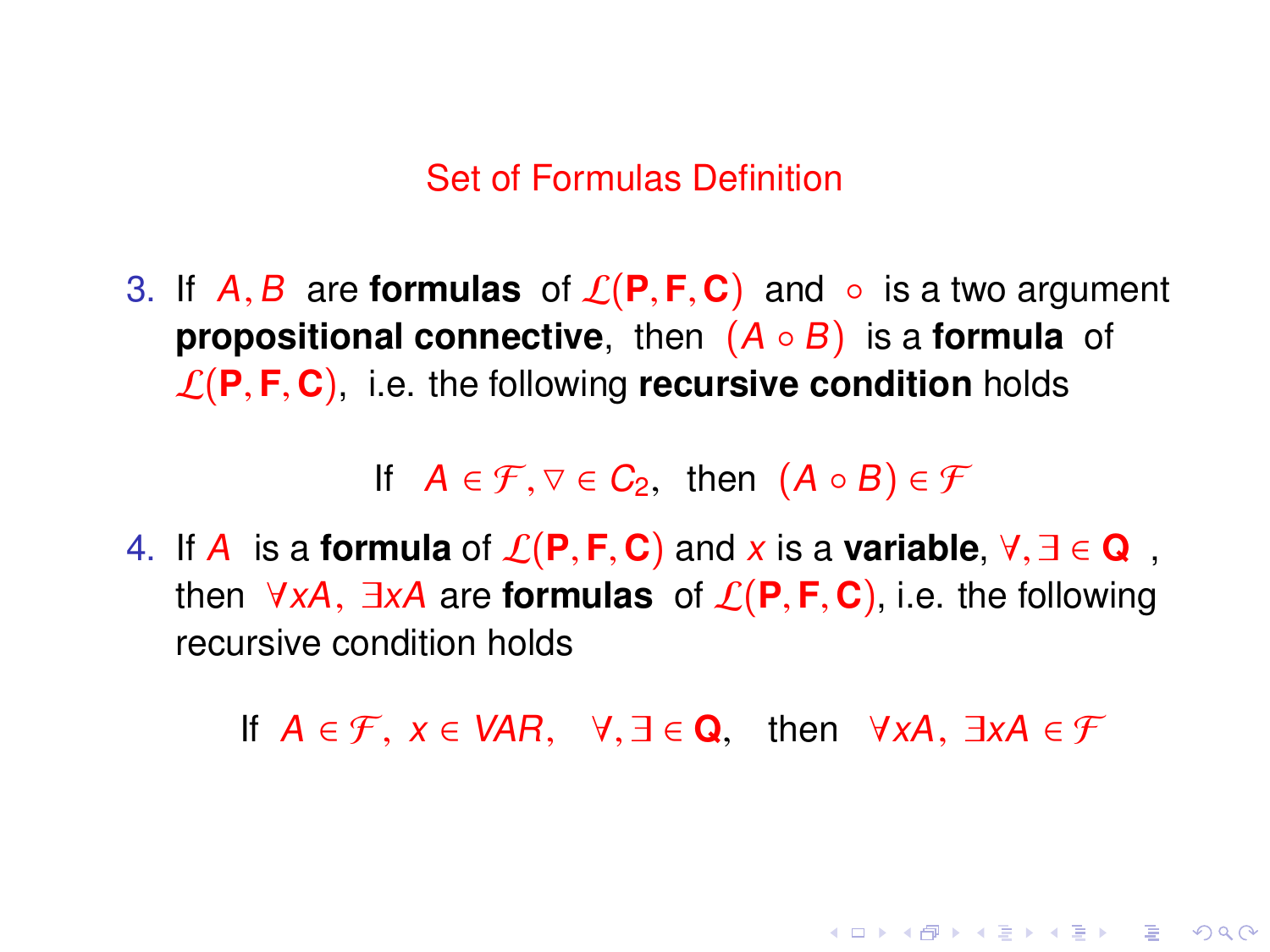## Set of Formulas Definition

3. If $A, B$ are **formulas** of $\mathcal{L}(\mathbf{P}, \mathbf{F}, \mathbf{C})$ and $\circ$ is a two argument **propositional connective**, then $(A \circ B)$ is a **formula** of $\mathcal{L}(\mathbf{P}, \mathbf{F}, \mathbf{C})$, i.e. the following **recursive condition** holds

$$\text{If} \quad A \in \mathcal{F}, \triangledown \in C_2, \ \text{ then } \ (A \circ B) \in \mathcal{F}$$

4. If $A$ is a **formula** of $\mathcal{L}(\mathbf{P}, \mathbf{F}, \mathbf{C})$ and $x$ is a **variable**, $\forall, \exists \in \mathbf{Q}$ , then $\forall x A, \ \exists x A$ are **formulas** of $\mathcal{L}(\mathbf{P}, \mathbf{F}, \mathbf{C})$, i.e. the following recursive condition holds

$$\text{If} \ \ A \in \mathcal{F}, \ x \in VAR, \ \ \forall, \exists \in \mathbf{Q}, \ \ \text{ then } \ \ \forall x A, \ \exists x A \in \mathcal{F}$$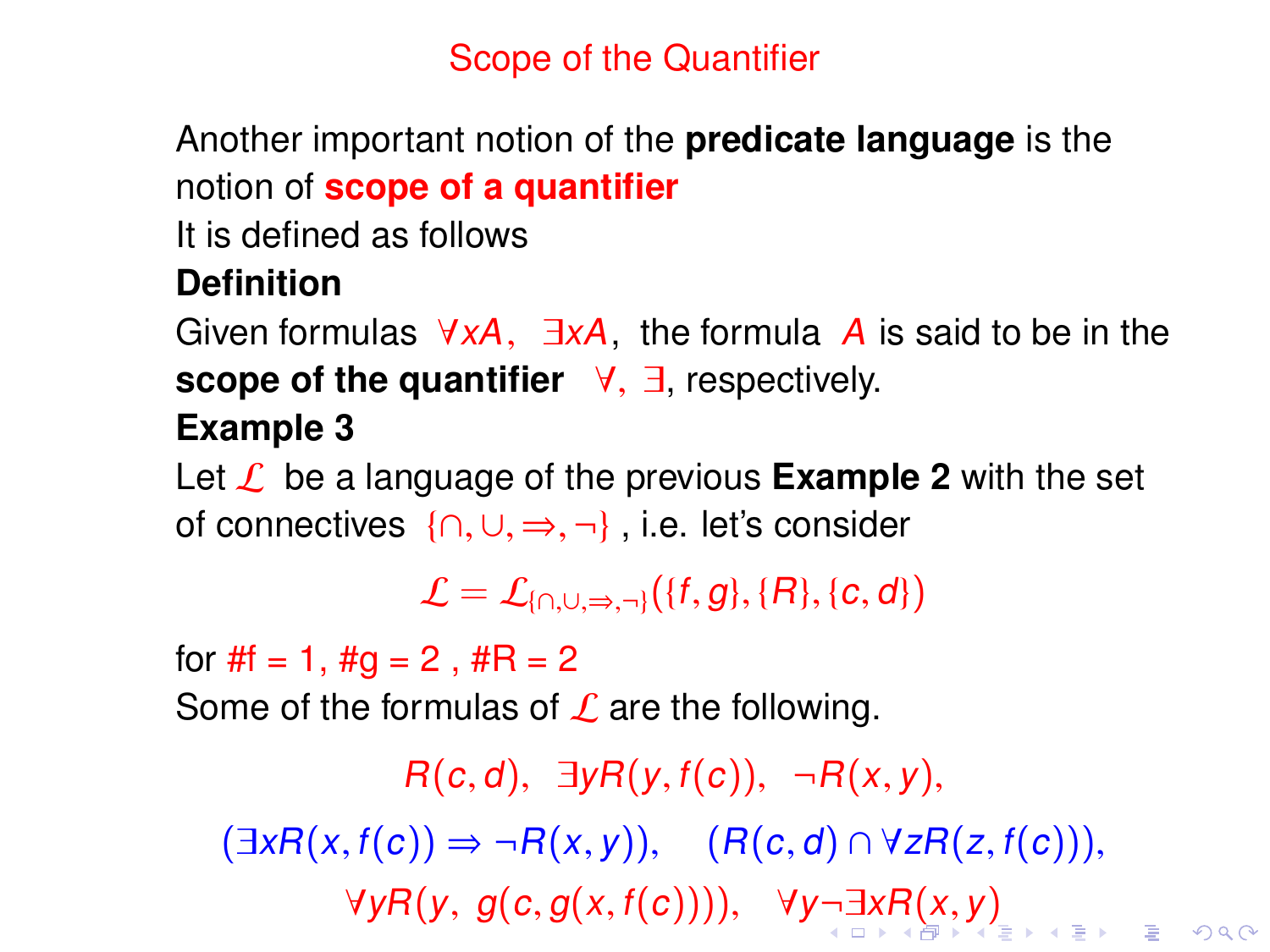# Scope of the Quantifier

Another important notion of the **predicate language** is the notion of **scope of a quantifier**

It is defined as follows

**Definition**

Given formulas $\forall x A$, $\exists x A$, the formula $A$ is said to be in the **scope of the quantifier** $\forall$, $\exists$, respectively.

**Example 3**

Let $\mathcal{L}$ be a language of the previous **Example 2** with the set of connectives $\{\cap, \cup, \Rightarrow, \neg\}$ , i.e. let's consider

$$\mathcal{L} = \mathcal{L}_{\{\cap,\cup,\Rightarrow,\neg\}}(\{f, g\}, \{R\}, \{c, d\})$$

for $\#f = 1$, $\#g = 2$ , $\#R = 2$

Some of the formulas of $\mathcal{L}$ are the following.

$$R(c, d), \;\; \exists y R(y, f(c)), \;\; \neg R(x, y),$$

$$(\exists x R(x, f(c)) \Rightarrow \neg R(x, y)), \quad (R(c, d) \cap \forall z R(z, f(c))),$$

$$\forall y R(y, \; g(c, g(x, f(c)))), \quad \forall y \neg \exists x R(x, y)$$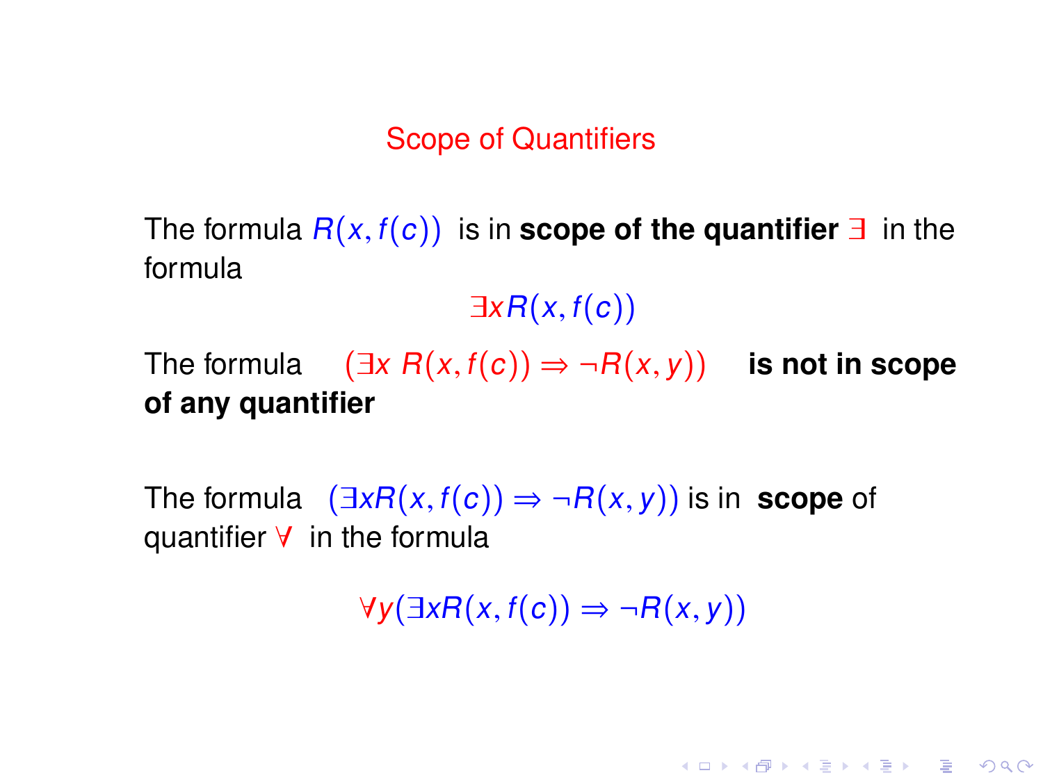# Scope of Quantifiers

The formula $R(x, f(c))$ is in **scope of the quantifier** $\exists$ in the formula

$$\exists x R(x, f(c))$$

The formula $(\exists x\ R(x, f(c)) \Rightarrow \neg R(x, y))$ **is not in scope of any quantifier**

The formula $(\exists x R(x, f(c)) \Rightarrow \neg R(x, y))$ is in **scope** of quantifier $\forall$ in the formula

$$\forall y(\exists x R(x, f(c)) \Rightarrow \neg R(x, y))$$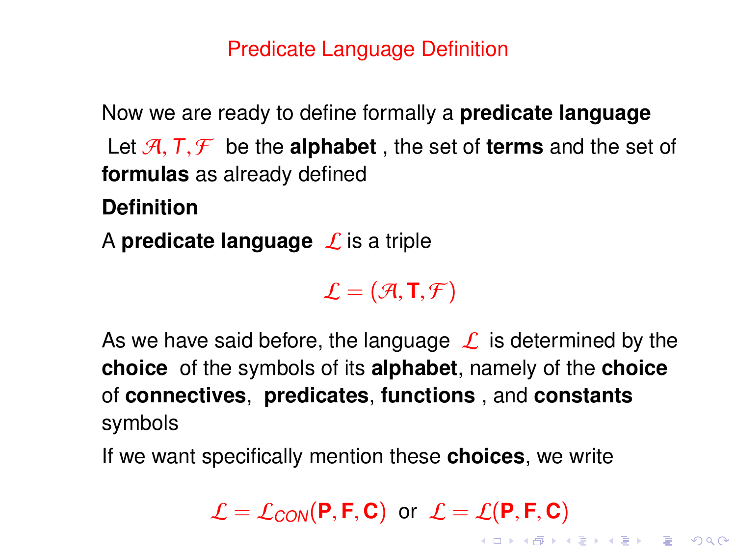## Predicate Language Definition

Now we are ready to define formally a **predicate language**

Let $\mathcal{A}, T, \mathcal{F}$ be the **alphabet** , the set of **terms** and the set of **formulas** as already defined

**Definition**

A **predicate language** $\mathcal{L}$ is a triple

$$\mathcal{L} = (\mathcal{A}, \mathbf{T}, \mathcal{F})$$

As we have said before, the language $\mathcal{L}$ is determined by the **choice** of the symbols of its **alphabet**, namely of the **choice** of **connectives**, **predicates**, **functions** , and **constants** symbols

If we want specifically mention these **choices**, we write

$$\mathcal{L} = \mathcal{L}_{CON}(\mathbf{P}, \mathbf{F}, \mathbf{C}) \text{ or } \mathcal{L} = \mathcal{L}(\mathbf{P}, \mathbf{F}, \mathbf{C})$$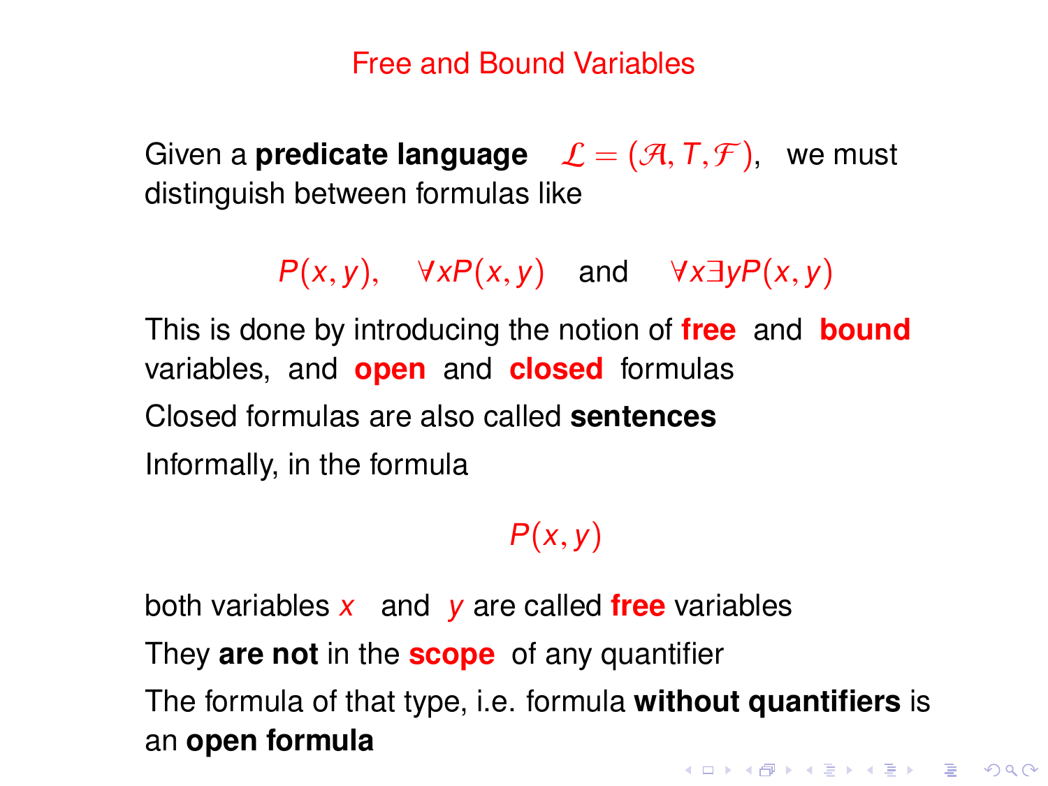# Free and Bound Variables

Given a **predicate language** $\mathcal{L} = (\mathcal{A}, T, \mathcal{F})$, we must distinguish between formulas like

$$P(x, y), \quad \forall x P(x, y) \quad \text{and} \quad \forall x \exists y P(x, y)$$

This is done by introducing the notion of **free** and **bound** variables, and **open** and **closed** formulas

Closed formulas are also called **sentences**

Informally, in the formula

$$P(x, y)$$

both variables $x$ and $y$ are called **free** variables

They **are not** in the **scope** of any quantifier

The formula of that type, i.e. formula **without quantifiers** is an **open formula**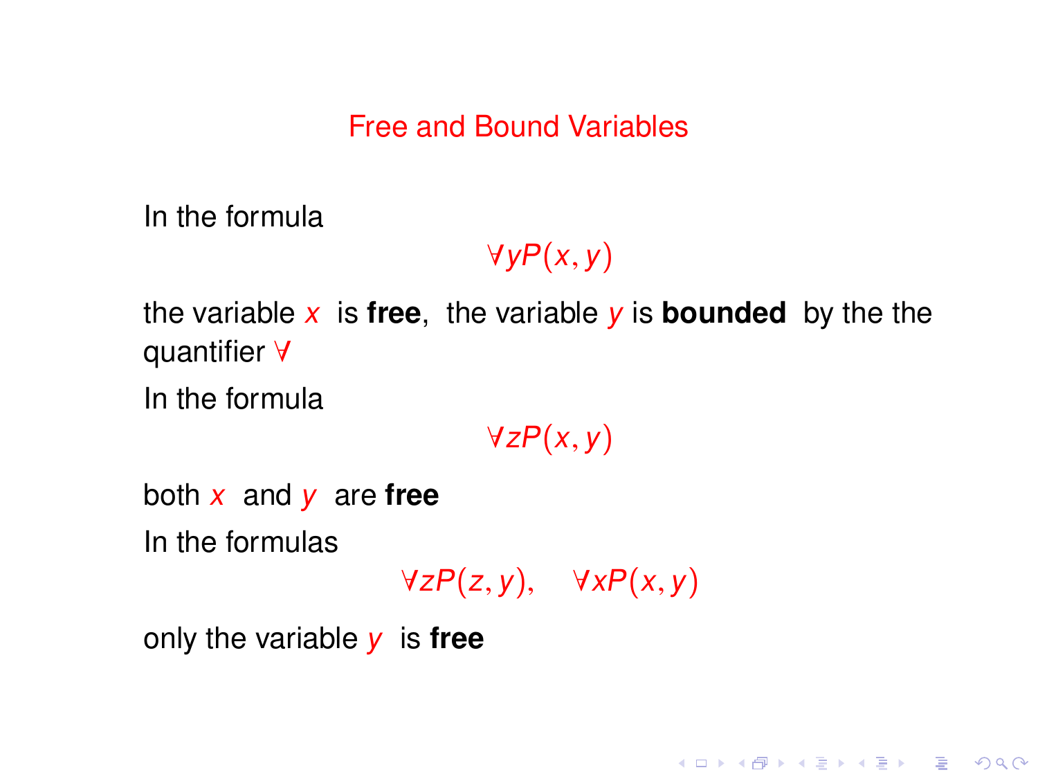## Free and Bound Variables

In the formula

$$\forall y P(x, y)$$

the variable $x$ is **free**, the variable $y$ is **bounded** by the the quantifier $\forall$

In the formula

$$\forall z P(x, y)$$

both $x$ and $y$ are **free**

In the formulas

$$\forall z P(z, y), \quad \forall x P(x, y)$$

only the variable $y$ is **free**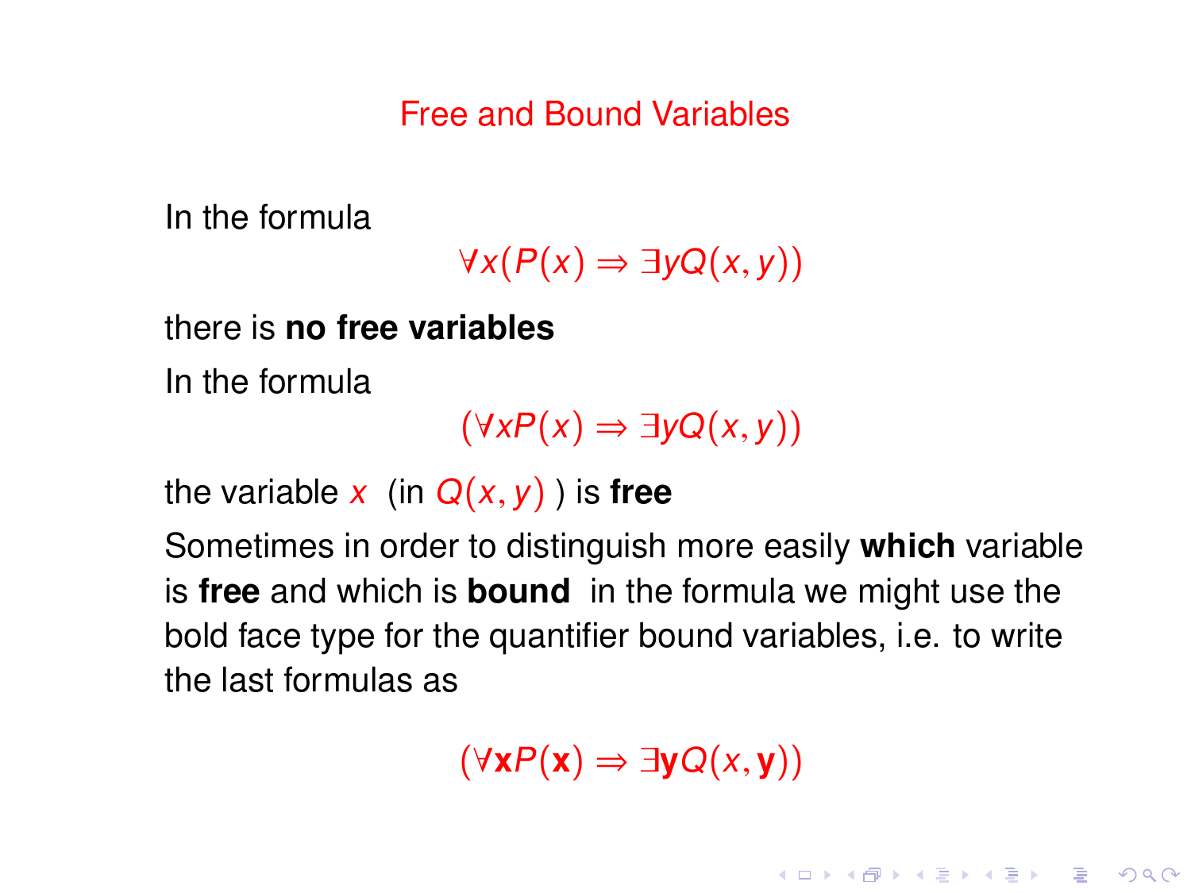# Free and Bound Variables

In the formula

$$\forall x(P(x) \Rightarrow \exists y Q(x,y))$$

there is **no free variables**

In the formula

$$(\forall x P(x) \Rightarrow \exists y Q(x,y))$$

the variable $x$ (in $Q(x,y)$ ) is **free**

Sometimes in order to distinguish more easily **which** variable is **free** and which is **bound** in the formula we might use the bold face type for the quantifier bound variables, i.e. to write the last formulas as

$$(\forall \mathbf{x} P(\mathbf{x}) \Rightarrow \exists \mathbf{y} Q(x,\mathbf{y}))$$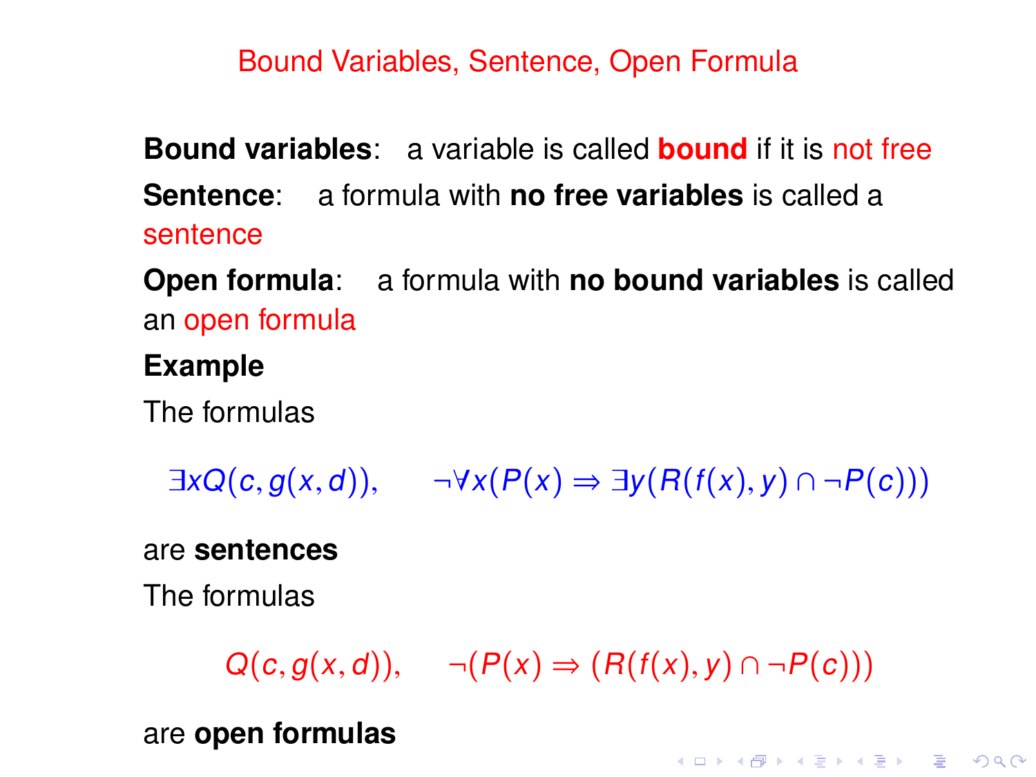# Bound Variables, Sentence, Open Formula

**Bound variables**: a variable is called **bound** if it is not free

**Sentence**: a formula with **no free variables** is called a sentence

**Open formula**: a formula with **no bound variables** is called an open formula

**Example**

The formulas

$$\exists x Q(c, g(x, d)), \qquad \neg \forall x (P(x) \Rightarrow \exists y (R(f(x), y) \cap \neg P(c)))$$

are **sentences**

The formulas

$$Q(c, g(x, d)), \qquad \neg (P(x) \Rightarrow (R(f(x), y) \cap \neg P(c)))$$

are **open formulas**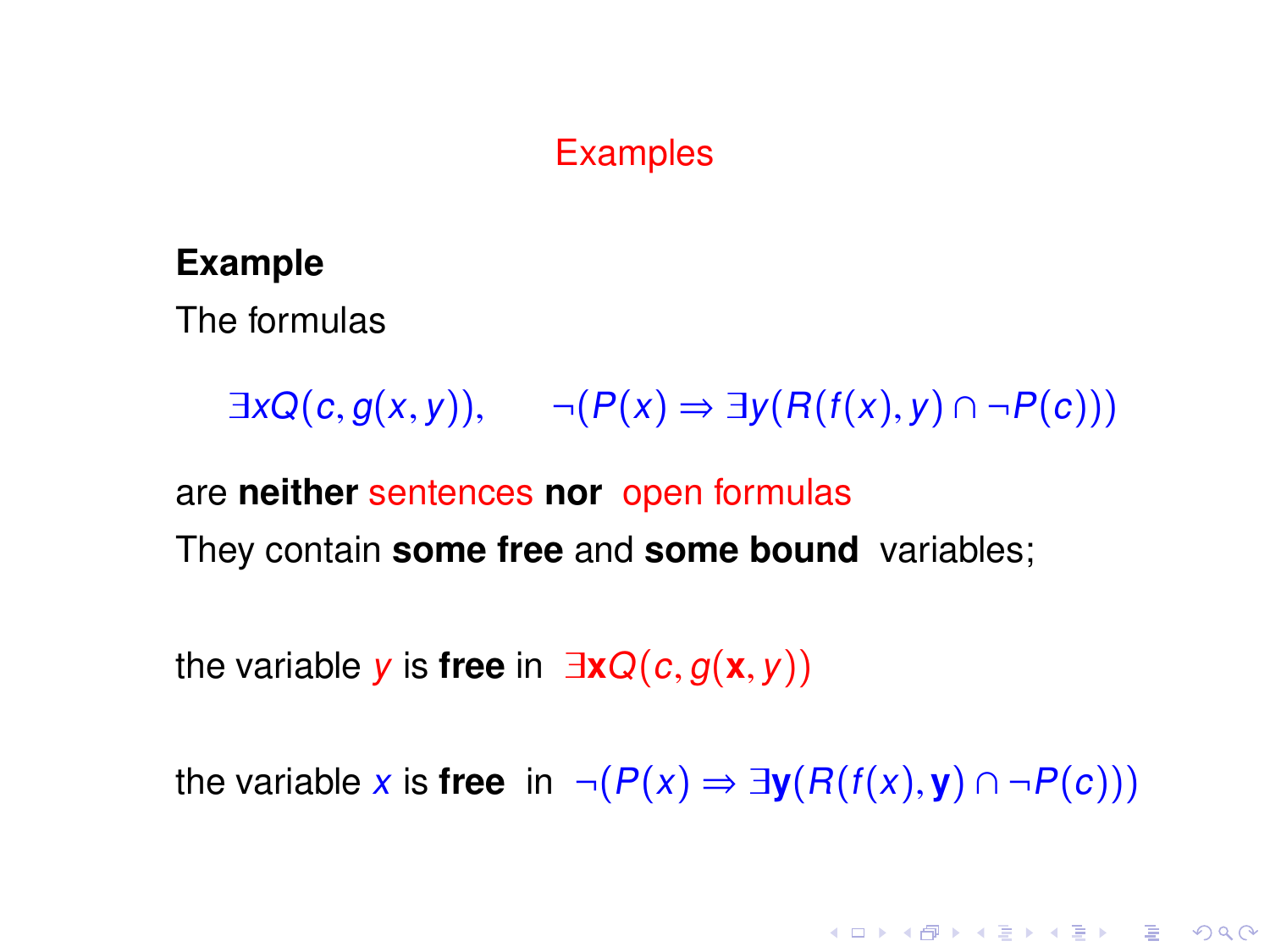## Examples

**Example**

The formulas

$$\exists x Q(c, g(x, y)), \qquad \neg(P(x) \Rightarrow \exists y(R(f(x), y) \cap \neg P(c)))$$

are **neither** sentences **nor** open formulas

They contain **some free** and **some bound** variables;

the variable $y$ is **free** in $\exists \mathbf{x} Q(c, g(\mathbf{x}, y))$

the variable $x$ is **free** in $\neg(P(x) \Rightarrow \exists \mathbf{y}(R(f(x), \mathbf{y}) \cap \neg P(c)))$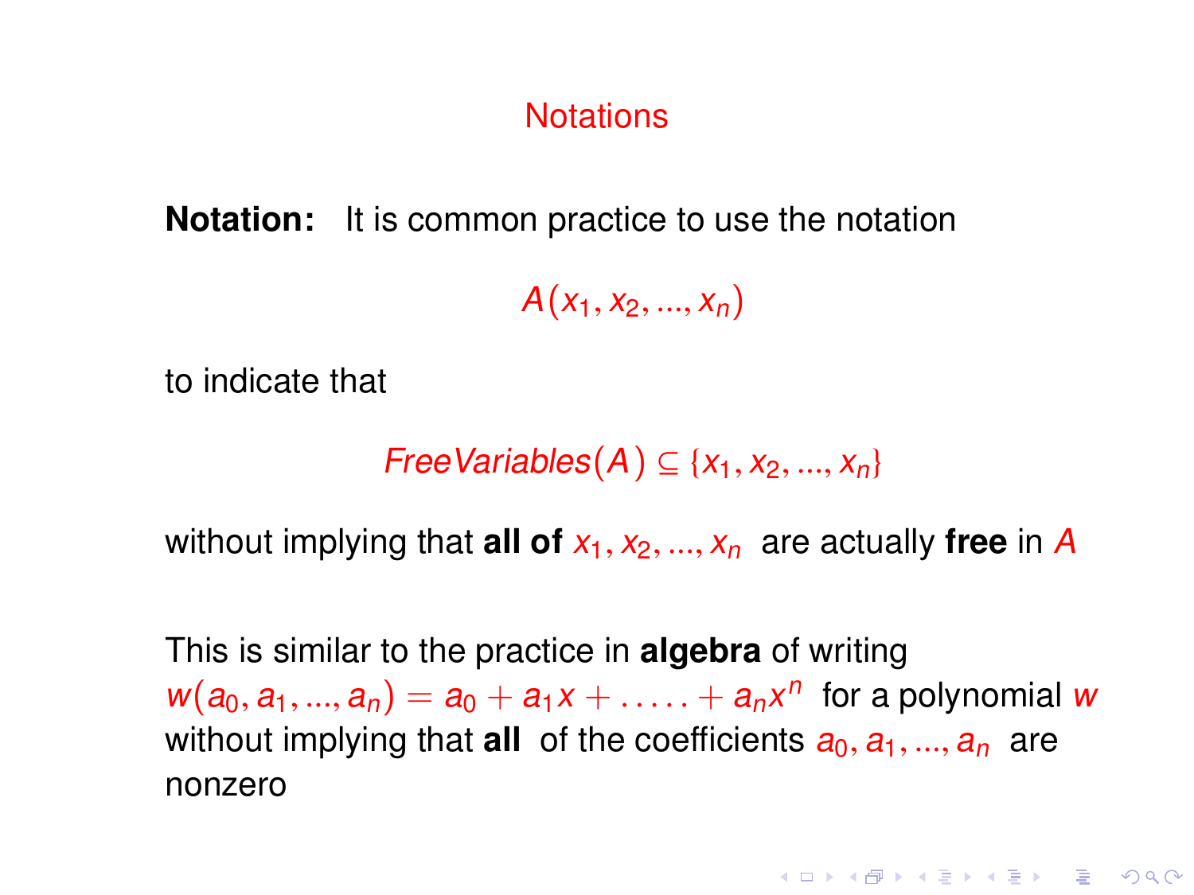# Notations

**Notation:** It is common practice to use the notation

$$A(x_1, x_2, ..., x_n)$$

to indicate that

$$FreeVariables(A) \subseteq \{x_1, x_2, ..., x_n\}$$

without implying that **all of** $x_1, x_2, ..., x_n$ are actually **free** in $A$

This is similar to the practice in **algebra** of writing $w(a_0, a_1, ..., a_n) = a_0 + a_1x + ..... + a_nx^n$ for a polynomial $w$ without implying that **all** of the coefficients $a_0, a_1, ..., a_n$ are nonzero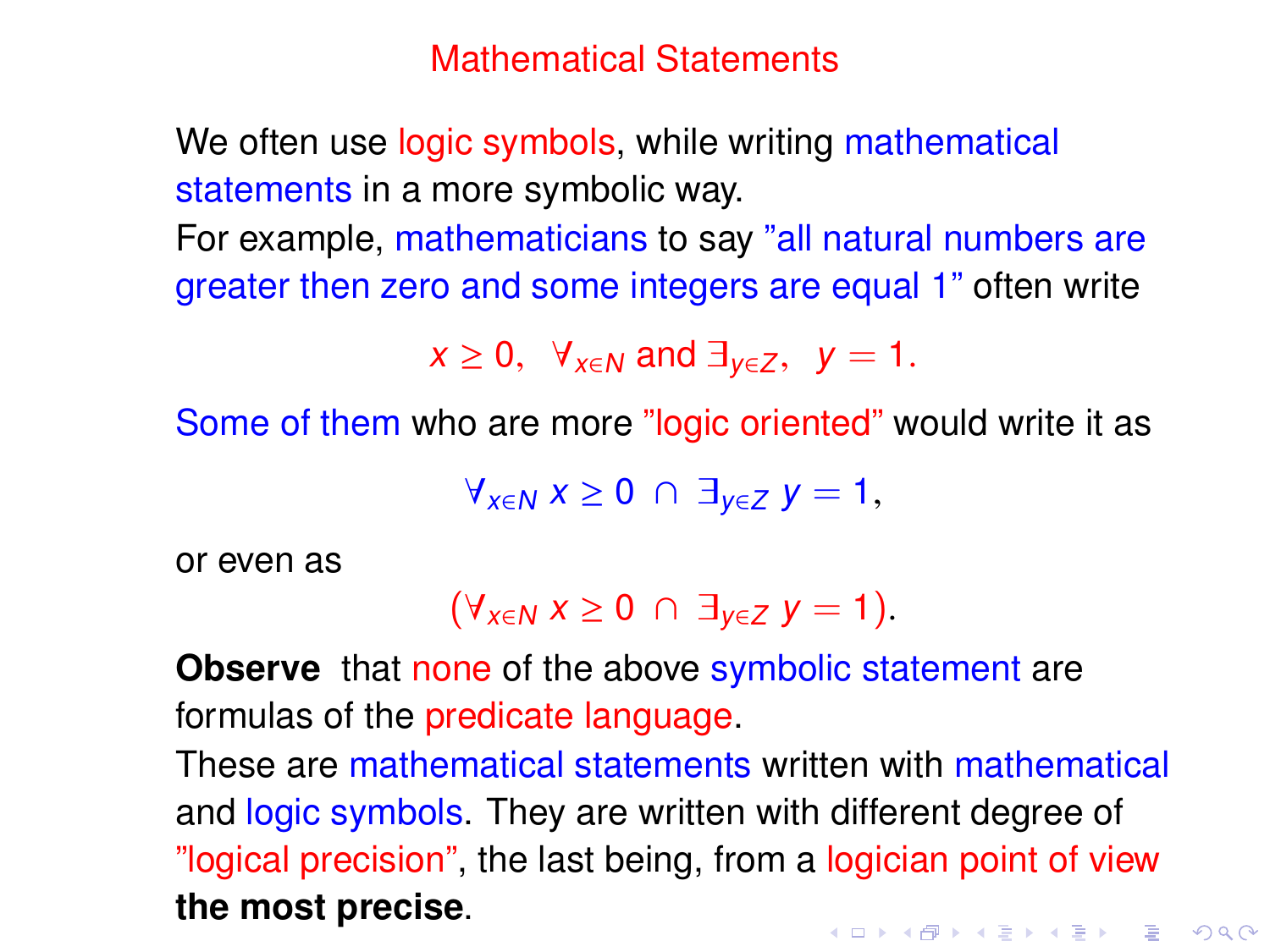# Mathematical Statements

We often use logic symbols, while writing mathematical statements in a more symbolic way.
For example, mathematicians to say "all natural numbers are greater then zero and some integers are equal 1" often write

$$x \geq 0, \ \ \forall_{x \in N} \text{ and } \exists_{y \in Z}, \ \ y = 1.$$

Some of them who are more "logic oriented" would write it as

$$\forall_{x \in N}\, x \geq 0 \ \cap \ \exists_{y \in Z}\, y = 1,$$

or even as

$$(\forall_{x \in N}\, x \geq 0 \ \cap \ \exists_{y \in Z}\, y = 1).$$

**Observe** that none of the above symbolic statement are formulas of the predicate language.
These are mathematical statements written with mathematical and logic symbols. They are written with different degree of "logical precision", the last being, from a logician point of view **the most precise**.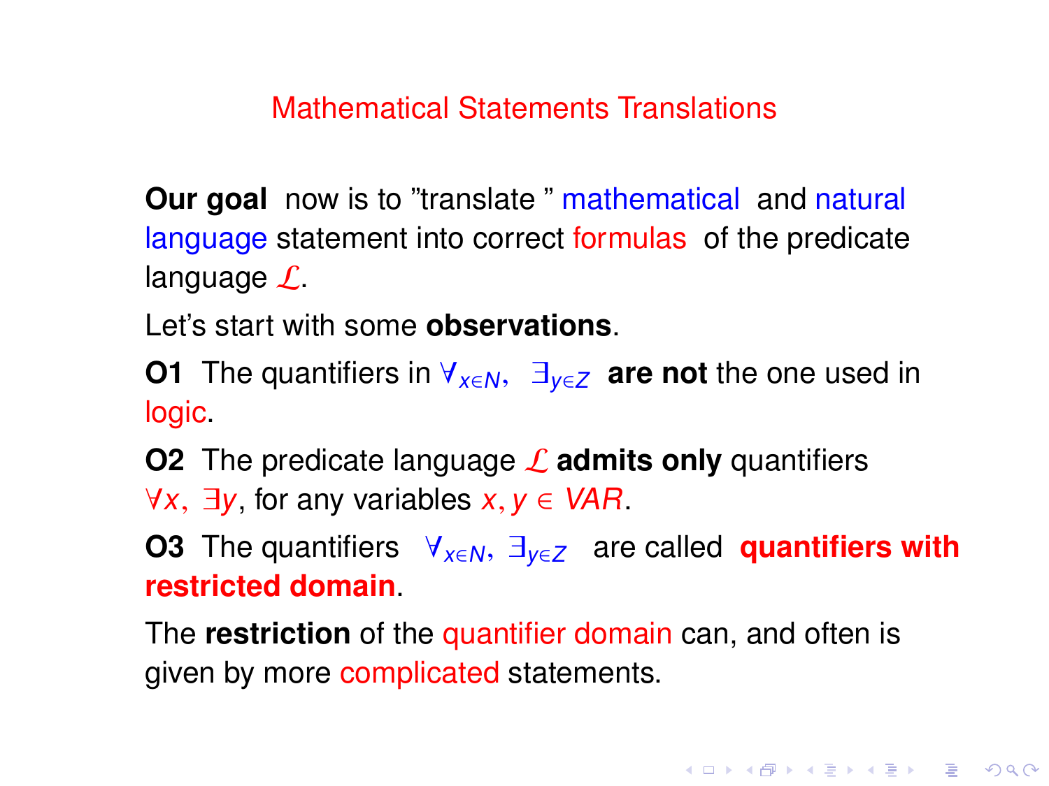# Mathematical Statements Translations

**Our goal** now is to "translate " mathematical and natural language statement into correct formulas of the predicate language $\mathcal{L}$.

Let's start with some **observations**.

**O1** The quantifiers in $\forall_{x \in N}$, $\exists_{y \in Z}$ **are not** the one used in logic.

**O2** The predicate language $\mathcal{L}$ **admits only** quantifiers $\forall x$, $\exists y$, for any variables $x, y \in VAR$.

**O3** The quantifiers $\forall_{x \in N}$, $\exists_{y \in Z}$ are called **quantifiers with restricted domain**.

The **restriction** of the quantifier domain can, and often is given by more complicated statements.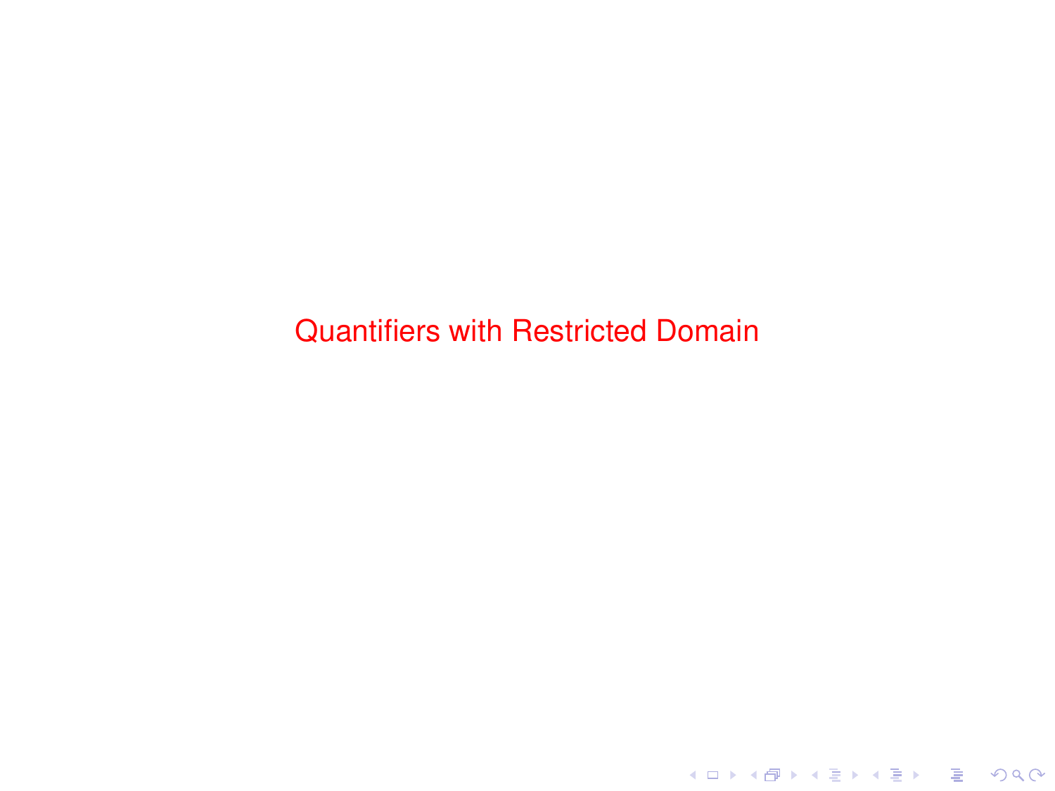# Quantifiers with Restricted Domain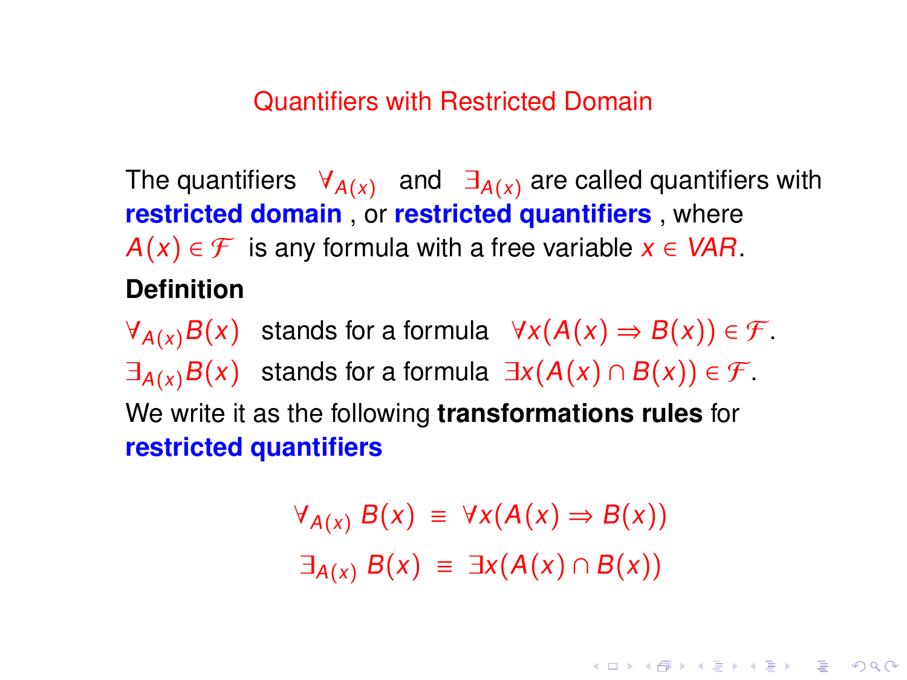# Quantifiers with Restricted Domain

The quantifiers $\forall_{A(x)}$ and $\exists_{A(x)}$ are called quantifiers with **restricted domain**, or **restricted quantifiers**, where $A(x) \in \mathcal{F}$ is any formula with a free variable $x \in VAR$.

**Definition**

$\forall_{A(x)} B(x)$ stands for a formula $\forall x(A(x) \Rightarrow B(x)) \in \mathcal{F}$.

$\exists_{A(x)} B(x)$ stands for a formula $\exists x(A(x) \cap B(x)) \in \mathcal{F}$.

We write it as the following **transformations rules** for **restricted quantifiers**

$$\forall_{A(x)} B(x) \equiv \forall x(A(x) \Rightarrow B(x))$$

$$\exists_{A(x)} B(x) \equiv \exists x(A(x) \cap B(x))$$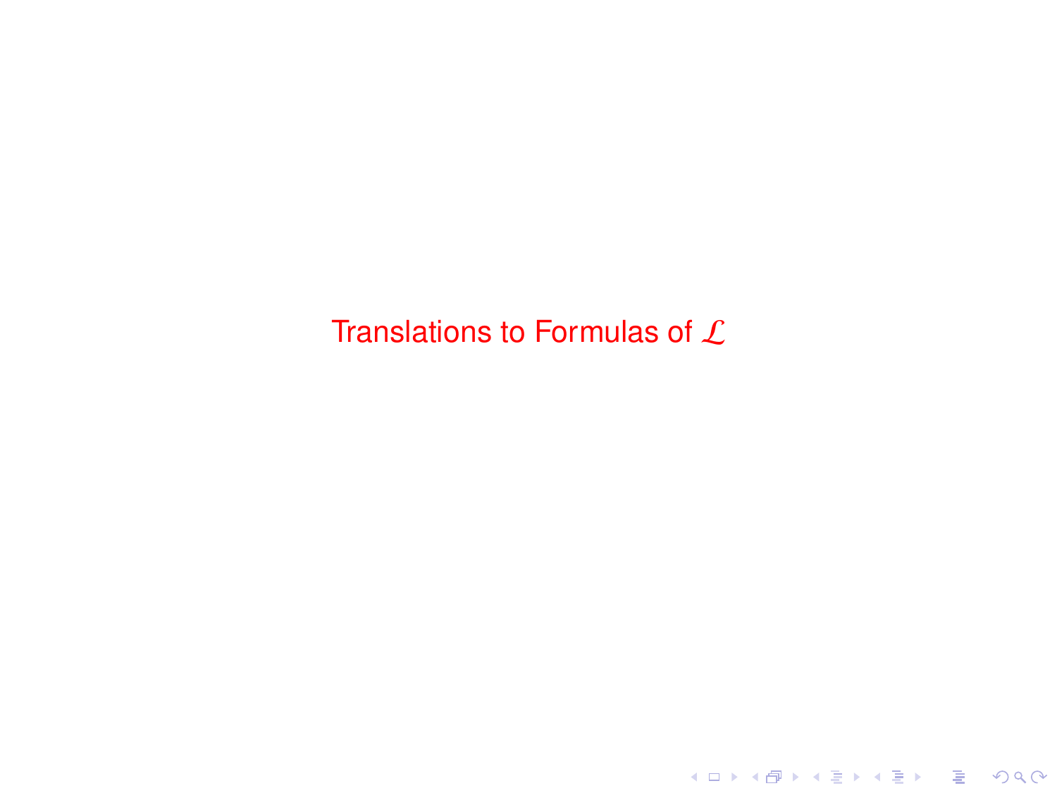# Translations to Formulas of $\mathcal{L}$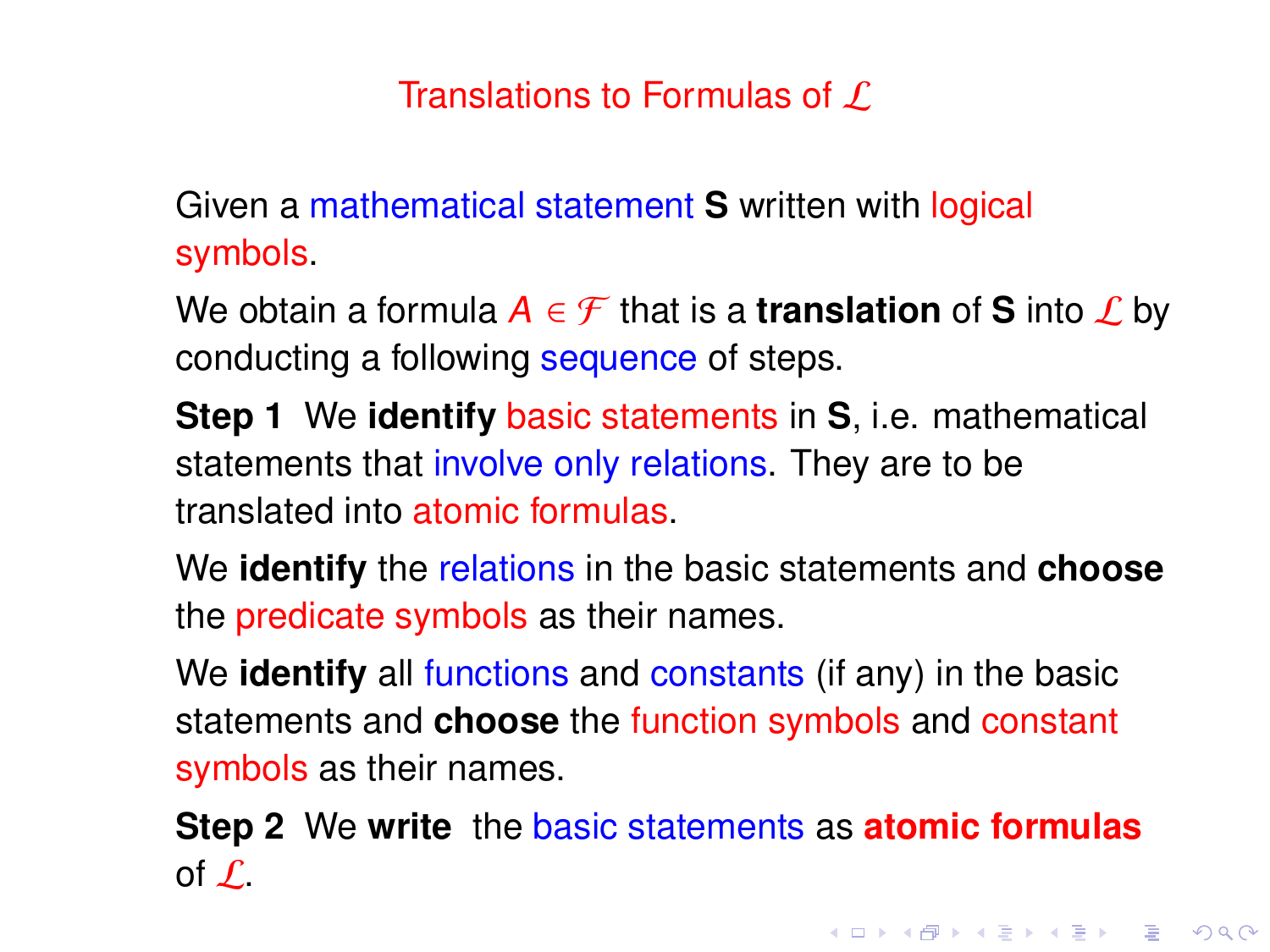# Translations to Formulas of $\mathcal{L}$

Given a mathematical statement **S** written with logical symbols.

We obtain a formula $A \in \mathcal{F}$ that is a **translation** of **S** into $\mathcal{L}$ by conducting a following sequence of steps.

**Step 1** We **identify** basic statements in **S**, i.e. mathematical statements that involve only relations. They are to be translated into atomic formulas.

We **identify** the relations in the basic statements and **choose** the predicate symbols as their names.

We **identify** all functions and constants (if any) in the basic statements and **choose** the function symbols and constant symbols as their names.

**Step 2** We **write** the basic statements as **atomic formulas** of $\mathcal{L}$.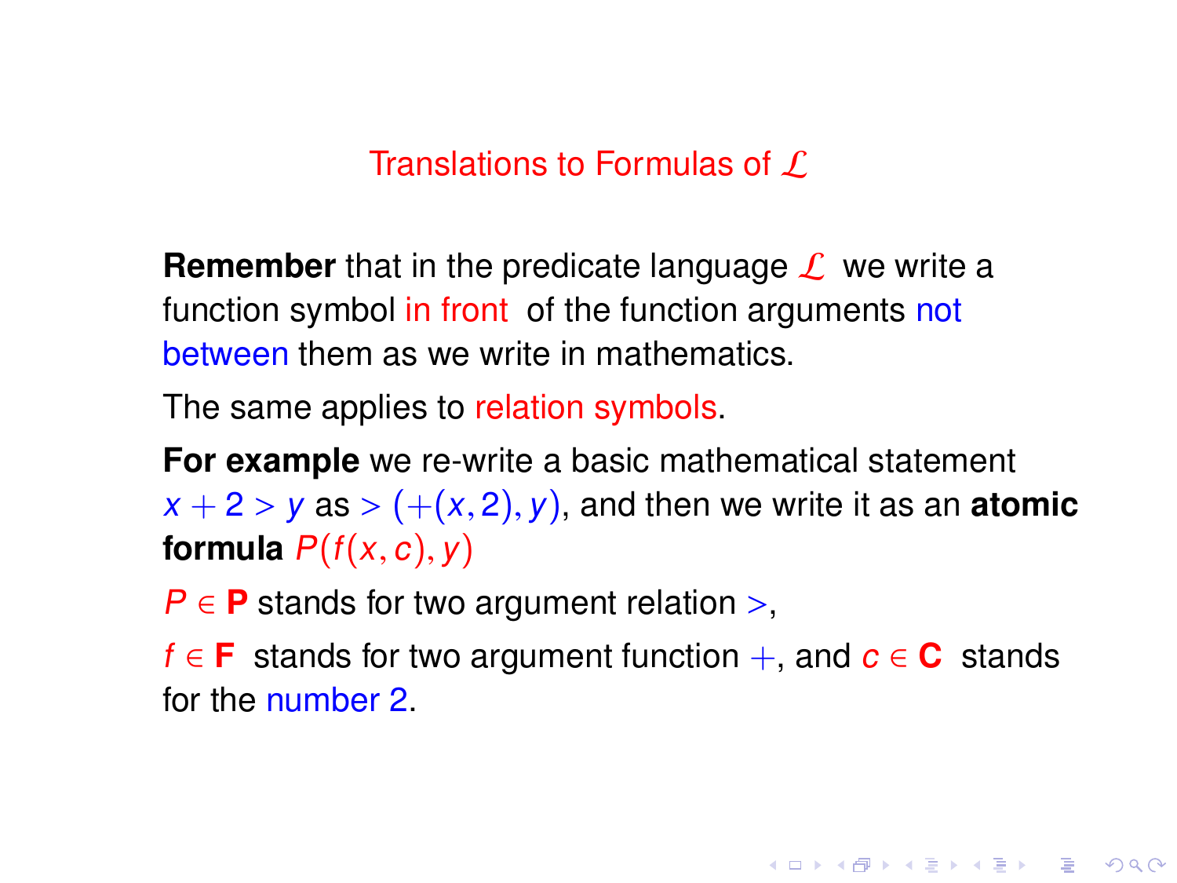# Translations to Formulas of $\mathcal{L}$

**Remember** that in the predicate language $\mathcal{L}$ we write a function symbol in front of the function arguments not between them as we write in mathematics.

The same applies to relation symbols.

**For example** we re-write a basic mathematical statement $x + 2 > y$ as $> (+(x, 2), y)$, and then we write it as an **atomic formula** $P(f(x, c), y)$

$P \in \mathbf{P}$ stands for two argument relation $>$,

$f \in \mathbf{F}$ stands for two argument function $+$, and $c \in \mathbf{C}$ stands for the number 2.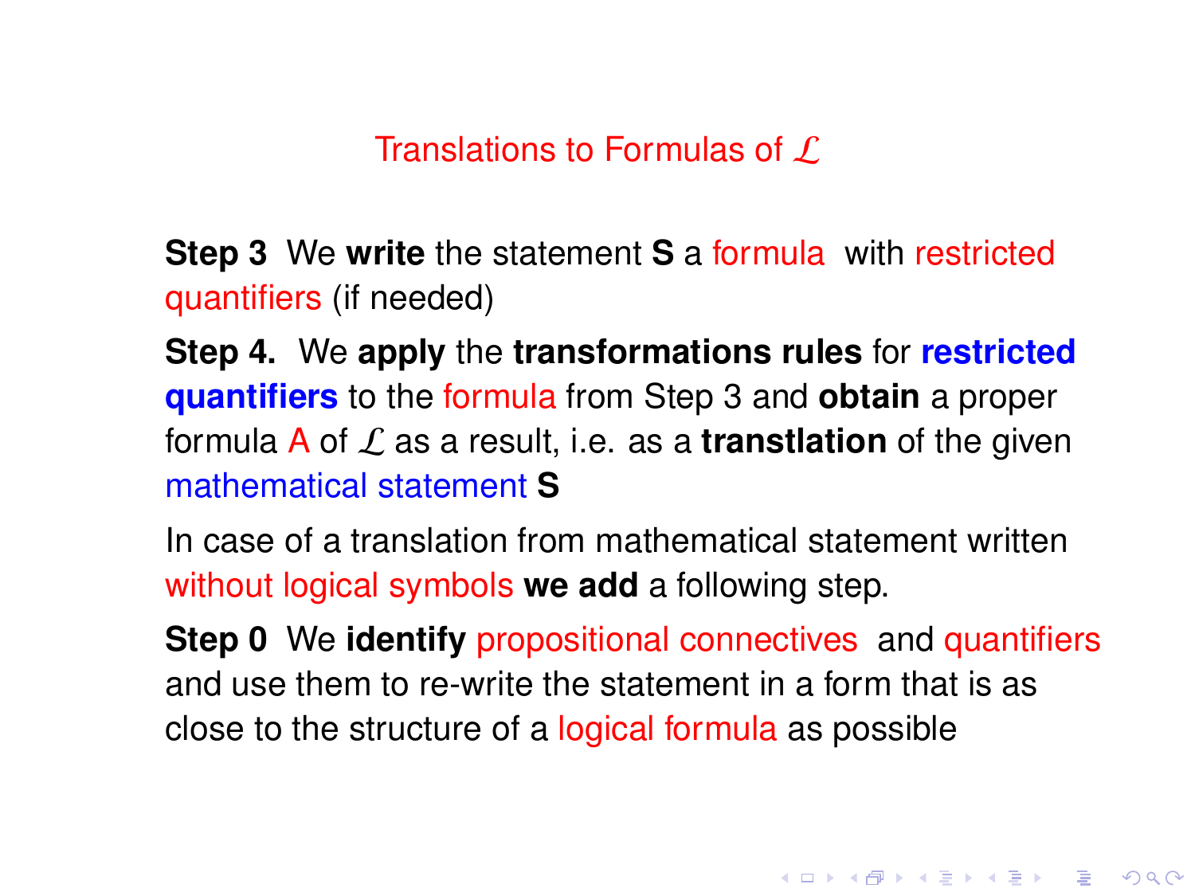## Translations to Formulas of $\mathcal{L}$

**Step 3** We **write** the statement **S** a formula with restricted quantifiers (if needed)

**Step 4.** We **apply** the **transformations rules** for **restricted quantifiers** to the formula from Step 3 and **obtain** a proper formula A of $\mathcal{L}$ as a result, i.e. as a **transtlation** of the given mathematical statement **S**

In case of a translation from mathematical statement written without logical symbols **we add** a following step.

**Step 0** We **identify** propositional connectives and quantifiers and use them to re-write the statement in a form that is as close to the structure of a logical formula as possible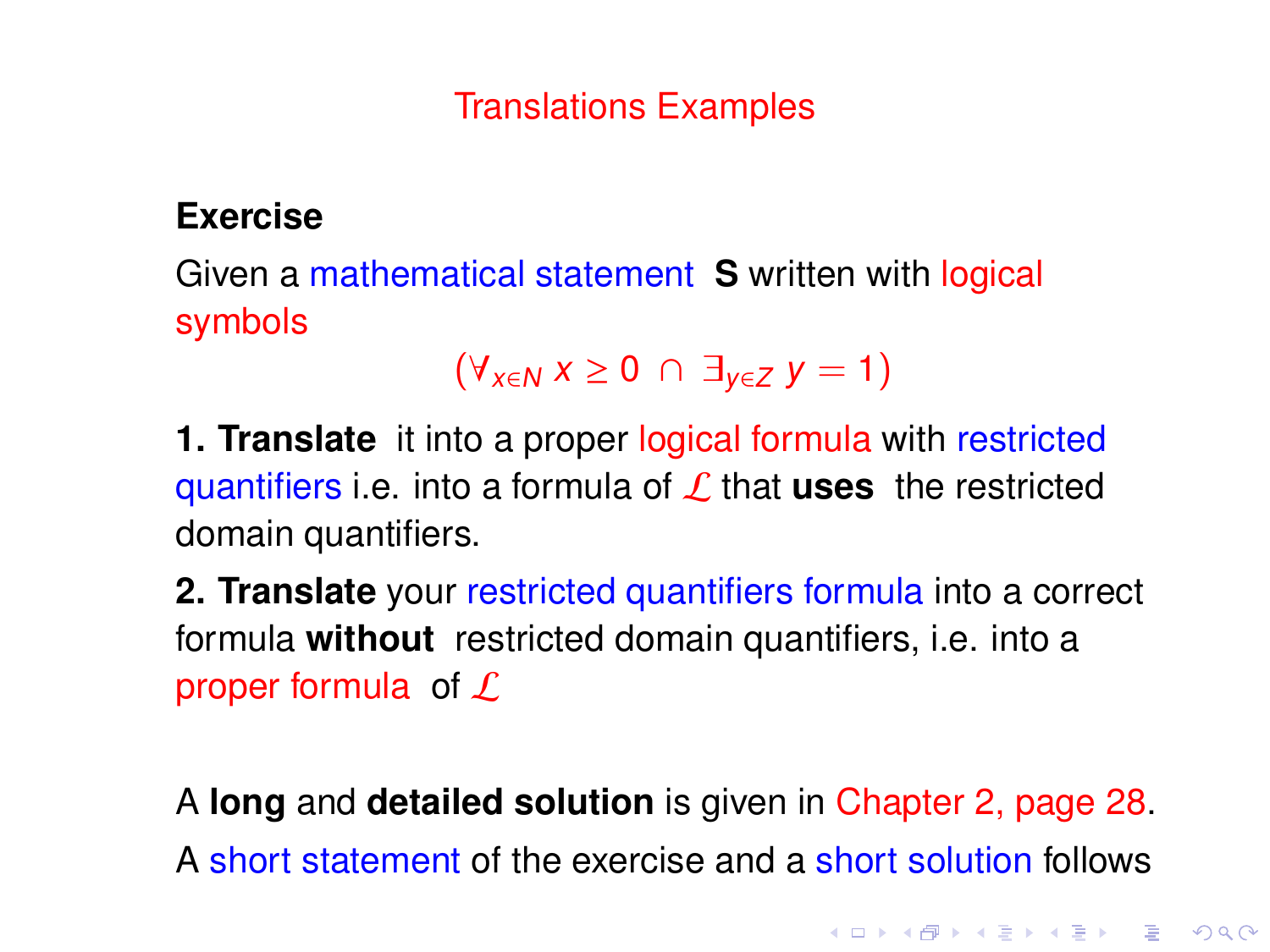# Translations Examples

**Exercise**

Given a mathematical statement **S** written with logical symbols

$$(\forall_{x \in N}\, x \geq 0 \;\cap\; \exists_{y \in Z}\, y = 1)$$

**1. Translate** it into a proper logical formula with restricted quantifiers i.e. into a formula of $\mathcal{L}$ that **uses** the restricted domain quantifiers.

**2. Translate** your restricted quantifiers formula into a correct formula **without** restricted domain quantifiers, i.e. into a proper formula of $\mathcal{L}$

A **long** and **detailed solution** is given in Chapter 2, page 28.

A short statement of the exercise and a short solution follows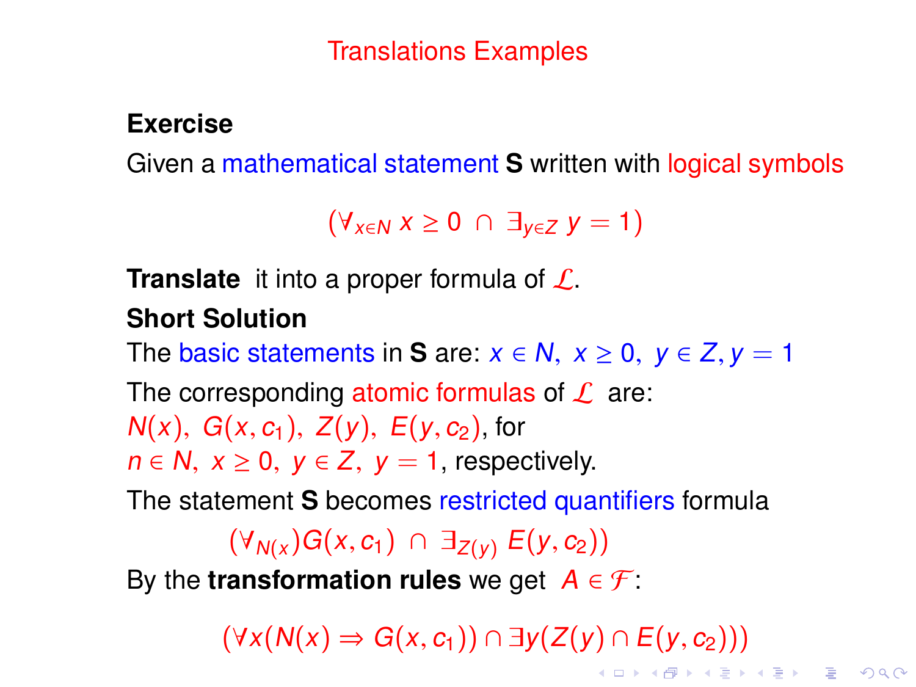## Translations Examples

**Exercise**

Given a mathematical statement **S** written with logical symbols

$$(\forall_{x \in N}\, x \geq 0 \;\cap\; \exists_{y \in Z}\, y = 1)$$

**Translate** it into a proper formula of $\mathcal{L}$.

**Short Solution**

The basic statements in **S** are: $x \in N,\ x \geq 0,\ y \in Z, y = 1$

The corresponding atomic formulas of $\mathcal{L}$ are:
$N(x),\ G(x, c_1),\ Z(y),\ E(y, c_2)$, for
$n \in N,\ x \geq 0,\ y \in Z,\ y = 1$, respectively.

The statement **S** becomes restricted quantifiers formula

$$(\forall_{N(x)} G(x, c_1) \;\cap\; \exists_{Z(y)}\, E(y, c_2))$$

By the **transformation rules** we get $A \in \mathcal{F}$:

$$(\forall x(N(x) \Rightarrow G(x, c_1)) \cap \exists y(Z(y) \cap E(y, c_2)))$$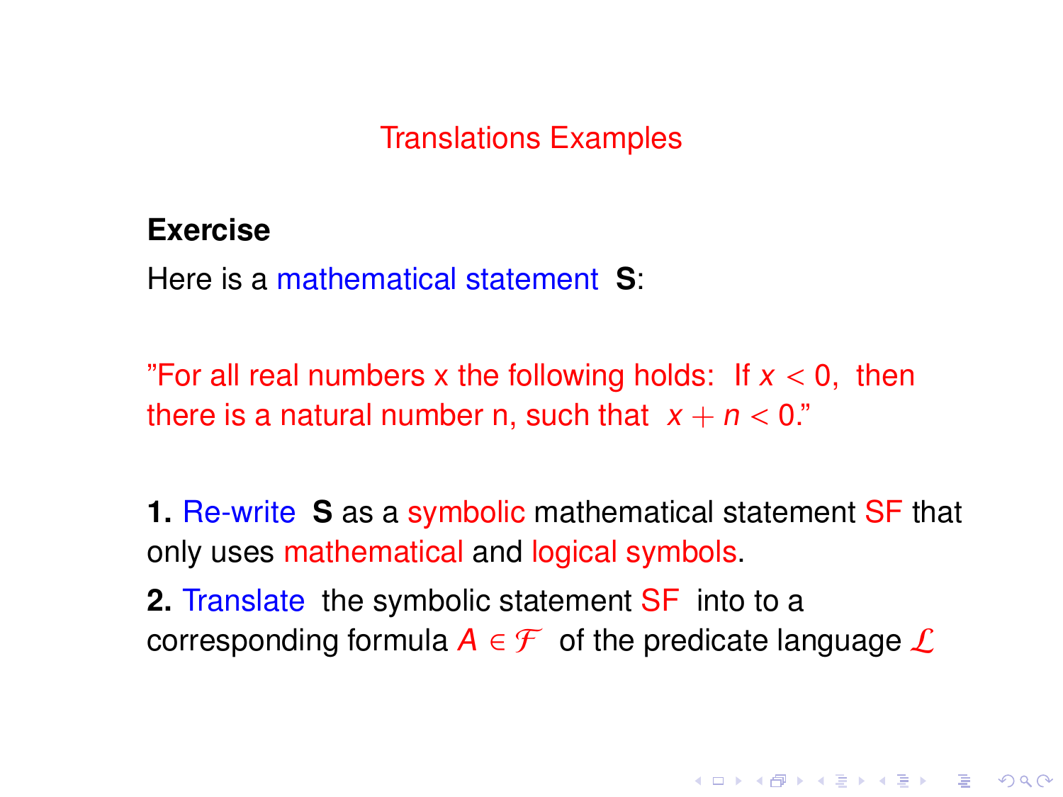# Translations Examples

**Exercise**

Here is a mathematical statement **S**:

"For all real numbers x the following holds: If $x < 0$, then there is a natural number n, such that $x + n < 0$."

**1.** Re-write **S** as a symbolic mathematical statement SF that only uses mathematical and logical symbols.

**2.** Translate the symbolic statement SF into to a corresponding formula $A \in \mathcal{F}$ of the predicate language $\mathcal{L}$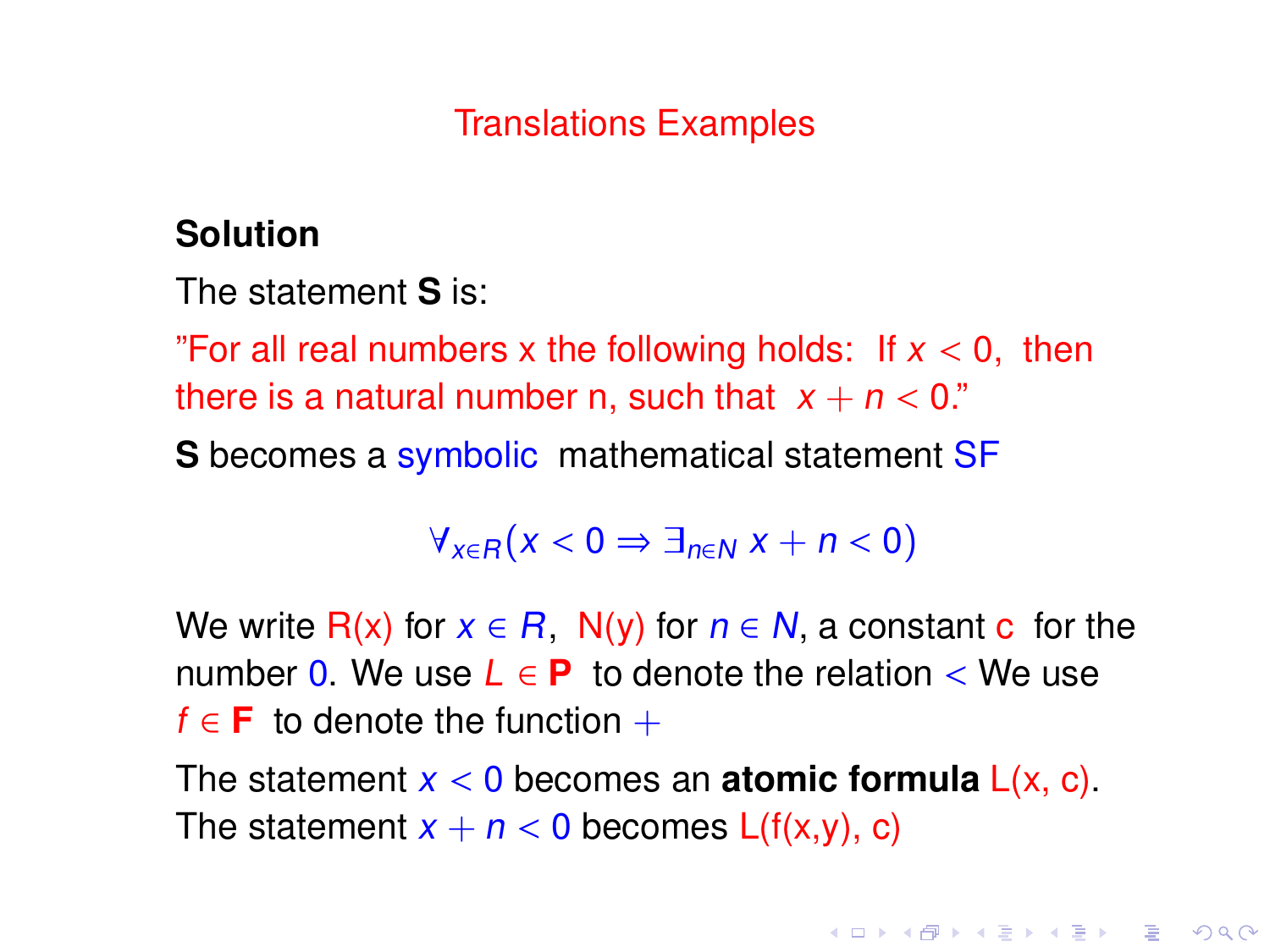# Translations Examples

**Solution**

The statement **S** is:

"For all real numbers x the following holds: If $x < 0$, then there is a natural number n, such that $x + n < 0$."

**S** becomes a symbolic mathematical statement SF

$$\forall_{x \in R}(x < 0 \Rightarrow \exists_{n \in N}\ x + n < 0)$$

We write R(x) for $x \in R$, N(y) for $n \in N$, a constant c for the number 0. We use $L \in \mathbf{P}$ to denote the relation $<$ We use $f \in \mathbf{F}$ to denote the function $+$

The statement $x < 0$ becomes an **atomic formula** L(x, c). The statement $x + n < 0$ becomes L(f(x,y), c)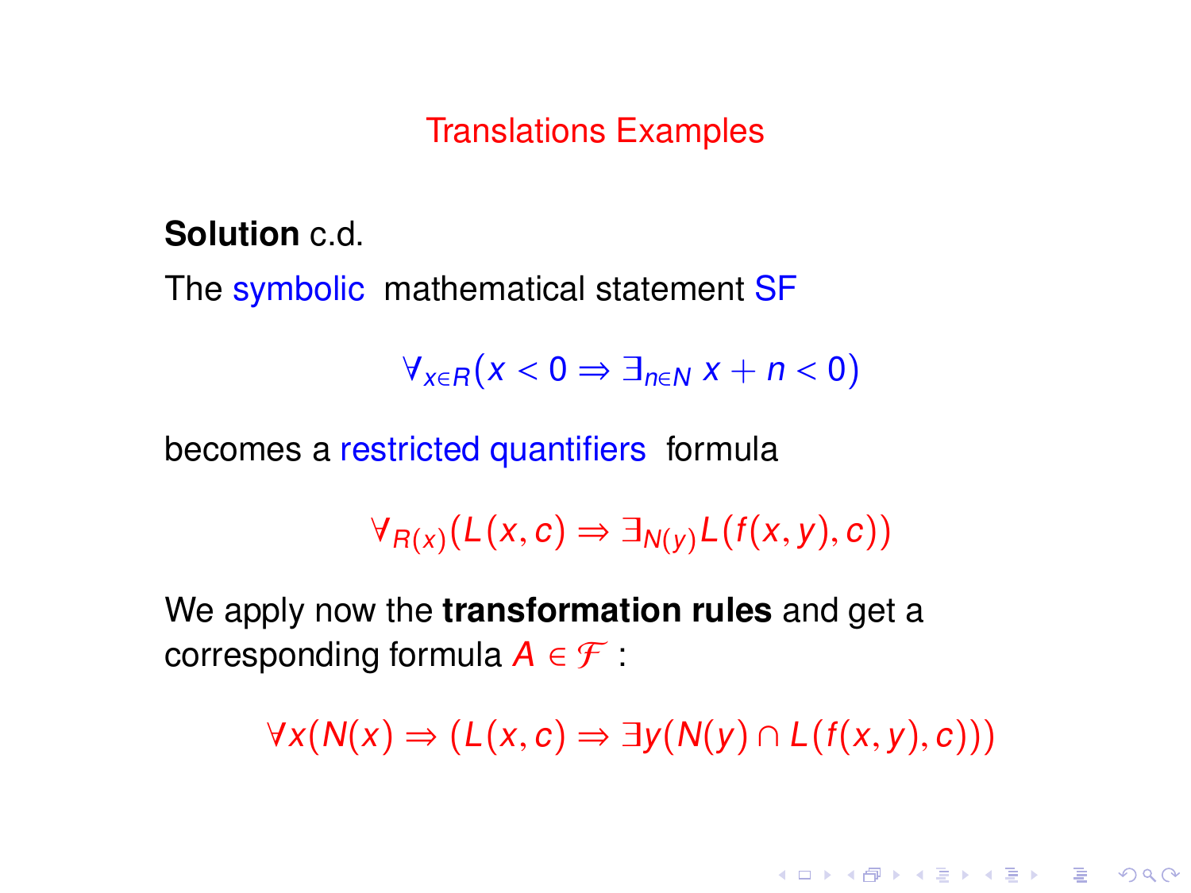## Translations Examples

**Solution** c.d.

The symbolic mathematical statement SF

$$\forall_{x \in R}(x < 0 \Rightarrow \exists_{n \in N}\, x + n < 0)$$

becomes a restricted quantifiers formula

$$\forall_{R(x)}(L(x,c) \Rightarrow \exists_{N(y)} L(f(x,y),c))$$

We apply now the **transformation rules** and get a corresponding formula $A \in \mathcal{F}$ :

$$\forall x(N(x) \Rightarrow (L(x,c) \Rightarrow \exists y(N(y) \cap L(f(x,y),c)))$$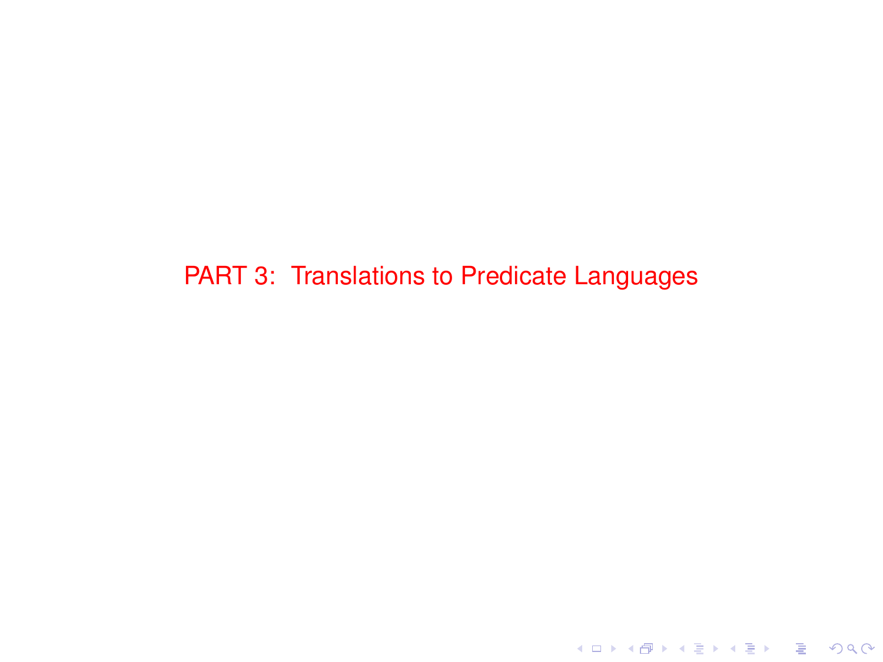# PART 3: Translations to Predicate Languages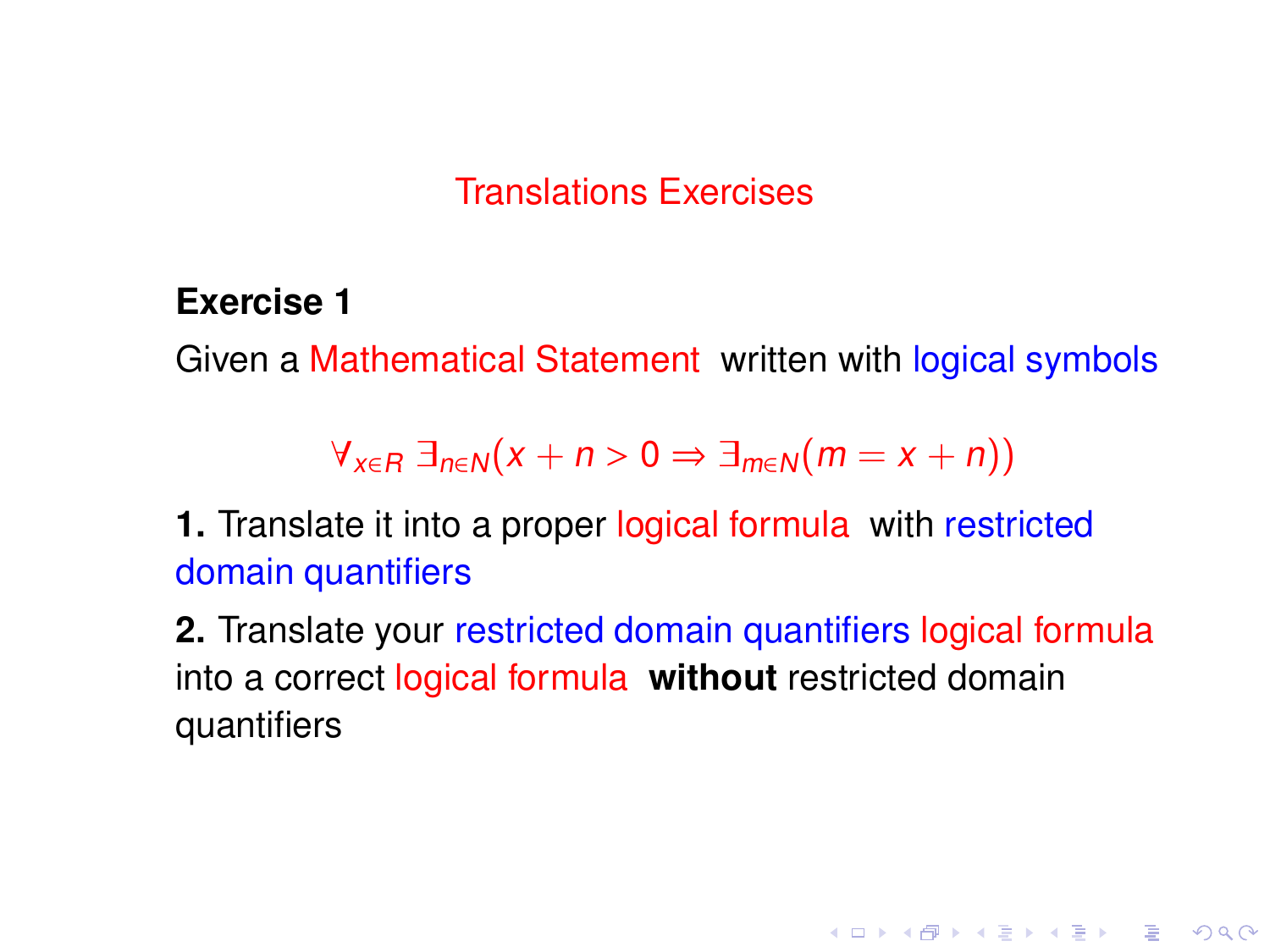# Translations Exercises

**Exercise 1**

Given a Mathematical Statement written with logical symbols

$$\forall_{x \in R}\, \exists_{n \in N}(x + n > 0 \Rightarrow \exists_{m \in N}(m = x + n))$$

**1.** Translate it into a proper logical formula with restricted domain quantifiers

**2.** Translate your restricted domain quantifiers logical formula into a correct logical formula **without** restricted domain quantifiers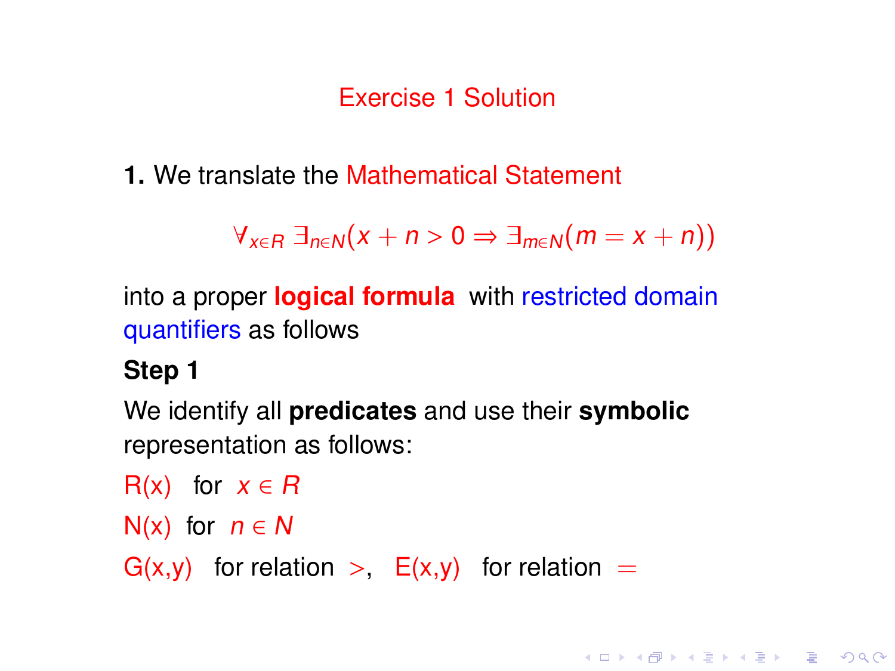# Exercise 1 Solution

**1.** We translate the Mathematical Statement

$$\forall_{x \in R} \exists_{n \in N}(x + n > 0 \Rightarrow \exists_{m \in N}(m = x + n))$$

into a proper **logical formula** with restricted domain quantifiers as follows

**Step 1**

We identify all **predicates** and use their **symbolic** representation as follows:

R(x) for $x \in R$

N(x) for $n \in N$

G(x,y) for relation $>$, E(x,y) for relation $=$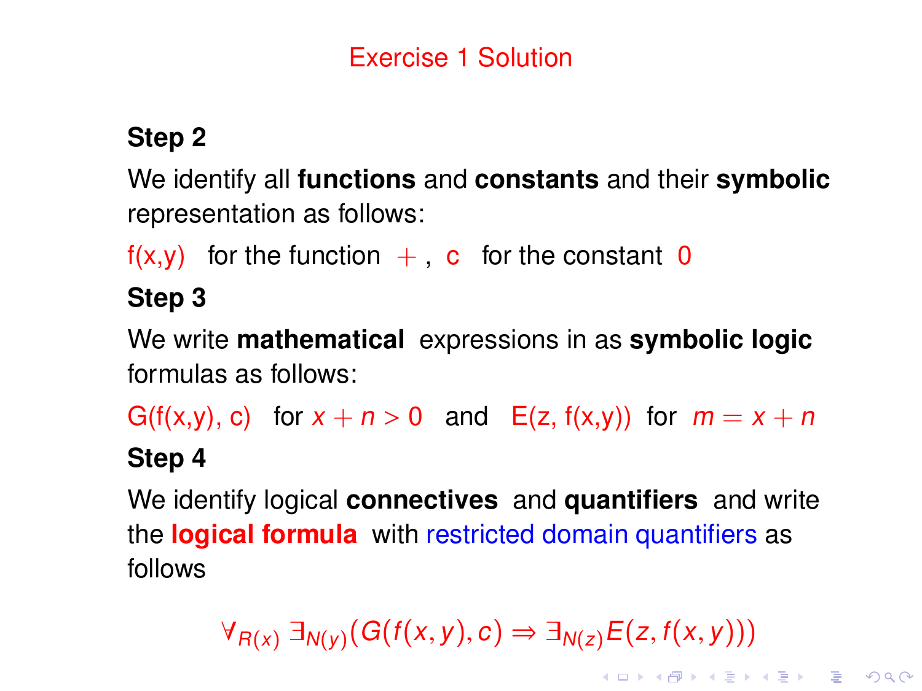# Exercise 1 Solution

**Step 2**

We identify all **functions** and **constants** and their **symbolic** representation as follows:

f(x,y) for the function $+$ , c for the constant 0

**Step 3**

We write **mathematical** expressions in as **symbolic logic** formulas as follows:

G(f(x,y), c) for $x + n > 0$ and E(z, f(x,y)) for $m = x + n$

**Step 4**

We identify logical **connectives** and **quantifiers** and write the **logical formula** with restricted domain quantifiers as follows

$$\forall_{R(x)} \exists_{N(y)}(G(f(x,y),c) \Rightarrow \exists_{N(z)} E(z, f(x,y)))$$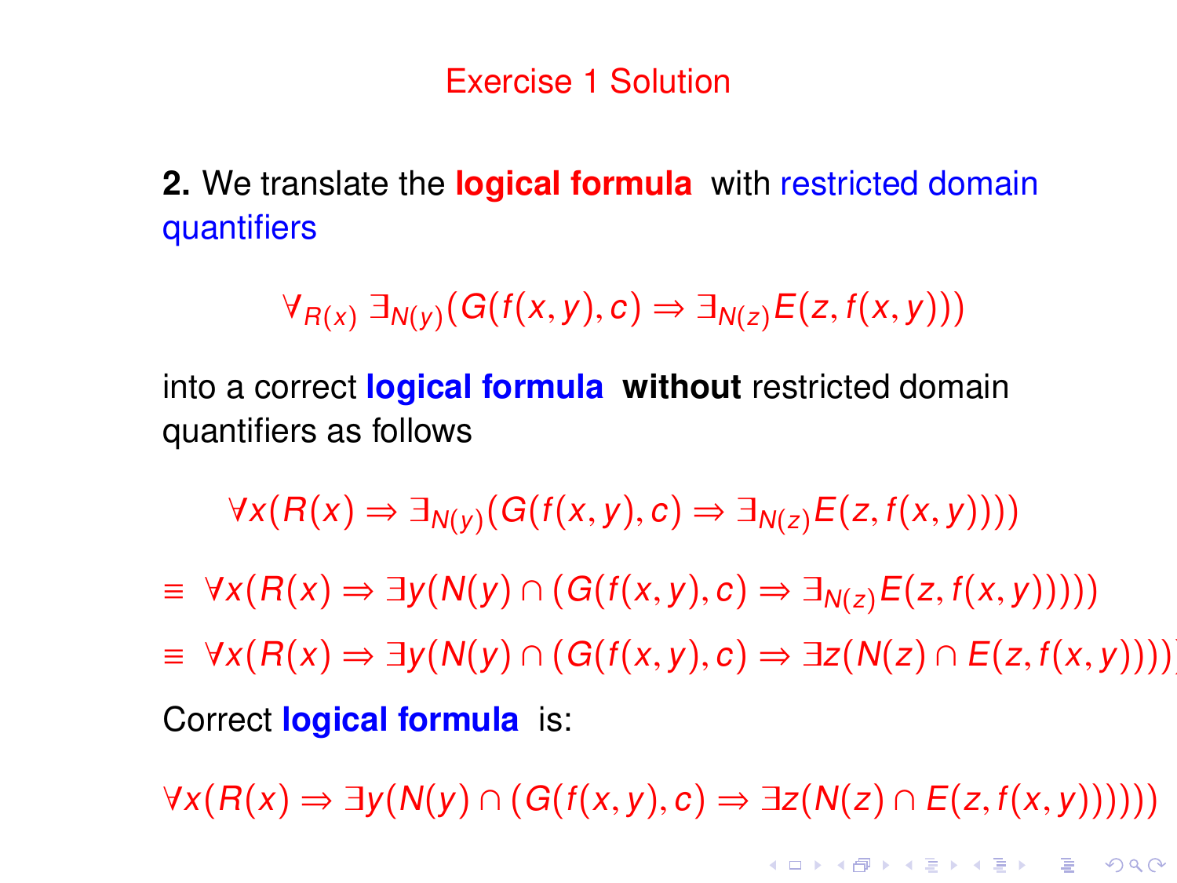# Exercise 1 Solution

**2.** We translate the **logical formula** with restricted domain quantifiers

$$\forall_{R(x)} \exists_{N(y)}(G(f(x,y),c) \Rightarrow \exists_{N(z)} E(z, f(x,y)))$$

into a correct **logical formula** **without** restricted domain quantifiers as follows

$$\forall x(R(x) \Rightarrow \exists_{N(y)}(G(f(x,y),c) \Rightarrow \exists_{N(z)} E(z, f(x,y))))$$

$$\equiv \forall x(R(x) \Rightarrow \exists y(N(y) \cap (G(f(x,y),c) \Rightarrow \exists_{N(z)} E(z, f(x,y)))))$$

$$\equiv \forall x(R(x) \Rightarrow \exists y(N(y) \cap (G(f(x,y),c) \Rightarrow \exists z(N(z) \cap E(z, f(x,y))))))$$

Correct **logical formula** is:

$$\forall x(R(x) \Rightarrow \exists y(N(y) \cap (G(f(x,y),c) \Rightarrow \exists z(N(z) \cap E(z, f(x,y))))))$$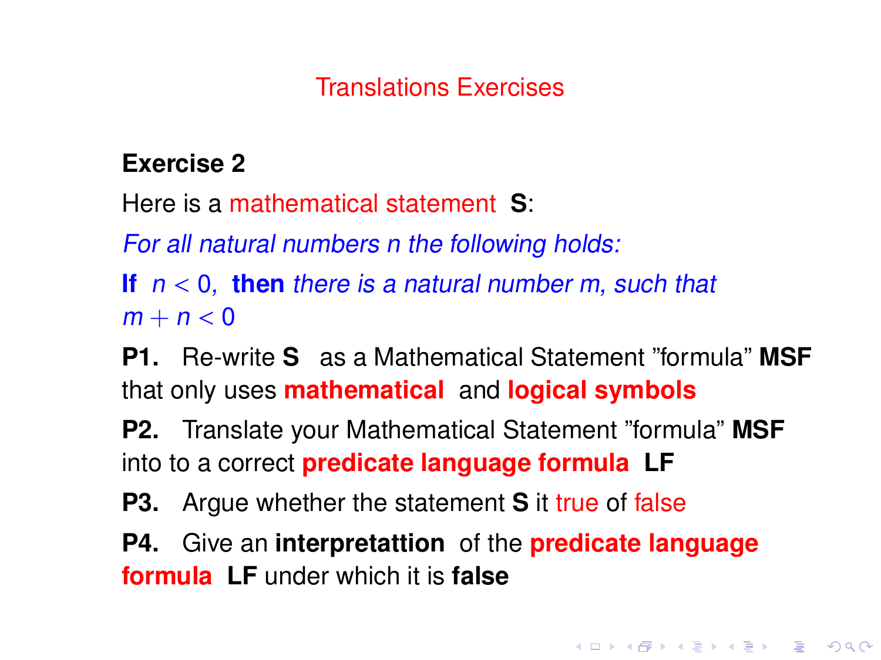## Translations Exercises

**Exercise 2**

Here is a mathematical statement **S**:

*For all natural numbers n the following holds:*

**If** $n < 0$, **then** *there is a natural number m, such that* $m + n < 0$

**P1.** Re-write **S** as a Mathematical Statement "formula" **MSF** that only uses **mathematical** and **logical symbols**

**P2.** Translate your Mathematical Statement "formula" **MSF** into to a correct **predicate language formula** **LF**

**P3.** Argue whether the statement **S** it true of false

**P4.** Give an **interpretattion** of the **predicate language formula** **LF** under which it is **false**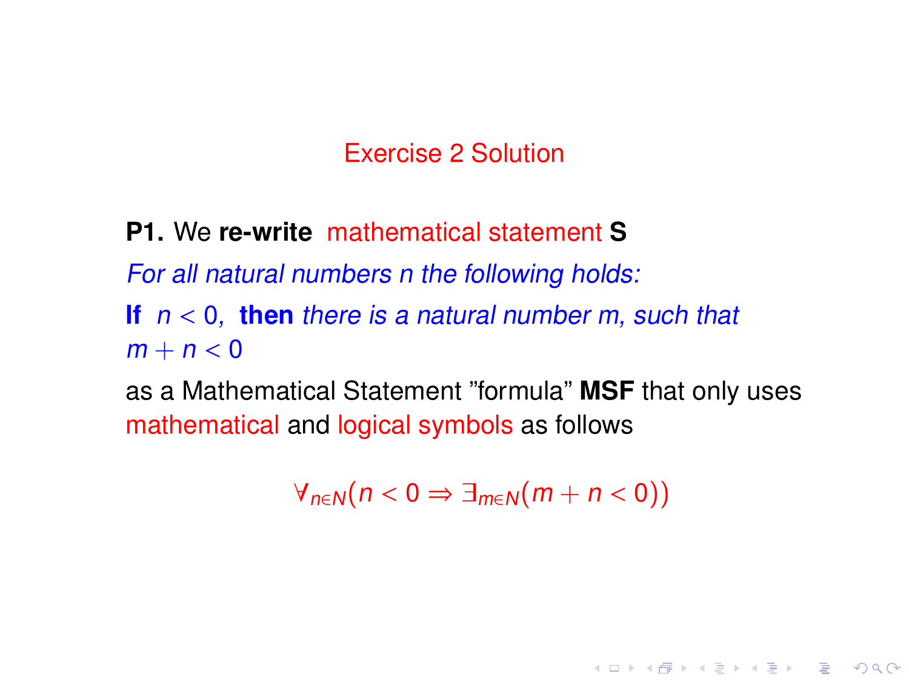# Exercise 2 Solution

**P1.** We **re-write** mathematical statement **S**

*For all natural numbers n the following holds:*

**If** $n < 0$, **then** *there is a natural number m, such that* $m + n < 0$

as a Mathematical Statement "formula" **MSF** that only uses mathematical and logical symbols as follows

$$\forall_{n \in N}(n < 0 \Rightarrow \exists_{m \in N}(m + n < 0))$$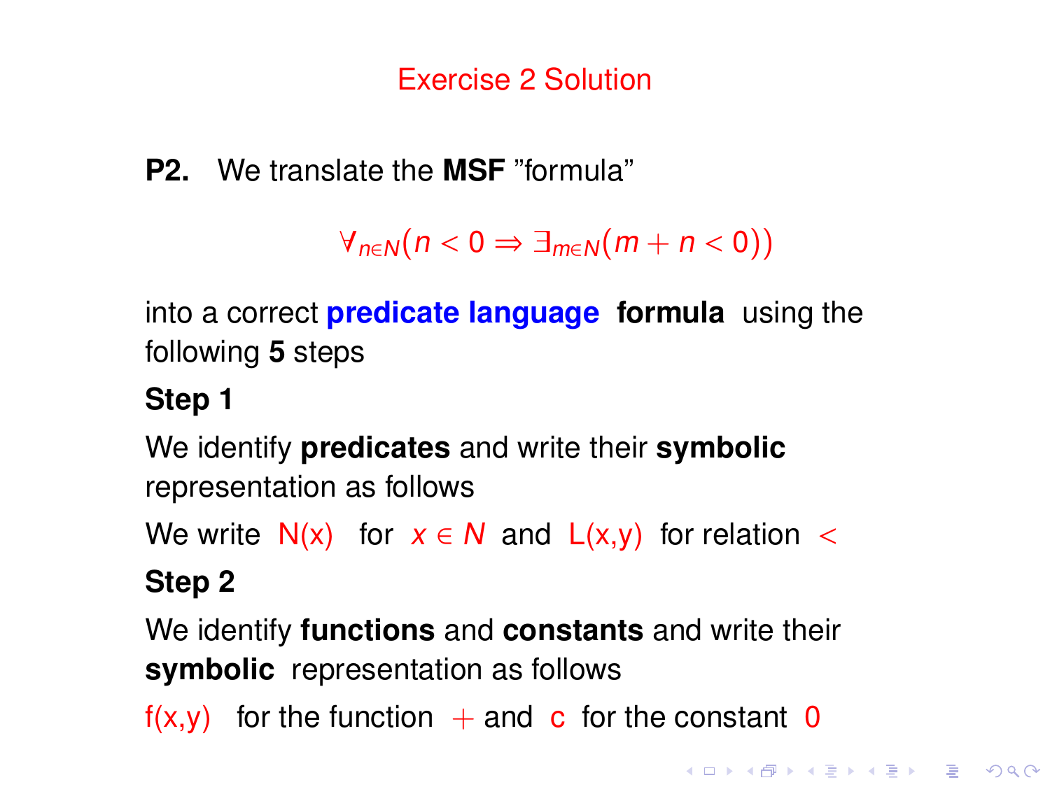# Exercise 2 Solution

**P2.** We translate the **MSF** "formula"

$$\forall_{n \in N}(n < 0 \Rightarrow \exists_{m \in N}(m + n < 0))$$

into a correct **predicate language formula** using the following **5** steps

**Step 1**

We identify **predicates** and write their **symbolic** representation as follows

We write N(x) for $x \in N$ and L(x,y) for relation $<$

**Step 2**

We identify **functions** and **constants** and write their **symbolic** representation as follows

f(x,y) for the function $+$ and c for the constant 0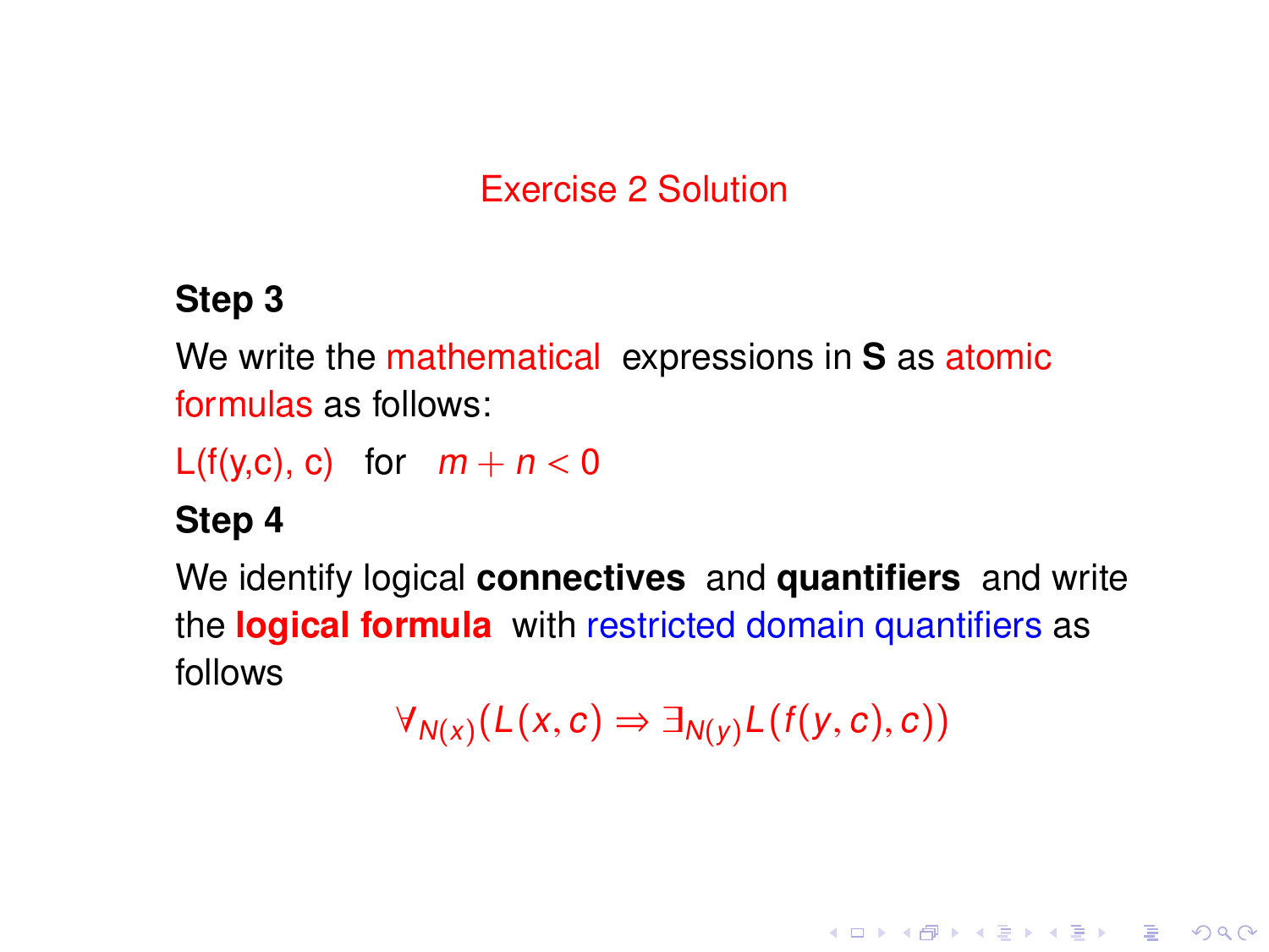# Exercise 2 Solution

**Step 3**

We write the mathematical expressions in **S** as atomic formulas as follows:

L(f(y,c), c) for $m + n < 0$

**Step 4**

We identify logical **connectives** and **quantifiers** and write the **logical formula** with restricted domain quantifiers as follows

$$\forall_{N(x)}(L(x,c) \Rightarrow \exists_{N(y)}L(f(y,c),c))$$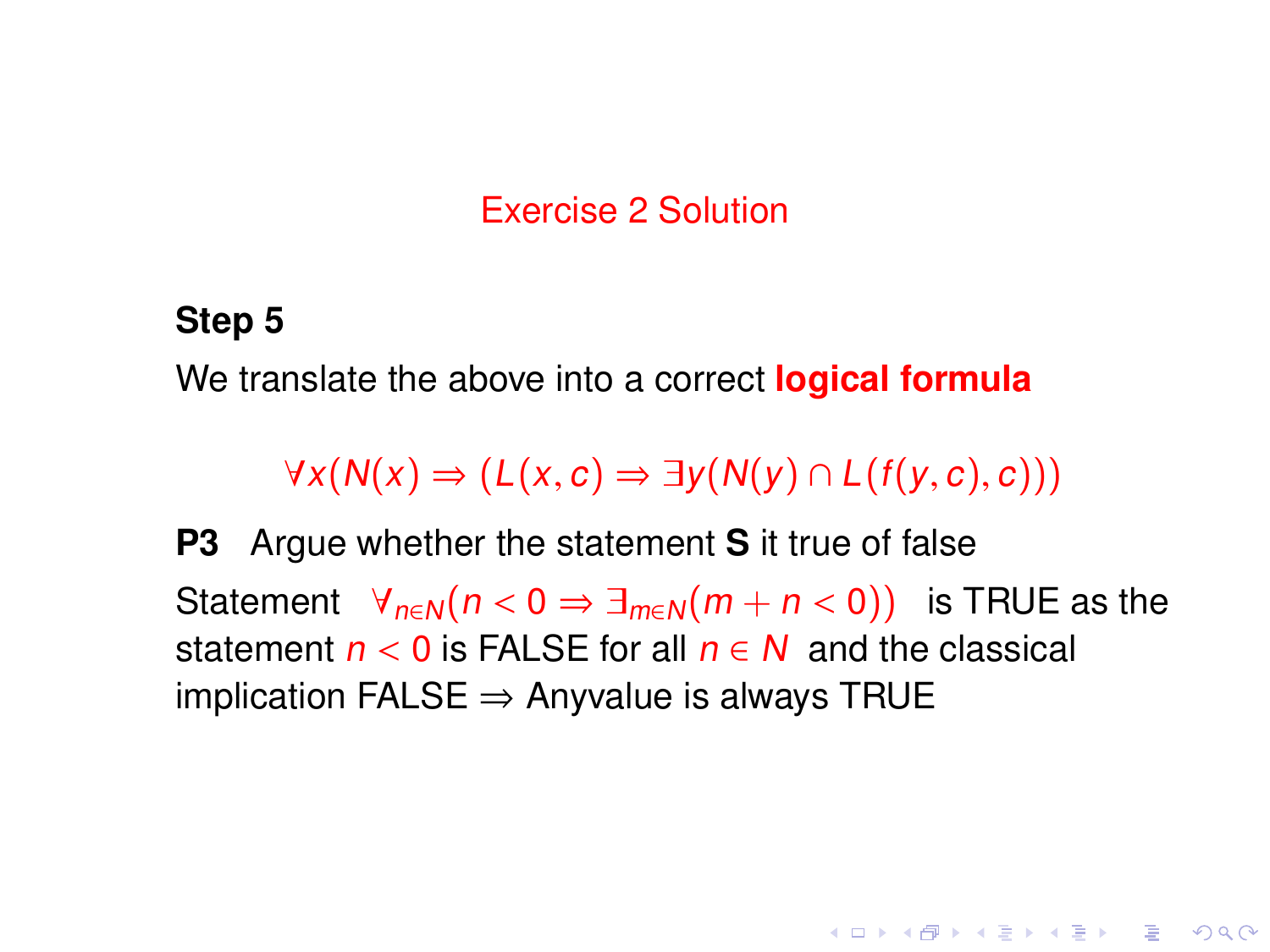## Exercise 2 Solution

**Step 5**

We translate the above into a correct **logical formula**

$$\forall x(N(x) \Rightarrow (L(x,c) \Rightarrow \exists y(N(y) \cap L(f(y,c),c)))$$

**P3** Argue whether the statement **S** it true of false

Statement $\forall_{n \in N}(n < 0 \Rightarrow \exists_{m \in N}(m + n < 0))$ is TRUE as the statement $n < 0$ is FALSE for all $n \in N$ and the classical implication FALSE $\Rightarrow$ Anyvalue is always TRUE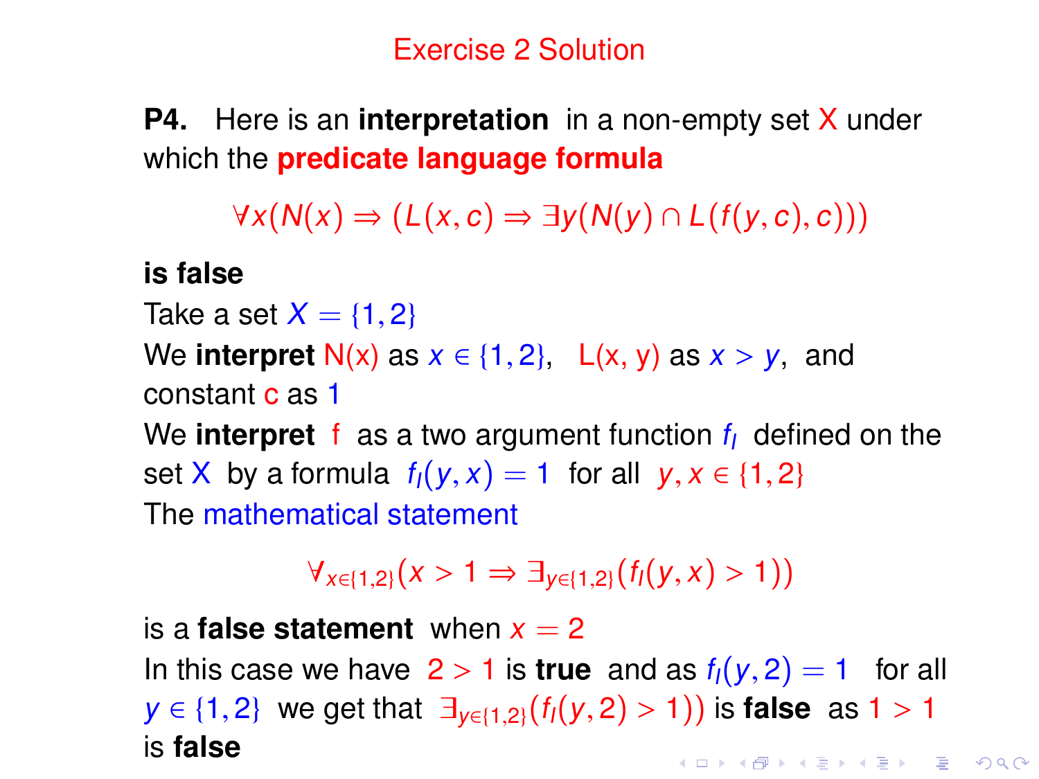# Exercise 2 Solution

**P4.** Here is an **interpretation** in a non-empty set $X$ under which the **predicate language formula**

$$\forall x(N(x) \Rightarrow (L(x,c) \Rightarrow \exists y(N(y) \cap L(f(y,c),c)))$$

**is false**

Take a set $X = \{1,2\}$

We **interpret** N(x) as $x \in \{1,2\}$, L(x, y) as $x > y$, and constant c as 1

We **interpret** f as a two argument function $f_I$ defined on the set X by a formula $f_I(y,x) = 1$ for all $y, x \in \{1,2\}$

The mathematical statement

$$\forall_{x \in \{1,2\}}(x > 1 \Rightarrow \exists_{y \in \{1,2\}}(f_I(y,x) > 1))$$

is a **false statement** when $x = 2$

In this case we have $2 > 1$ is **true** and as $f_I(y,2) = 1$ for all $y \in \{1,2\}$ we get that $\exists_{y \in \{1,2\}}(f_I(y,2) > 1))$ is **false** as $1 > 1$ is **false**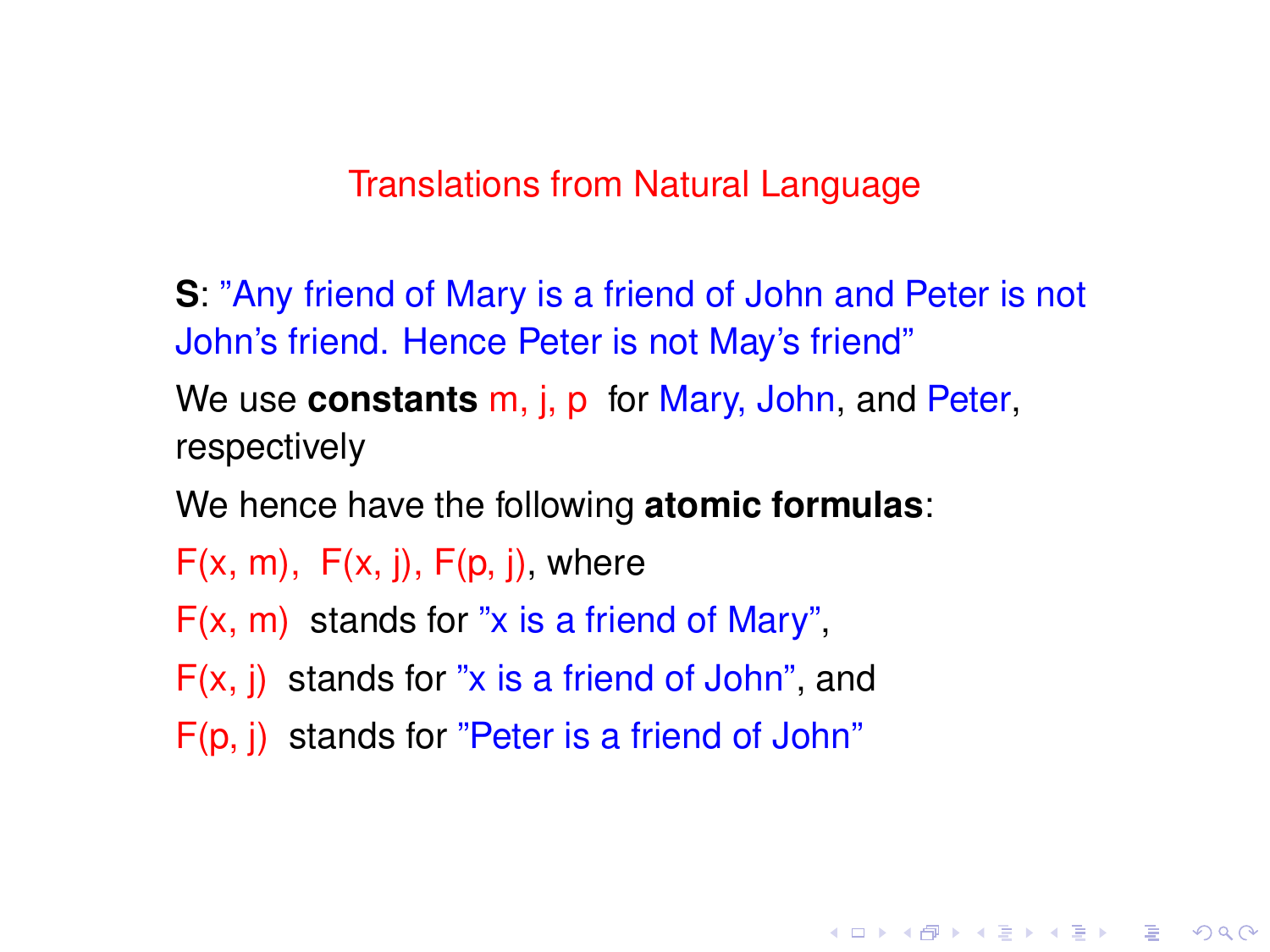# Translations from Natural Language

**S**: "Any friend of Mary is a friend of John and Peter is not John's friend. Hence Peter is not May's friend"

We use **constants** m, j, p for Mary, John, and Peter, respectively

We hence have the following **atomic formulas**:

F(x, m), F(x, j), F(p, j), where

F(x, m) stands for "x is a friend of Mary",

F(x, j) stands for "x is a friend of John", and

F(p, j) stands for "Peter is a friend of John"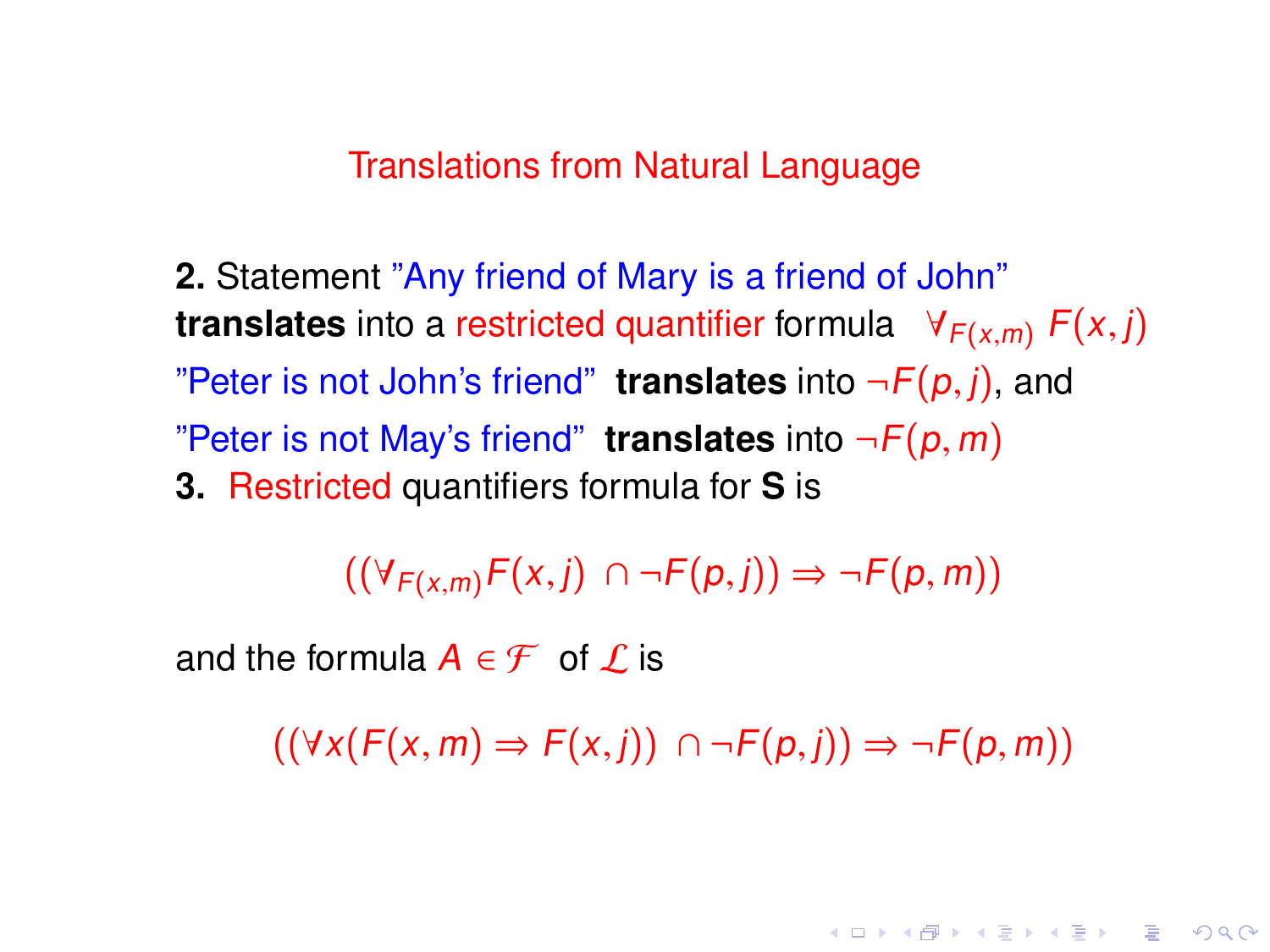# Translations from Natural Language

**2.** Statement "Any friend of Mary is a friend of John" **translates** into a restricted quantifier formula $\forall_{F(x,m)} F(x,j)$

"Peter is not John's friend" **translates** into $\neg F(p,j)$, and

"Peter is not May's friend" **translates** into $\neg F(p,m)$

**3.** Restricted quantifiers formula for **S** is

$$((\forall_{F(x,m)} F(x,j) \cap \neg F(p,j)) \Rightarrow \neg F(p,m))$$

and the formula $A \in \mathcal{F}$ of $\mathcal{L}$ is

$$((\forall x(F(x,m) \Rightarrow F(x,j)) \cap \neg F(p,j)) \Rightarrow \neg F(p,m))$$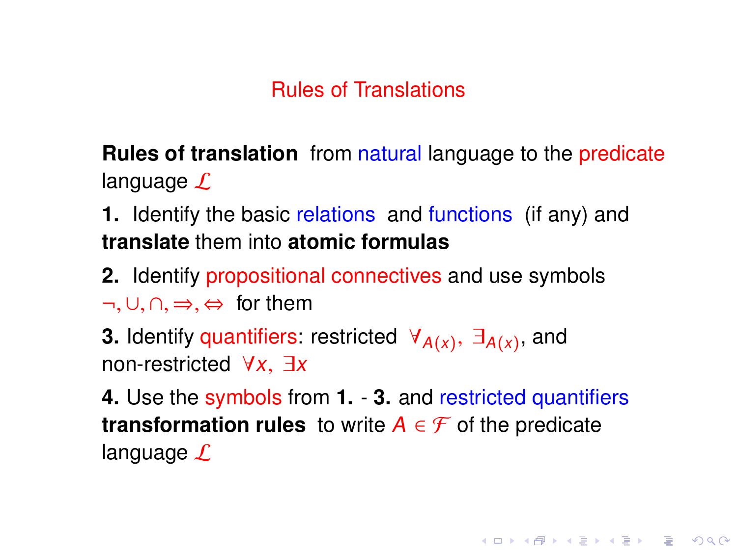# Rules of Translations

**Rules of translation** from natural language to the predicate language $\mathcal{L}$

**1.** Identify the basic relations and functions (if any) and **translate** them into **atomic formulas**

**2.** Identify propositional connectives and use symbols $\neg, \cup, \cap, \Rightarrow, \Leftrightarrow$ for them

**3.** Identify quantifiers: restricted $\forall_{A(x)}, \exists_{A(x)}$, and non-restricted $\forall x, \exists x$

**4.** Use the symbols from **1.** - **3.** and restricted quantifiers **transformation rules** to write $A \in \mathcal{F}$ of the predicate language $\mathcal{L}$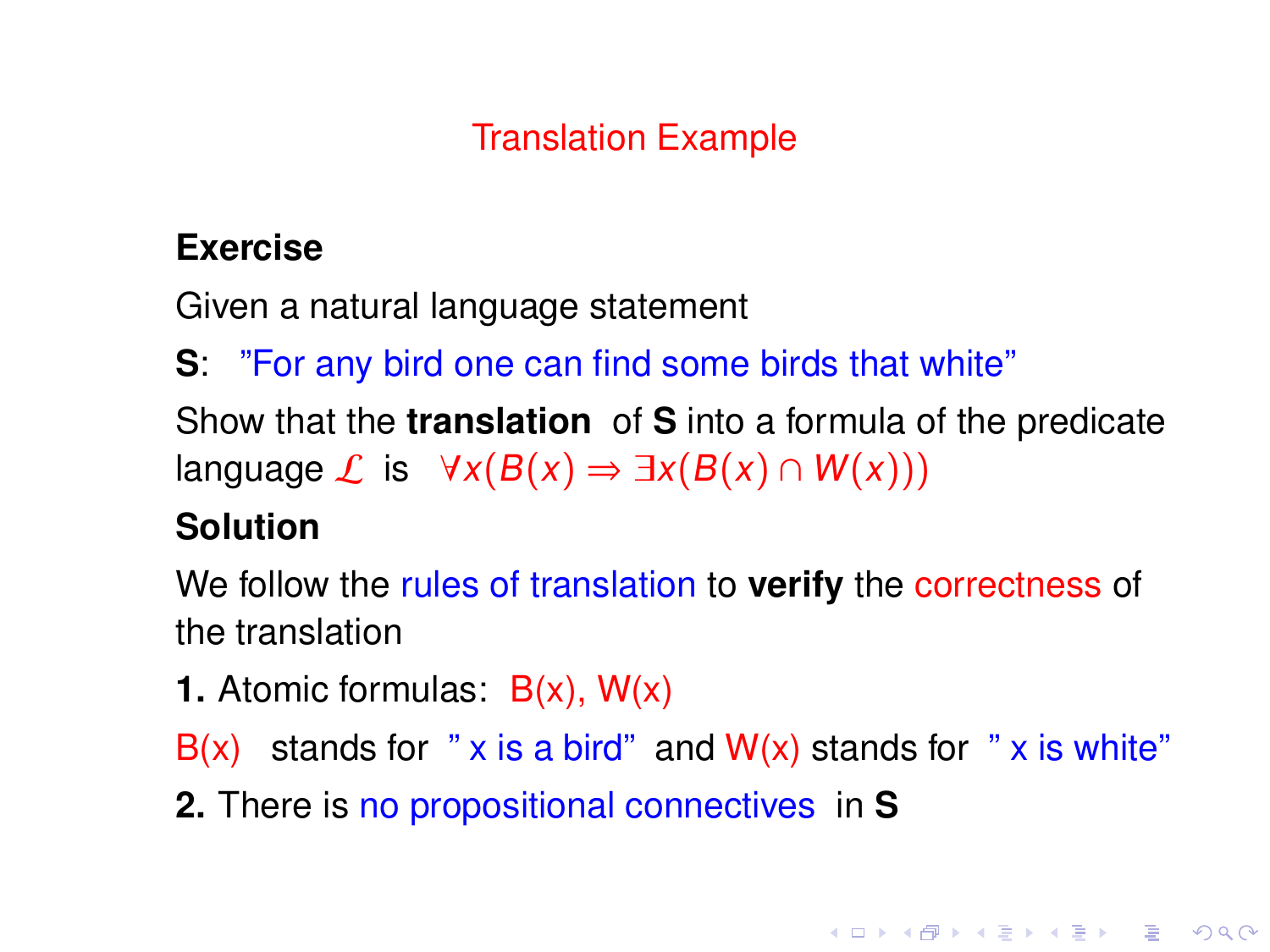## Translation Example

**Exercise**

Given a natural language statement

**S**: "For any bird one can find some birds that white"

Show that the **translation** of **S** into a formula of the predicate language $\mathcal{L}$ is $\forall x(B(x) \Rightarrow \exists x(B(x) \cap W(x)))$

**Solution**

We follow the rules of translation to **verify** the correctness of the translation

**1.** Atomic formulas: $B(x)$, $W(x)$

$B(x)$ stands for " x is a bird" and $W(x)$ stands for " x is white"

**2.** There is no propositional connectives in **S**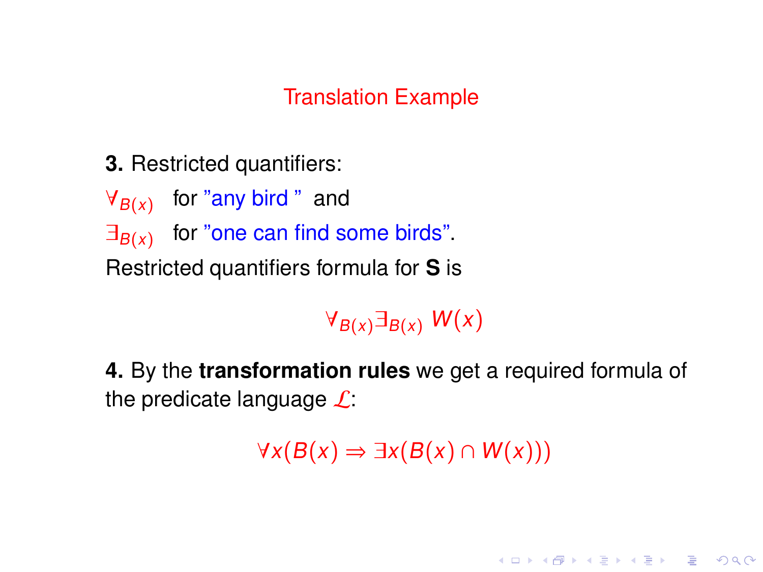# Translation Example

**3.** Restricted quantifiers:

$\forall_{B(x)}$ for "any bird " and

$\exists_{B(x)}$ for "one can find some birds".

Restricted quantifiers formula for **S** is

$$\forall_{B(x)} \exists_{B(x)} W(x)$$

**4.** By the **transformation rules** we get a required formula of the predicate language $\mathcal{L}$:

$$\forall x(B(x) \Rightarrow \exists x(B(x) \cap W(x)))$$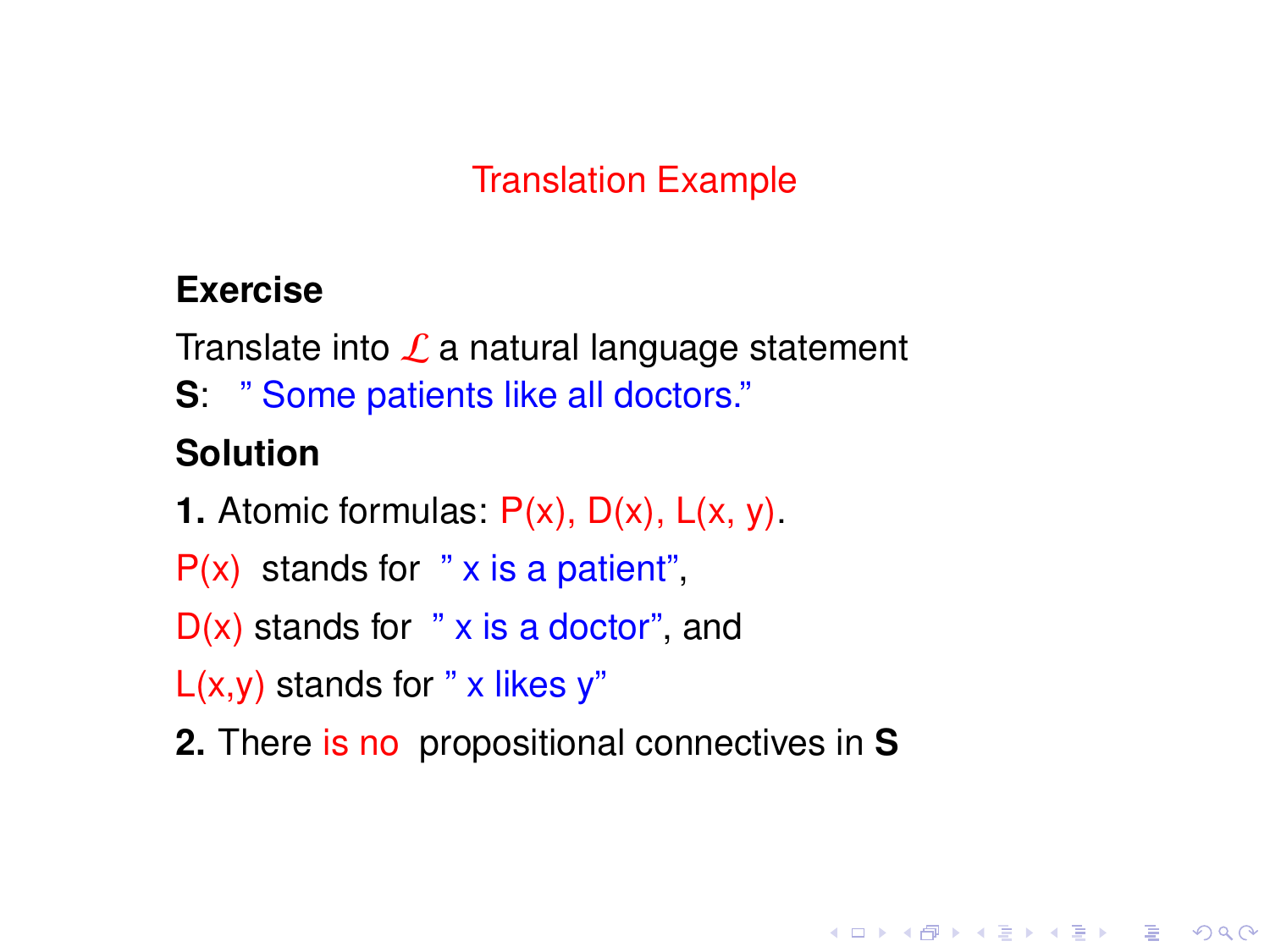## Translation Example

**Exercise**

Translate into $\mathcal{L}$ a natural language statement
**S**: " Some patients like all doctors."

**Solution**

**1.** Atomic formulas: P(x), D(x), L(x, y).

P(x) stands for " x is a patient",

D(x) stands for " x is a doctor", and

L(x,y) stands for " x likes y"

**2.** There is no propositional connectives in **S**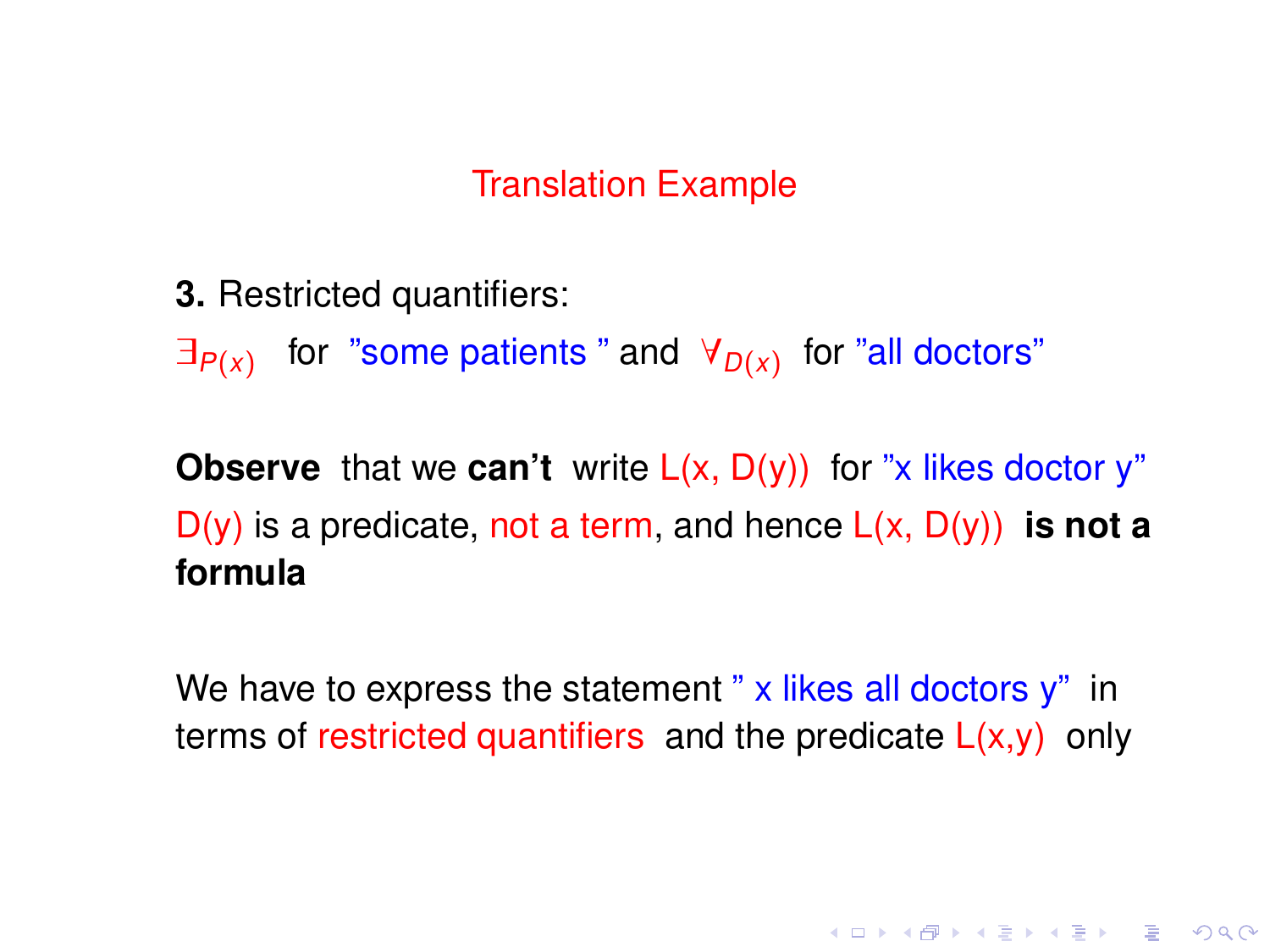# Translation Example

**3.** Restricted quantifiers:

$\exists_{P(x)}$ for "some patients " and $\forall_{D(x)}$ for "all doctors"

**Observe** that we **can't** write L(x, D(y)) for "x likes doctor y"

D(y) is a predicate, not a term, and hence L(x, D(y)) **is not a formula**

We have to express the statement " x likes all doctors y" in terms of restricted quantifiers and the predicate L(x,y) only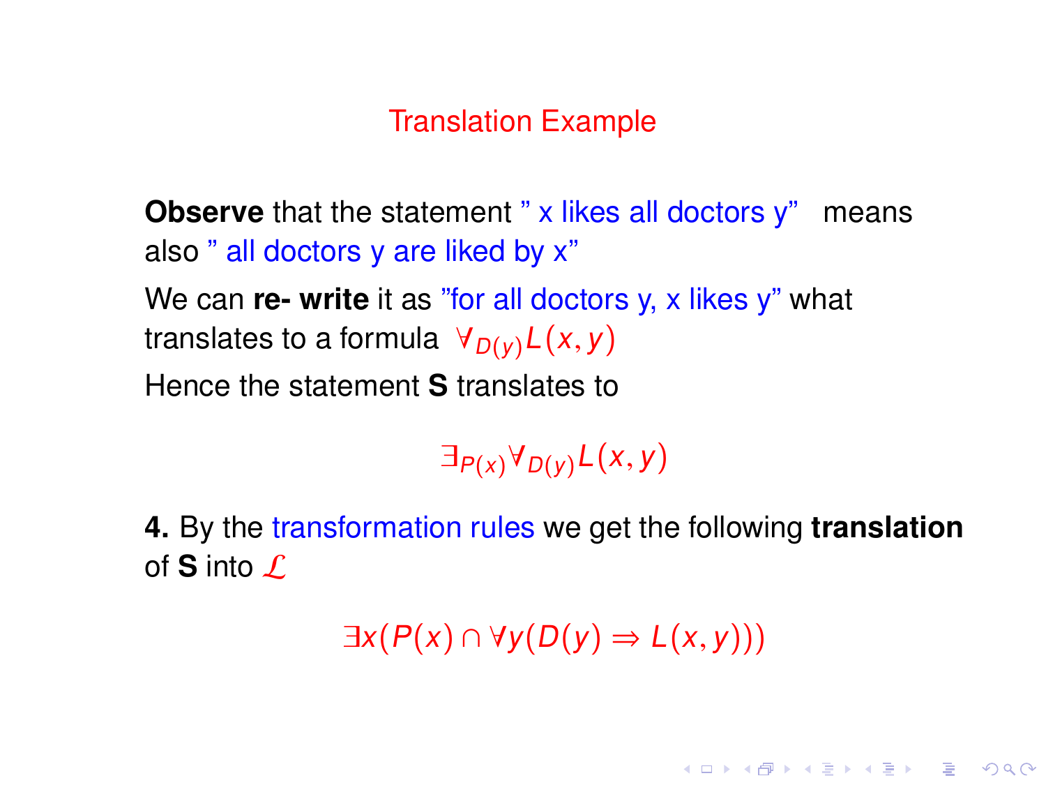## Translation Example

**Observe** that the statement " x likes all doctors y" means also " all doctors y are liked by x"

We can **re- write** it as "for all doctors y, x likes y" what translates to a formula $\forall_{D(y)} L(x, y)$

Hence the statement **S** translates to

$$\exists_{P(x)} \forall_{D(y)} L(x, y)$$

**4.** By the transformation rules we get the following **translation** of **S** into $\mathcal{L}$

$$\exists x (P(x) \cap \forall y (D(y) \Rightarrow L(x, y)))$$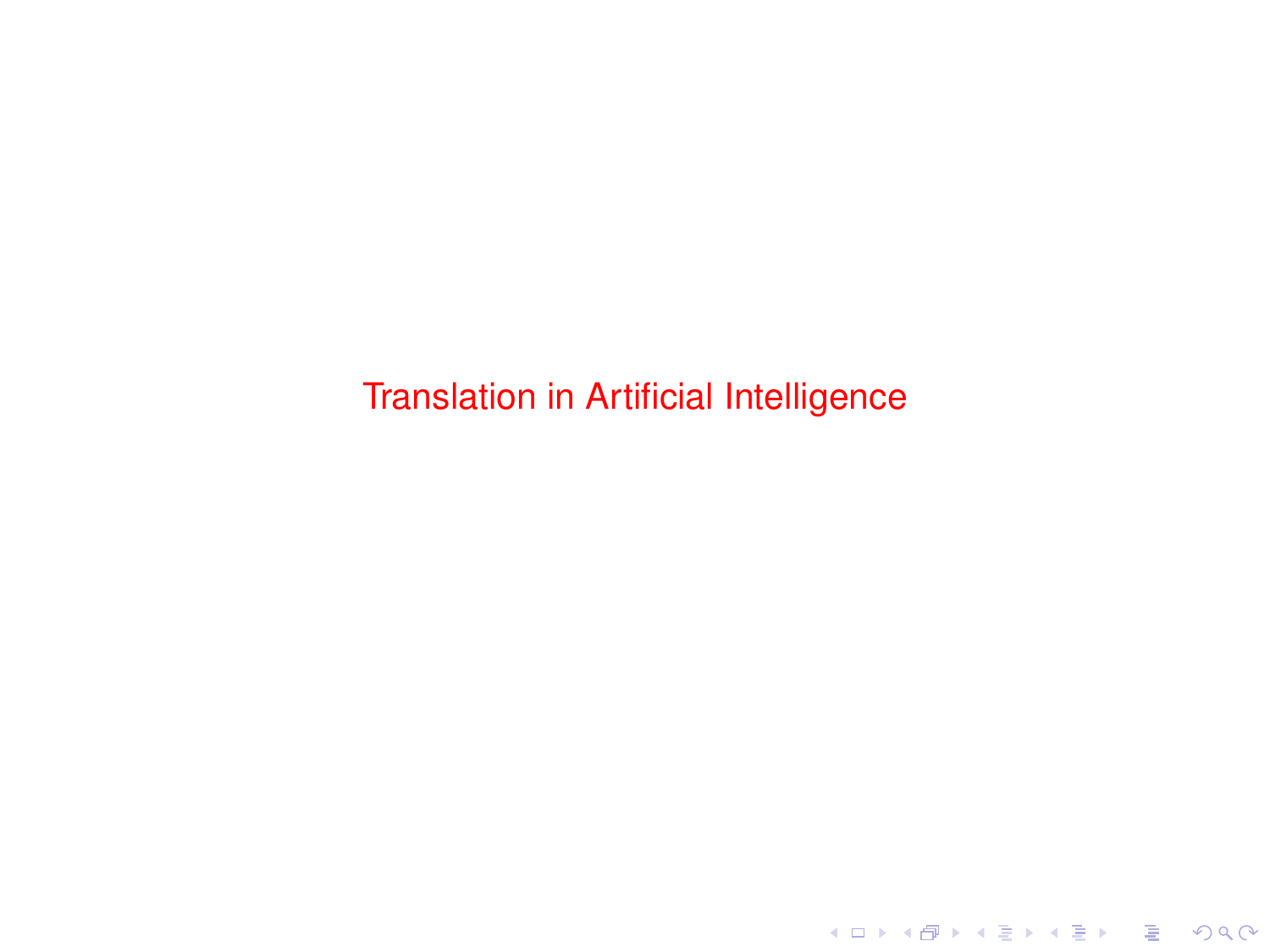# Translation in Artificial Intelligence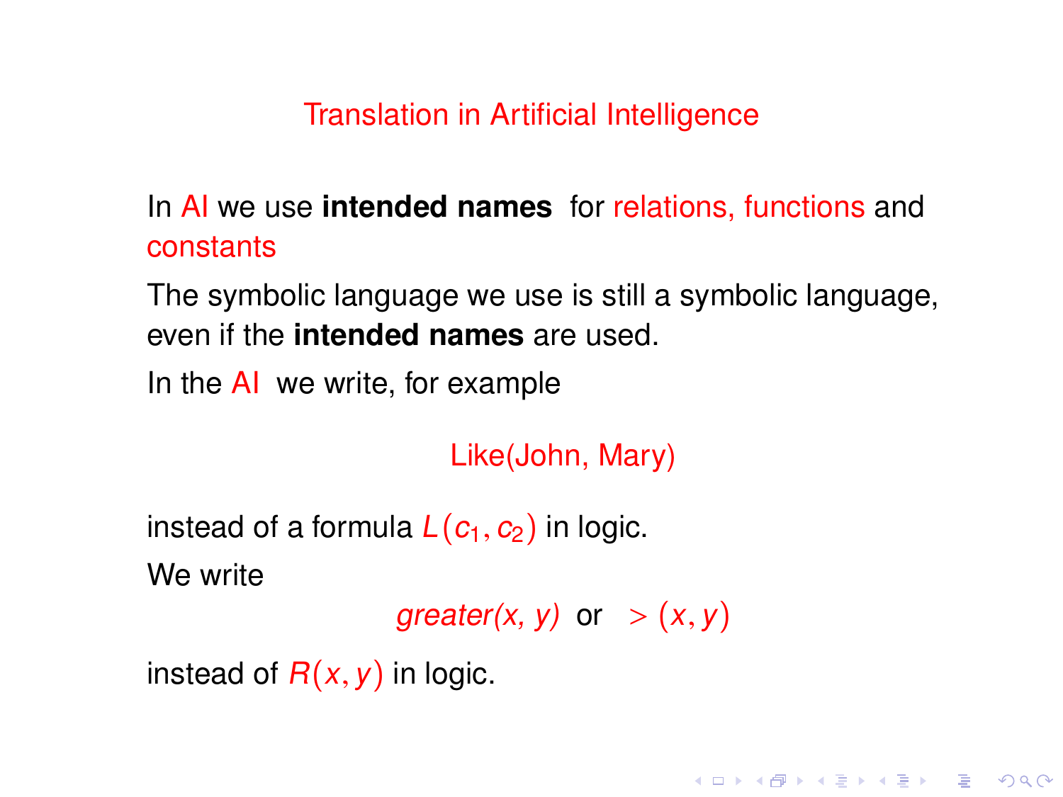# Translation in Artificial Intelligence

In AI we use **intended names** for relations, functions and constants

The symbolic language we use is still a symbolic language, even if the **intended names** are used.

In the AI we write, for example

Like(John, Mary)

instead of a formula $L(c_1, c_2)$ in logic.

We write

*greater(x, y)* or $> (x, y)$

instead of $R(x, y)$ in logic.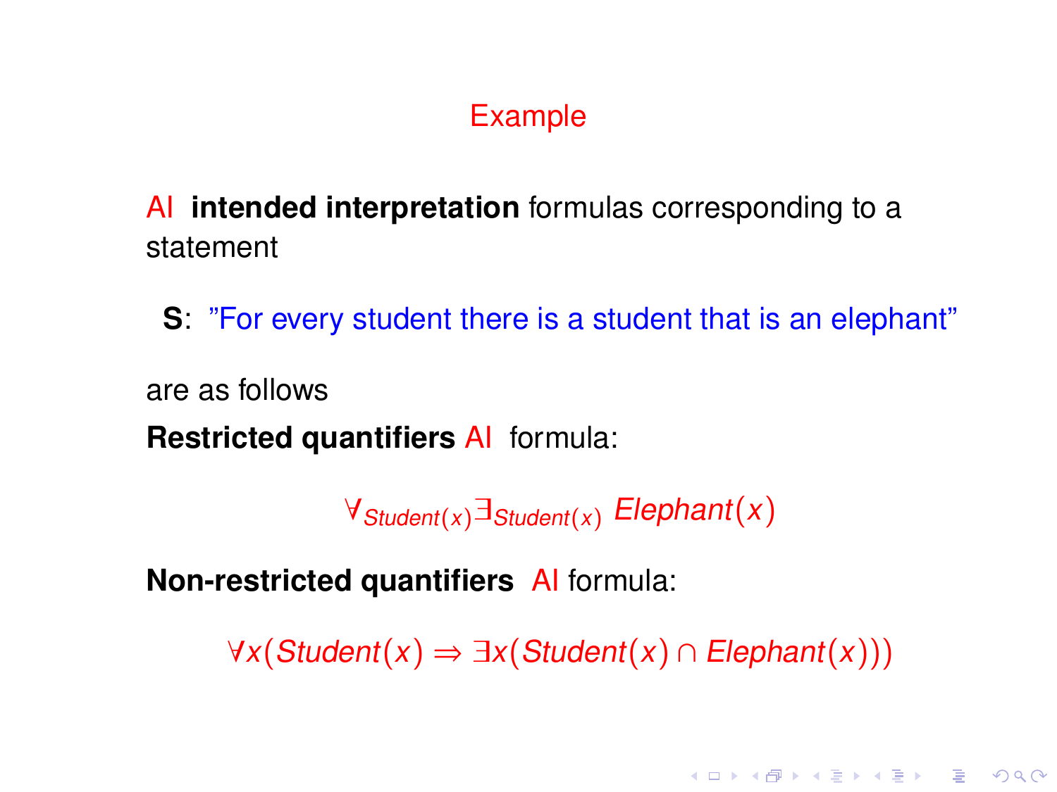## Example

AI **intended interpretation** formulas corresponding to a statement

**S**: "For every student there is a student that is an elephant"

are as follows

**Restricted quantifiers** AI formula:

$$\forall_{Student(x)}\exists_{Student(x)}\ Elephant(x)$$

**Non-restricted quantifiers** AI formula:

$$\forall x(Student(x) \Rightarrow \exists x(Student(x) \cap Elephant(x)))$$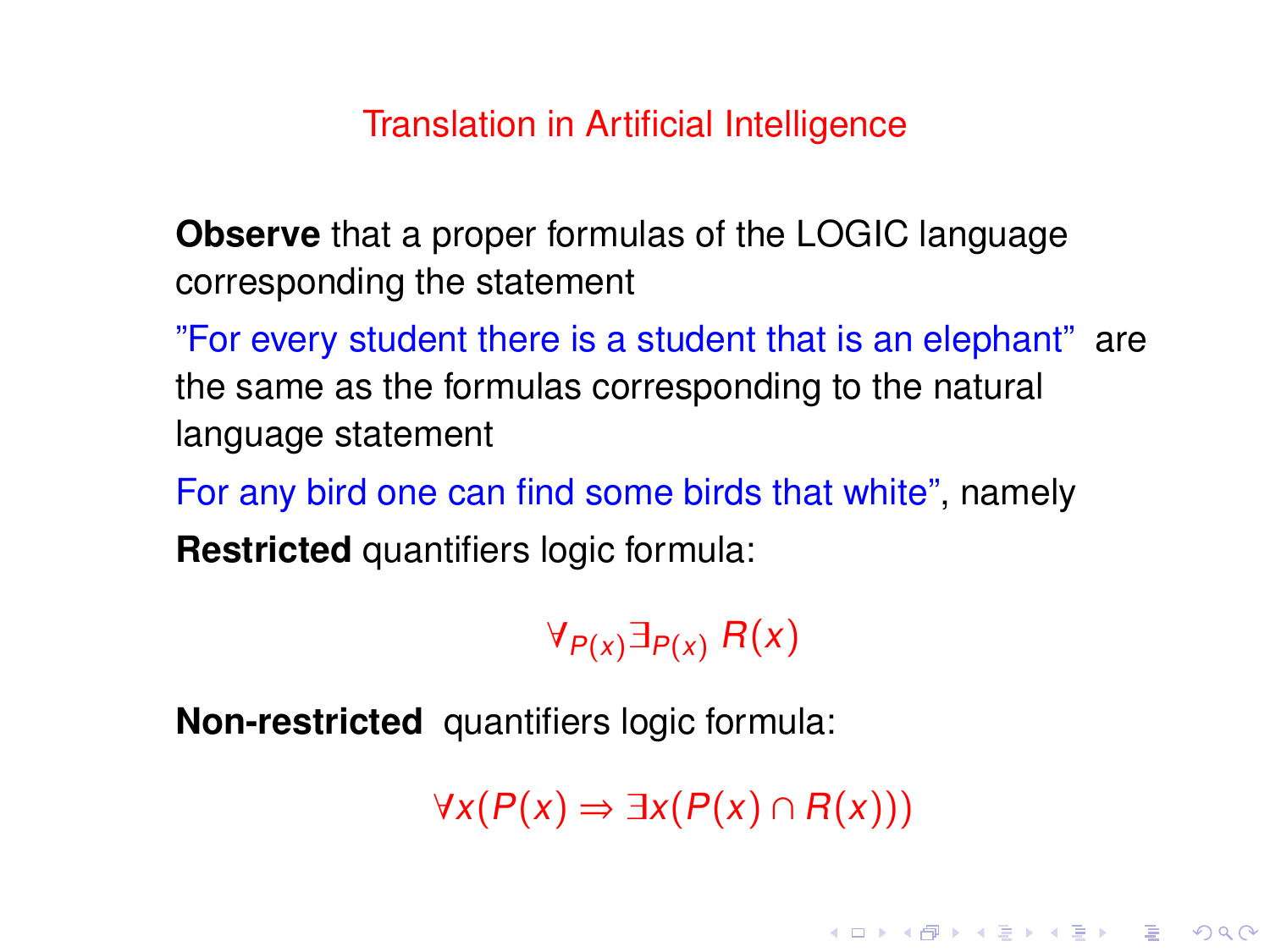## Translation in Artificial Intelligence

**Observe** that a proper formulas of the LOGIC language corresponding the statement

"For every student there is a student that is an elephant" are the same as the formulas corresponding to the natural language statement

For any bird one can find some birds that white", namely

**Restricted** quantifiers logic formula:

$$\forall_{P(x)} \exists_{P(x)} \, R(x)$$

**Non-restricted** quantifiers logic formula:

$$\forall x(P(x) \Rightarrow \exists x(P(x) \cap R(x)))$$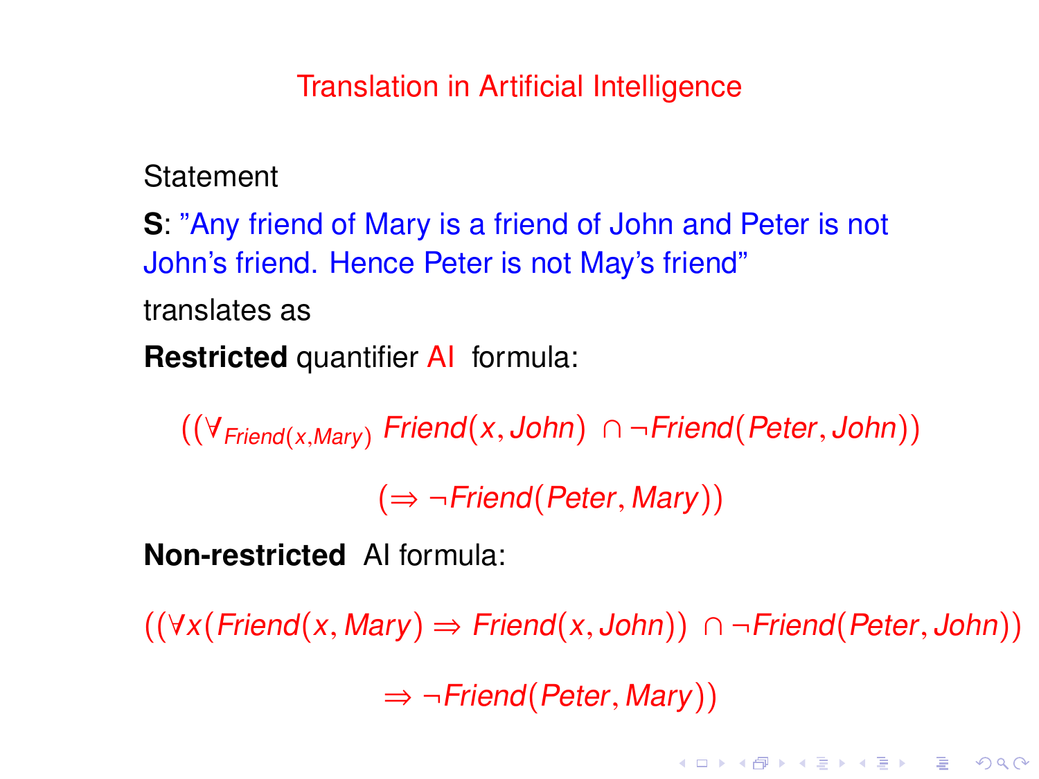# Translation in Artificial Intelligence

Statement

**S**: "Any friend of Mary is a friend of John and Peter is not John's friend. Hence Peter is not May's friend"

translates as

**Restricted** quantifier AI formula:

$$((\forall_{Friend(x,Mary)}\ Friend(x, John)\ \cap \neg Friend(Peter, John))$$

$$(\Rightarrow \neg Friend(Peter, Mary))$$

**Non-restricted** AI formula:

$$((\forall x(Friend(x, Mary) \Rightarrow Friend(x, John))\ \cap \neg Friend(Peter, John))$$

$$\Rightarrow \neg Friend(Peter, Mary))$$